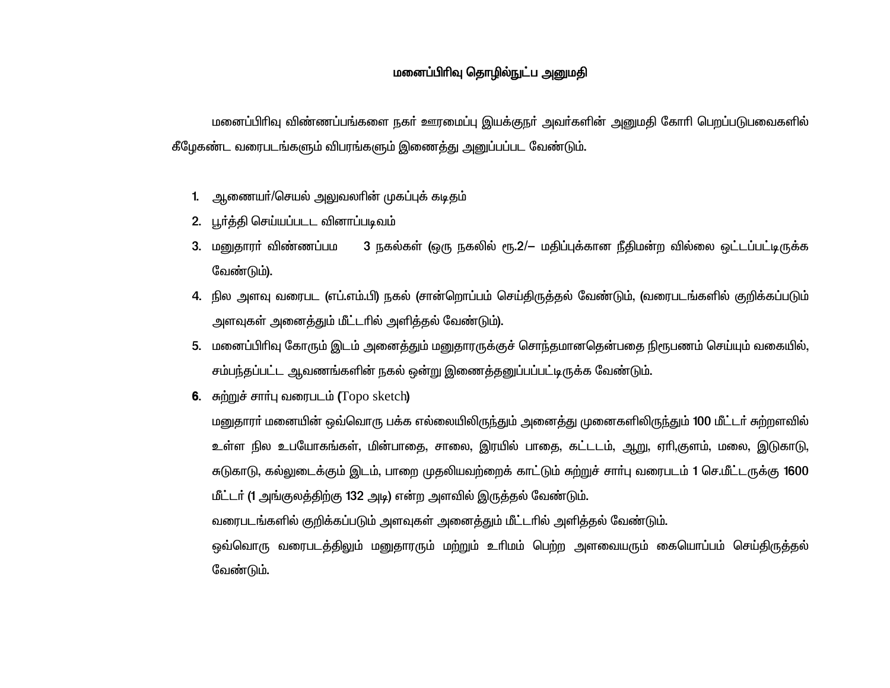# மனைப்பிரிவு தொழில்நுட்ப அனுமதி

மனைப்பிரிவு விண்ணப்பங்களை நகர் ஊரமைப்பு இயக்குநர் அவர்களின் அனுமதி கோரி பெறப்படுபவைகளில் கீழேகண்ட வரைபடங்களும் விபரங்களும் இணைத்து அனுப்பப்பட வேண்டும்.

1. ஆணையர்/செயல் அலுவலரின் முகப்புக் கடிதம்
2. பூர்த்தி செய்யப்படட வினாப்படிவம்
3. மனுதாரர் விண்ணப்பம 3 நகல்கள் (ஒரு நகலில் ரூ.2/– மதிப்புக்கான நீதிமன்ற வில்லை ஒட்டப்பட்டிருக்க வேண்டும்).
4. நில அளவு வரைபட (எப்.எம்.பி) நகல் (சான்றொப்பம் செய்திருத்தல் வேண்டும், (வரைபடங்களில் குறிக்கப்படும் அளவுகள் அனைத்தும் மீட்டரில் அளித்தல் வேண்டும்).
5. மனைப்பிரிவு கோரும் இடம் அனைத்தும் மனுதாரருக்குச் சொந்தமானதென்பதை நிரூபணம் செய்யும் வகையில், சம்பந்தப்பட்ட ஆவணங்களின் நகல் ஒன்று இணைத்தனுப்பப்பட்டிருக்க வேண்டும்.
6. சுற்றுச் சார்பு வரைபடம் (Topo sketch)

   மனுதாரர் மனையின் ஒவ்வொரு பக்க எல்லையிலிருந்தும் அனைத்து முனைகளிலிருந்தும் 100 மீட்டர் சுற்றளவில் உள்ள நில உபயோகங்கள், மின்பாதை, சாலை, இரயில் பாதை, கட்டடம், ஆறு, ஏரி,குளம், மலை, இடுகாடு, சுடுகாடு, கல்லுடைக்கும் இடம், பாறை முதலியவற்றைக் காட்டும் சுற்றுச் சார்பு வரைபடம் 1 செ.மீட்டருக்கு 1600 மீட்டர் (1 அங்குலத்திற்கு 132 அடி) என்ற அளவில் இருத்தல் வேண்டும்.

   வரைபடங்களில் குறிக்கப்படும் அளவுகள் அனைத்தும் மீட்டரில் அளித்தல் வேண்டும்.

   ஒவ்வொரு வரைபடத்திலும் மனுதாரரும் மற்றும் உரிமம் பெற்ற அளவையரும் கையொப்பம் செய்திருத்தல் வேண்டும்.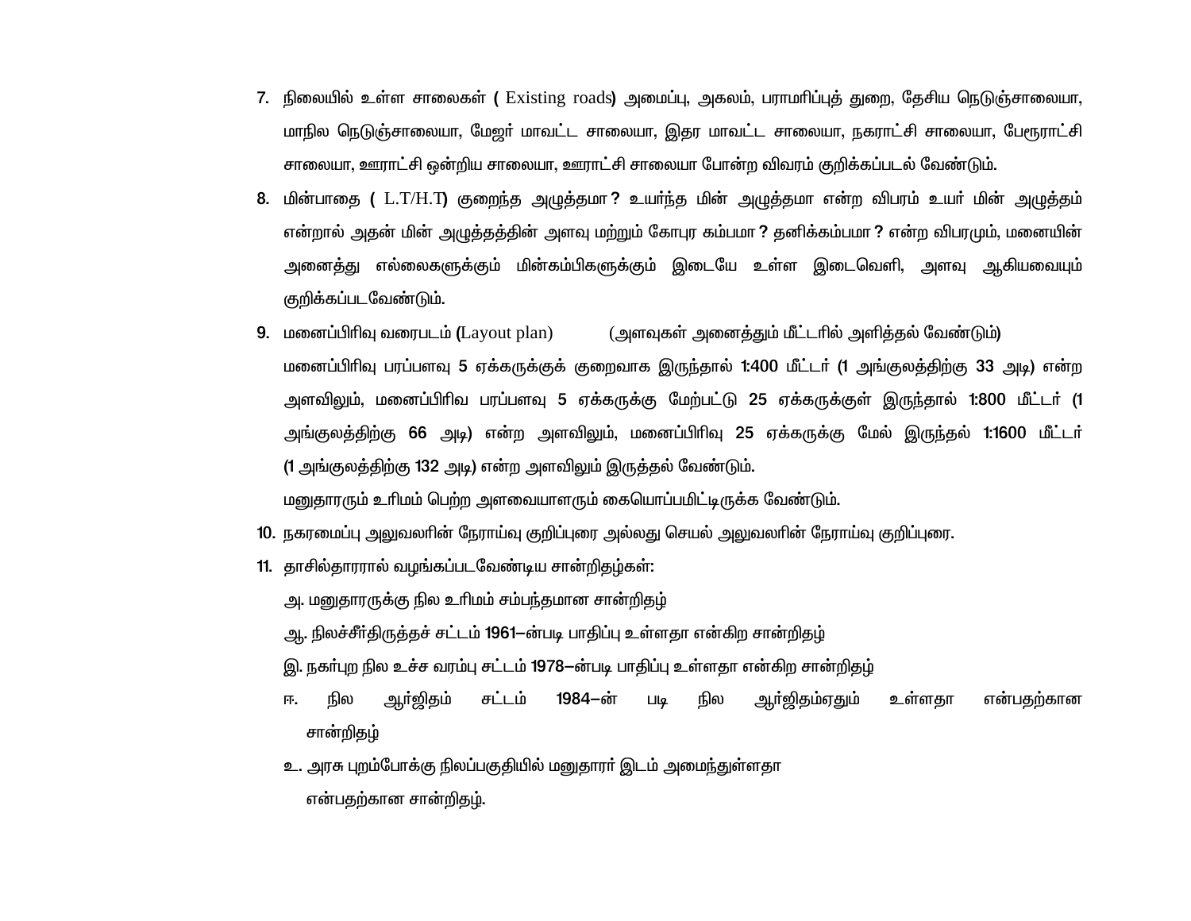7. நிலையில் உள்ள சாலைகள் ( Existing roads) அமைப்பு, அகலம், பராமரிப்புத் துறை, தேசிய நெடுஞ்சாலையா, மாநில நெடுஞ்சாலையா, மேஜர் மாவட்ட சாலையா, இதர மாவட்ட சாலையா, நகராட்சி சாலையா, பேரூராட்சி சாலையா, ஊராட்சி ஒன்றிய சாலையா, ஊராட்சி சாலையா போன்ற விவரம் குறிக்கப்படல் வேண்டும்.

8. மின்பாதை ( L.T/H.T) குறைந்த அழுத்தமா ? உயர்ந்த மின் அழுத்தமா என்ற விபரம் உயர் மின் அழுத்தம் என்றால் அதன் மின் அழுத்தத்தின் அளவு மற்றும் கோபுர கம்பமா ? தனிக்கம்பமா ? என்ற விபரமும், மனையின் அனைத்து எல்லைகளுக்கும் மின்கம்பிகளுக்கும் இடையே உள்ள இடைவெளி, அளவு ஆகியவையும் குறிக்கப்படவேண்டும்.

9. மனைப்பிரிவு வரைபடம் (Layout plan) (அளவுகள் அனைத்தும் மீட்டரில் அளித்தல் வேண்டும்)

   மனைப்பிரிவு பரப்பளவு 5 ஏக்கருக்குக் குறைவாக இருந்தால் 1:400 மீட்டர் (1 அங்குலத்திற்கு 33 அடி) என்ற அளவிலும், மனைப்பிரிவ பரப்பளவு 5 ஏக்கருக்கு மேற்பட்டு 25 ஏக்கருக்குள் இருந்தால் 1:800 மீட்டர் (1 அங்குலத்திற்கு 66 அடி) என்ற அளவிலும், மனைப்பிரிவு 25 ஏக்கருக்கு மேல் இருந்தல் 1:1600 மீட்டர் (1 அங்குலத்திற்கு 132 அடி) என்ற அளவிலும் இருத்தல் வேண்டும்.

   மனுதாரரும் உரிமம் பெற்ற அளவையாளரும் கையொப்பமிட்டிருக்க வேண்டும்.

10. நகரமைப்பு அலுவலரின் நேராய்வு குறிப்புரை அல்லது செயல் அலுவலரின் நேராய்வு குறிப்புரை.

11. தாசில்தாரரால் வழங்கப்படவேண்டிய சான்றிதழ்கள்:

    அ. மனுதாரருக்கு நில உரிமம் சம்பந்தமான சான்றிதழ்

    ஆ. நிலச்சீர்திருத்தச் சட்டம் 1961—ன்படி பாதிப்பு உள்ளதா என்கிற சான்றிதழ்

    இ. நகர்புற நில உச்ச வரம்பு சட்டம் 1978—ன்படி பாதிப்பு உள்ளதா என்கிற சான்றிதழ்

    ஈ. நில ஆர்ஜிதம் சட்டம் 1984—ன் படி நில ஆர்ஜிதம்ஏதும் உள்ளதா என்பதற்கான சான்றிதழ்

    உ. அரசு புறம்போக்கு நிலப்பகுதியில் மனுதாரர் இடம் அமைந்துள்ளதா என்பதற்கான சான்றிதழ்.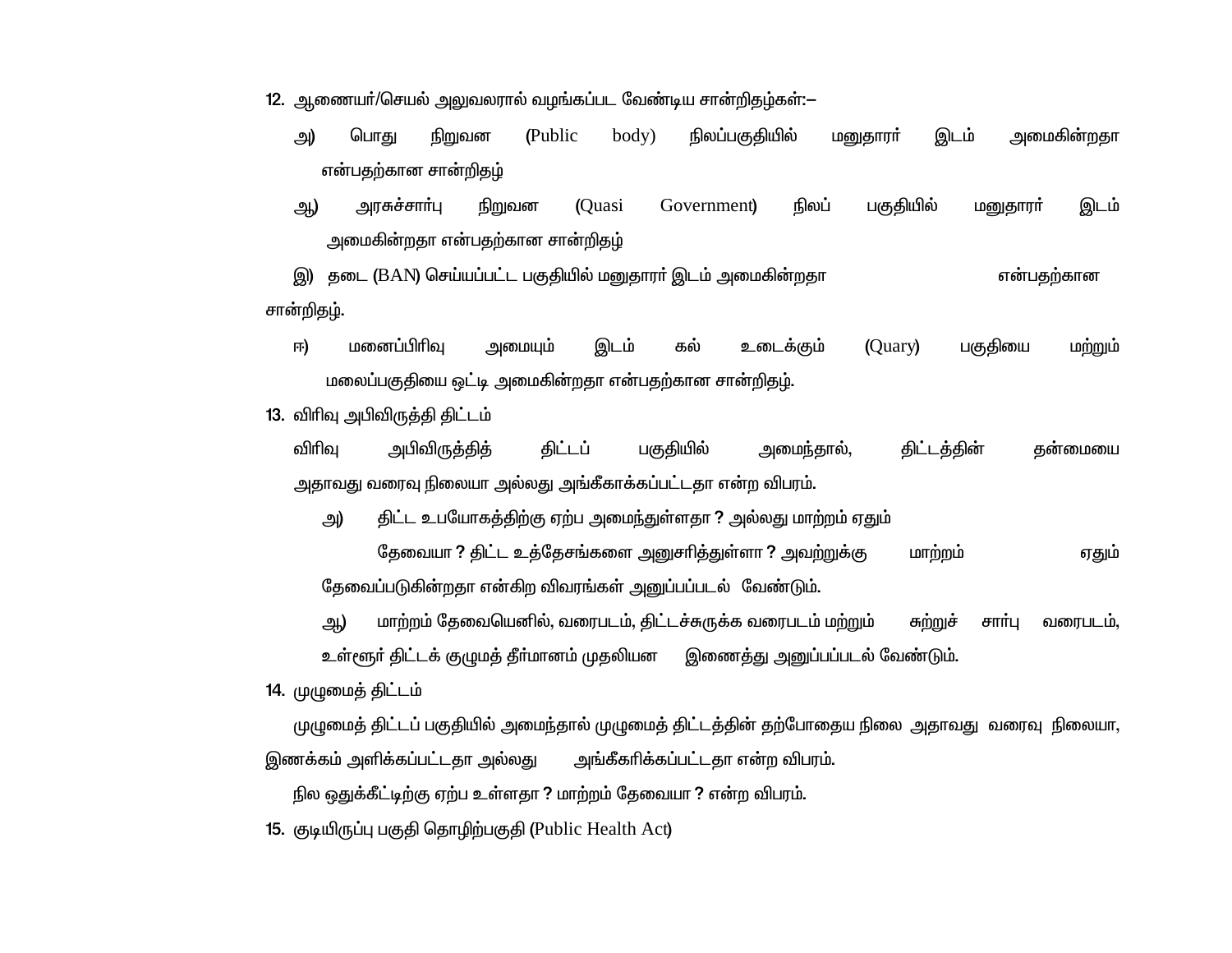12. ஆணையர்/செயல் அலுவலரால் வழங்கப்பட வேண்டிய சான்றிதழ்கள்:–

அ) பொது நிறுவன (Public body) நிலப்பகுதியில் மனுதாரர் இடம் அமைகின்றதா என்பதற்கான சான்றிதழ்

ஆ) அரசுச்சார்பு நிறுவன (Quasi Government) நிலப் பகுதியில் மனுதாரர் இடம் அமைகின்றதா என்பதற்கான சான்றிதழ்

இ) தடை (BAN) செய்யப்பட்ட பகுதியில் மனுதாரர் இடம் அமைகின்றதா என்பதற்கான சான்றிதழ்.

ஈ) மனைப்பிரிவு அமையும் இடம் கல் உடைக்கும் (Quary) பகுதியை மற்றும் மலைப்பகுதியை ஒட்டி அமைகின்றதா என்பதற்கான சான்றிதழ்.

13. விரிவு அபிவிருத்தி திட்டம்

விரிவு அபிவிருத்தித் திட்டப் பகுதியில் அமைந்தால், திட்டத்தின் தன்மையை அதாவது வரைவு நிலையா அல்லது அங்கீகாக்கப்பட்டதா என்ற விபரம்.

அ) திட்ட உபயோகத்திற்கு ஏற்ப அமைந்துள்ளதா ? அல்லது மாற்றம் ஏதும் தேவையா ? திட்ட உத்தேசங்களை அனுசரித்துள்ளா ? அவற்றுக்கு மாற்றம் ஏதும் தேவைப்படுகின்றதா என்கிற விவரங்கள் அனுப்பப்படல் வேண்டும்.

ஆ) மாற்றம் தேவையெனில், வரைபடம், திட்டச்சுருக்க வரைபடம் மற்றும் சுற்றுச் சார்பு வரைபடம், உள்ளூர் திட்டக் குழுமத் தீர்மானம் முதலியன இணைத்து அனுப்பப்படல் வேண்டும்.

14. முழுமைத் திட்டம்

முழுமைத் திட்டப் பகுதியில் அமைந்தால் முழுமைத் திட்டத்தின் தற்போதைய நிலை அதாவது வரைவு நிலையா, இணக்கம் அளிக்கப்பட்டதா அல்லது அங்கீகரிக்கப்பட்டதா என்ற விபரம்.

நில ஒதுக்கீட்டிற்கு ஏற்ப உள்ளதா ? மாற்றம் தேவையா ? என்ற விபரம்.

15. குடியிருப்பு பகுதி தொழிற்பகுதி (Public Health Act)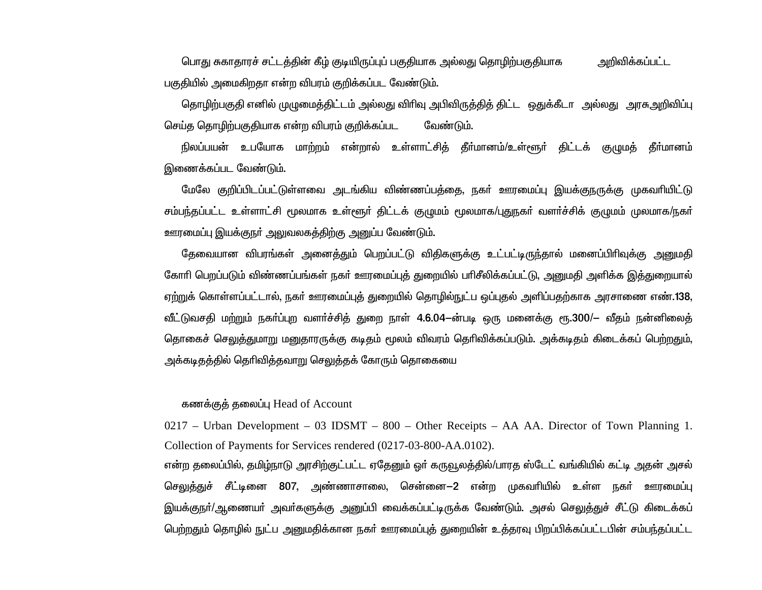பொது சுகாதாரச் சட்டத்தின் கீழ் குடியிருப்புப் பகுதியாக அல்லது தொழிற்பகுதியாக அறிவிக்கப்பட்ட பகுதியில் அமைகிறதா என்ற விபரம் குறிக்கப்பட வேண்டும்.

தொழிற்பகுதி எனில் முழுமைத்திட்டம் அல்லது விரிவு அபிவிருத்தித் திட்ட ஒதுக்கீடா அல்லது அரசுஅறிவிப்பு செய்த தொழிற்பகுதியாக என்ற விபரம் குறிக்கப்பட வேண்டும்.

நிலப்பயன் உபயோக மாற்றம் என்றால் உள்ளாட்சித் தீர்மானம்/உள்ளூர் திட்டக் குழுமத் தீர்மானம் இணைக்கப்பட வேண்டும்.

மேலே குறிப்பிடப்பட்டுள்ளவை அடங்கிய விண்ணப்பத்தை, நகர் ஊரமைப்பு இயக்குநருக்கு முகவரியிட்டு சம்பந்தப்பட்ட உள்ளாட்சி மூலமாக உள்ளூர் திட்டக் குழுமம் மூலமாக/புதுநகர் வளர்ச்சிக் குழுமம் முலமாக/நகர் ஊரமைப்பு இயக்குநர் அலுவலகத்திற்கு அனுப்ப வேண்டும்.

தேவையான விபரங்கள் அனைத்தும் பெறப்பட்டு விதிகளுக்கு உட்பட்டிருந்தால் மனைப்பிரிவுக்கு அனுமதி கோரி பெறப்படும் விண்ணப்பங்கள் நகர் ஊரமைப்புத் துறையில் பரிசீலிக்கப்பட்டு, அனுமதி அளிக்க இத்துறையால் ஏற்றுக் கொள்ளப்பட்டால், நகர் ஊரமைப்புத் துறையில் தொழில்நுட்ப ஒப்புதல் அளிப்பதற்காக அரசாணை எண்.138, வீட்டுவசதி மற்றும் நகர்ப்புற வளர்ச்சித் துறை நாள் 4.6.04–ன்படி ஒரு மனைக்கு ரூ.300/– வீதம் நன்னிலைத் தொகைச் செலுத்துமாறு மனுதாரருக்கு கடிதம் மூலம் விவரம் தெரிவிக்கப்படும். அக்கடிதம் கிடைக்கப் பெற்றதும், அக்கடிதத்தில் தெரிவித்தவாறு செலுத்தக் கோரும் தொகையை

கணக்குத் தலைப்பு Head of Account

0217 – Urban Development – 03 IDSMT – 800 – Other Receipts – AA AA. Director of Town Planning 1. Collection of Payments for Services rendered (0217-03-800-AA.0102).

என்ற தலைப்பில், தமிழ்நாடு அரசிற்குட்பட்ட ஏதேனும் ஓர் கருவூலத்தில்/பாரத ஸ்டேட் வங்கியில் கட்டி அதன் அசல் செலுத்துச் சீட்டினை 807, அண்ணாசாலை, சென்னை–2 என்ற முகவரியில் உள்ள நகர் ஊரமைப்பு இயக்குநர்/ஆணையர் அவர்களுக்கு அனுப்பி வைக்கப்பட்டிருக்க வேண்டும். அசல் செலுத்துச் சீட்டு கிடைக்கப் பெற்றதும் தொழில் நுட்ப அனுமதிக்கான நகர் ஊரமைப்புத் துறையின் உத்தரவு பிறப்பிக்கப்பட்டபின் சம்பந்தப்பட்ட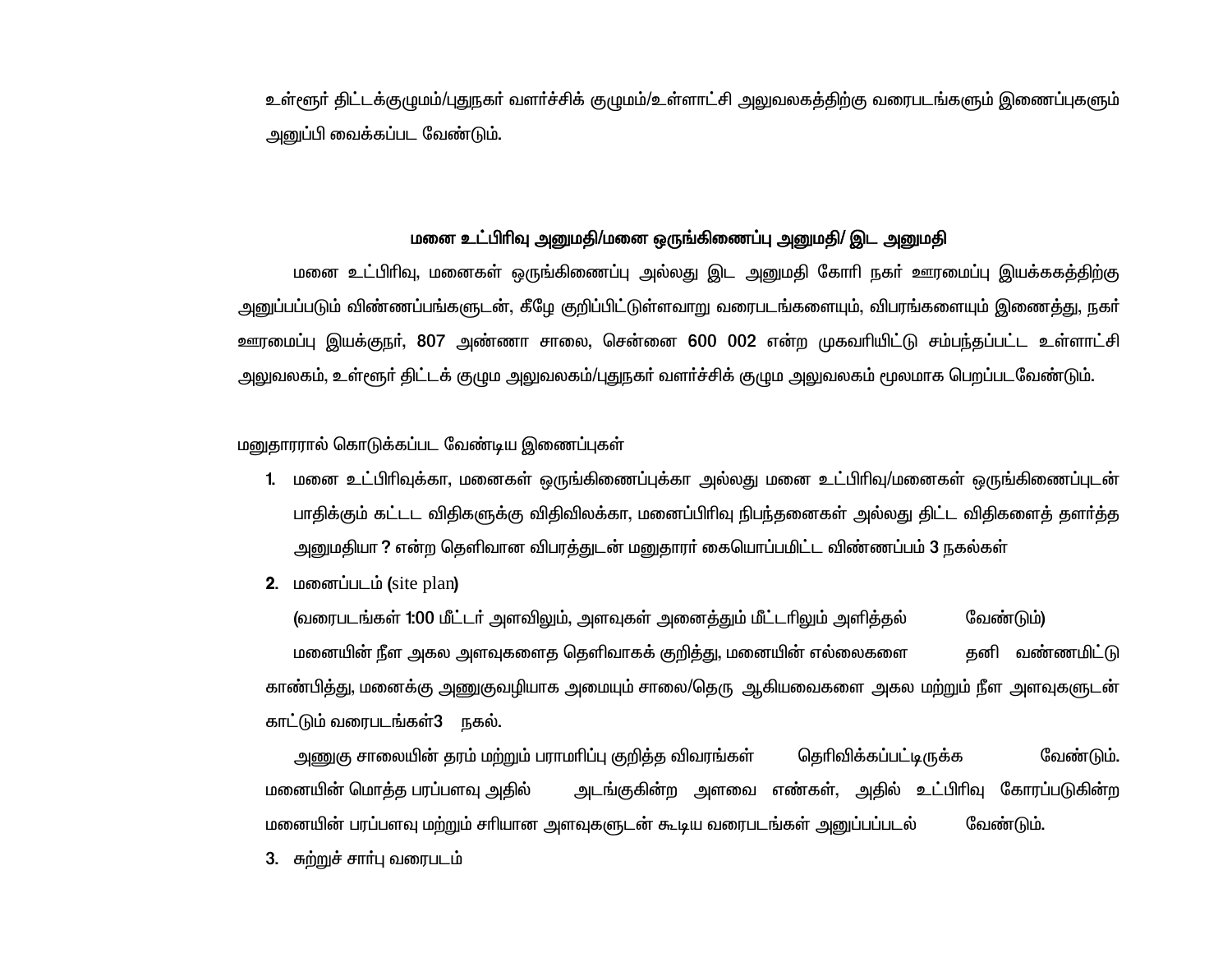உள்ளூர் திட்டக்குழுமம்/புதுநகர் வளர்ச்சிக் குழுமம்/உள்ளாட்சி அலுவலகத்திற்கு வரைபடங்களும் இணைப்புகளும் அனுப்பி வைக்கப்பட வேண்டும்.

### மனை உட்பிரிவு அனுமதி/மனை ஒருங்கிணைப்பு அனுமதி/ இட அனுமதி

மனை உட்பிரிவு, மனைகள் ஒருங்கிணைப்பு அல்லது இட அனுமதி கோரி நகர் ஊரமைப்பு இயக்ககத்திற்கு அனுப்பப்படும் விண்ணப்பங்களுடன், கீழே குறிப்பிட்டுள்ளவாறு வரைபடங்களையும், விபரங்களையும் இணைத்து, நகர் ஊரமைப்பு இயக்குநர், 807 அண்ணா சாலை, சென்னை 600 002 என்ற முகவரியிட்டு சம்பந்தப்பட்ட உள்ளாட்சி அலுவலகம், உள்ளூர் திட்டக் குழும அலுவலகம்/புதுநகர் வளர்ச்சிக் குழும அலுவலகம் மூலமாக பெறப்படவேண்டும்.

மனுதாரரால் கொடுக்கப்பட வேண்டிய இணைப்புகள்

1. மனை உட்பிரிவுக்கா, மனைகள் ஒருங்கிணைப்புக்கா அல்லது மனை உட்பிரிவு/மனைகள் ஒருங்கிணைப்புடன் பாதிக்கும் கட்டட விதிகளுக்கு விதிவிலக்கா, மனைப்பிரிவு நிபந்தனைகள் அல்லது திட்ட விதிகளைத் தளர்த்த அனுமதியா ? என்ற தெளிவான விபரத்துடன் மனுதாரர் கையொப்பமிட்ட விண்ணப்பம் 3 நகல்கள்
2. மனைப்படம் (site plan)

   (வரைபடங்கள் 1:00 மீட்டர் அளவிலும், அளவுகள் அனைத்தும் மீட்டரிலும் அளித்தல் வேண்டும்)

   மனையின் நீள அகல அளவுகளைத தெளிவாகக் குறித்து, மனையின் எல்லைகளை தனி வண்ணமிட்டு காண்பித்து, மனைக்கு அணுகுவழியாக அமையும் சாலை/தெரு ஆகியவைகளை அகல மற்றும் நீள அளவுகளுடன் காட்டும் வரைபடங்கள்3 நகல்.

   அணுகு சாலையின் தரம் மற்றும் பராமரிப்பு குறித்த விவரங்கள் தெரிவிக்கப்பட்டிருக்க வேண்டும். மனையின் மொத்த பரப்பளவு அதில் அடங்குகின்ற அளவை எண்கள், அதில் உட்பிரிவு கோரப்படுகின்ற மனையின் பரப்பளவு மற்றும் சரியான அளவுகளுடன் கூடிய வரைபடங்கள் அனுப்பப்படல் வேண்டும்.
3. சுற்றுச் சார்பு வரைபடம்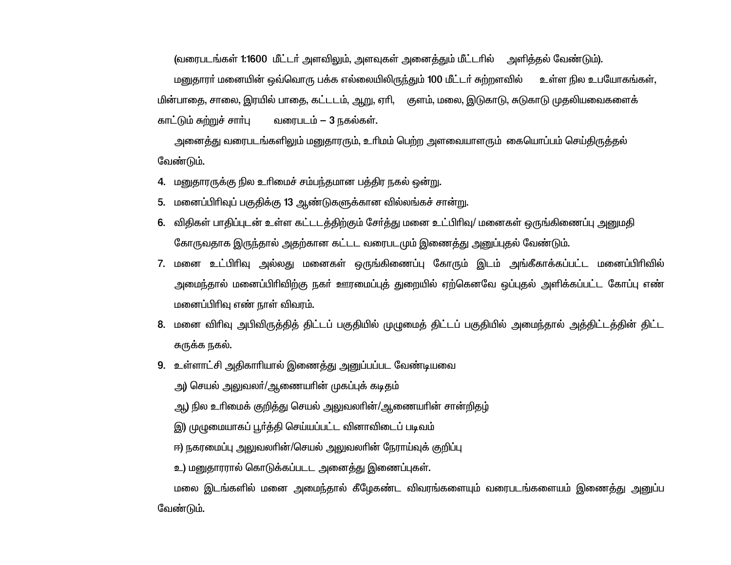(வரைபடங்கள் 1:1600 மீட்டர் அளவிலும், அளவுகள் அனைத்தும் மீட்டரில் அளித்தல் வேண்டும்).

மனுதாரர் மனையின் ஒவ்வொரு பக்க எல்லையிலிருந்தும் 100 மீட்டர் சுற்றளவில் உள்ள நில உபயோகங்கள், மின்பாதை, சாலை, இரயில் பாதை, கட்டடம், ஆறு, ஏரி, குளம், மலை, இடுகாடு, சுடுகாடு முதலியவைகளைக் காட்டும் சுற்றுச் சார்பு வரைபடம் – 3 நகல்கள்.

அனைத்து வரைபடங்களிலும் மனுதாரரும், உரிமம் பெற்ற அளவையாளரும் கையொப்பம் செய்திருத்தல் வேண்டும்.

4. மனுதாரருக்கு நில உரிமைச் சம்பந்தமான பத்திர நகல் ஒன்று.
5. மனைப்பிரிவுப் பகுதிக்கு 13 ஆண்டுகளுக்கான வில்லங்கச் சான்று.
6. விதிகள் பாதிப்புடன் உள்ள கட்டடத்திற்கும் சேர்த்து மனை உட்பிரிவு/ மனைகள் ஒருங்கிணைப்பு அனுமதி கோருவதாக இருந்தால் அதற்கான கட்டட வரைபடமும் இணைத்து அனுப்புதல் வேண்டும்.
7. மனை உட்பிரிவு அல்லது மனைகள் ஒருங்கிணைப்பு கோரும் இடம் அங்கீகாக்கப்பட்ட மனைப்பிரிவில் அமைந்தால் மனைப்பிரிவிற்கு நகர் ஊரமைப்புத் துறையில் ஏற்கெனவே ஒப்புதல் அளிக்கப்பட்ட கோப்பு எண் மனைப்பிரிவு எண் நாள் விவரம்.
8. மனை விரிவு அபிவிருத்தித் திட்டப் பகுதியில் முழுமைத் திட்டப் பகுதியில் அமைந்தால் அத்திட்டத்தின் திட்ட சுருக்க நகல்.
9. உள்ளாட்சி அதிகாரியால் இணைத்து அனுப்பப்பட வேண்டியவை

   அ) செயல் அலுவலர்/ஆணையரின் முகப்புக் கடிதம்

   ஆ) நில உரிமைக் குறித்து செயல் அலுவலரின்/ஆணையரின் சான்றிதழ்

   இ) முழுமையாகப் பூர்த்தி செய்யப்பட்ட வினாவிடைப் படிவம்

   ஈ) நகரமைப்பு அலுவலரின்/செயல் அலுவலரின் நேராய்வுக் குறிப்பு

   உ) மனுதாரரால் கொடுக்கப்படட அனைத்து இணைப்புகள்.

மலை இடங்களில் மனை அமைந்தால் கீழேகண்ட விவரங்களையும் வரைபடங்களையம் இணைத்து அனுப்ப வேண்டும்.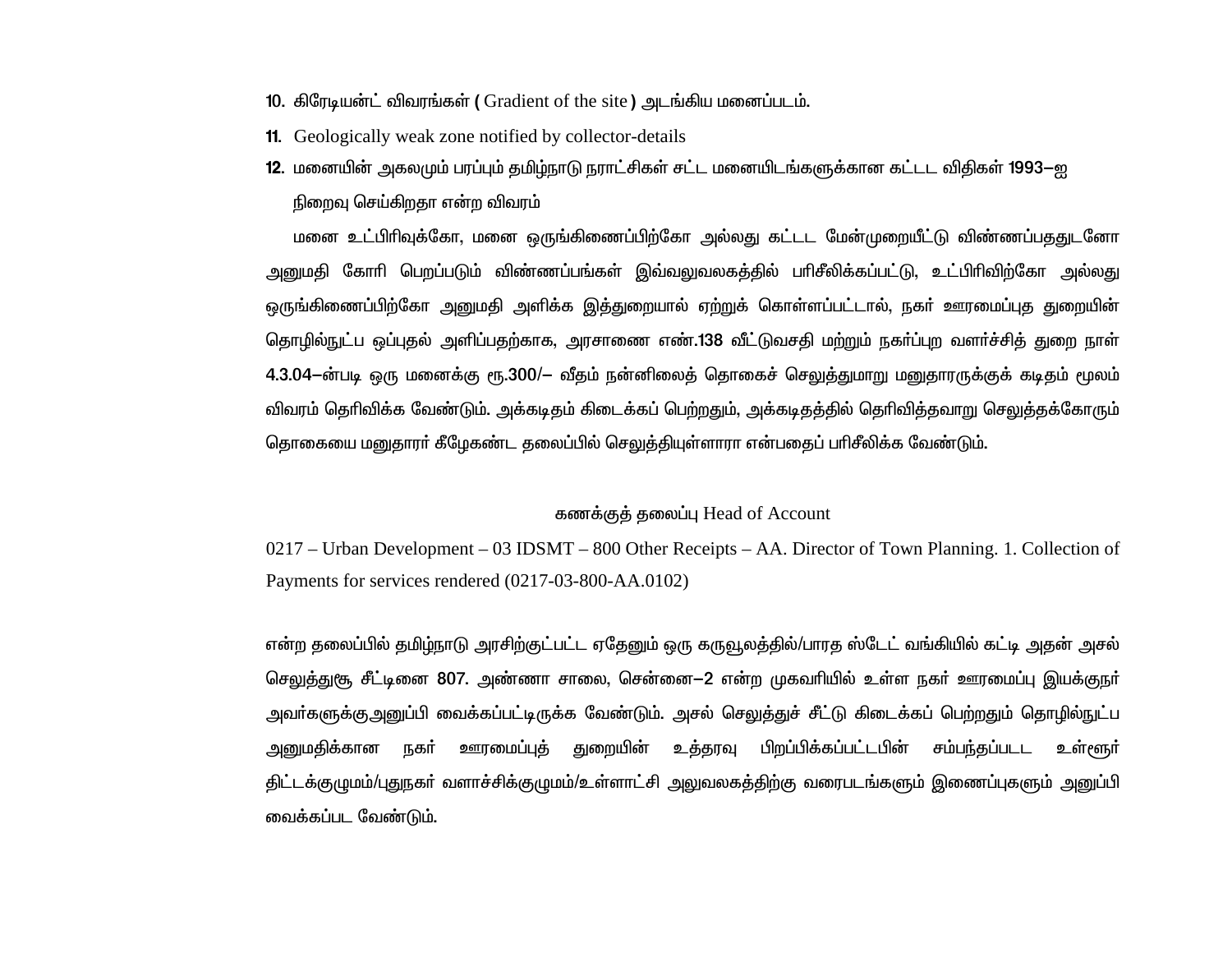10. கிரேடியன்ட் விவரங்கள் ( Gradient of the site ) அடங்கிய மனைப்படம்.

11. Geologically weak zone notified by collector-details

12. மனையின் அகலமும் பரப்பும் தமிழ்நாடு நராட்சிகள் சட்ட மனையிடங்களுக்கான கட்டட விதிகள் 1993–ஐ நிறைவு செய்கிறதா என்ற விவரம்

மனை உட்பிரிவுக்கோ, மனை ஒருங்கிணைப்பிற்கோ அல்லது கட்டட மேன்முறையீட்டு விண்ணப்பததுடனோ அனுமதி கோரி பெறப்படும் விண்ணப்பங்கள் இவ்வலுவலகத்தில் பரிசீலிக்கப்பட்டு, உட்பிரிவிற்கோ அல்லது ஒருங்கிணைப்பிற்கோ அனுமதி அளிக்க இத்துறையால் ஏற்றுக் கொள்ளப்பட்டால், நகர் ஊரமைப்புத துறையின் தொழில்நுட்ப ஒப்புதல் அளிப்பதற்காக, அரசாணை எண்.138 வீட்டுவசதி மற்றும் நகர்ப்புற வளர்ச்சித் துறை நாள் 4.3.04–ன்படி ஒரு மனைக்கு ரூ.300/– வீதம் நன்னிலைத் தொகைச் செலுத்துமாறு மனுதாரருக்குக் கடிதம் மூலம் விவரம் தெரிவிக்க வேண்டும். அக்கடிதம் கிடைக்கப் பெற்றதும், அக்கடிதத்தில் தெரிவித்தவாறு செலுத்தக்கோரும் தொகையை மனுதாரர் கீழேகண்ட தலைப்பில் செலுத்தியுள்ளாரா என்பதைப் பரிசீலிக்க வேண்டும்.

கணக்குத் தலைப்பு Head of Account

0217 – Urban Development – 03 IDSMT – 800 Other Receipts – AA. Director of Town Planning. 1. Collection of Payments for services rendered (0217-03-800-AA.0102)

என்ற தலைப்பில் தமிழ்நாடு அரசிற்குட்பட்ட ஏதேனும் ஒரு கருவூலத்தில்/பாரத ஸ்டேட் வங்கியில் கட்டி அதன் அசல் செலுத்துசூ சீட்டினை 807. அண்ணா சாலை, சென்னை–2 என்ற முகவரியில் உள்ள நகர் ஊரமைப்பு இயக்குநர் அவர்களுக்குஅனுப்பி வைக்கப்பட்டிருக்க வேண்டும். அசல் செலுத்துச் சீட்டு கிடைக்கப் பெற்றதும் தொழில்நுட்ப அனுமதிக்கான நகர் ஊரமைப்புத் துறையின் உத்தரவு பிறப்பிக்கப்பட்டபின் சம்பந்தப்படட உள்ளூர் திட்டக்குழுமம்/புதுநகர் வளாச்சிக்குழுமம்/உள்ளாட்சி அலுவலகத்திற்கு வரைபடங்களும் இணைப்புகளும் அனுப்பி வைக்கப்பட வேண்டும்.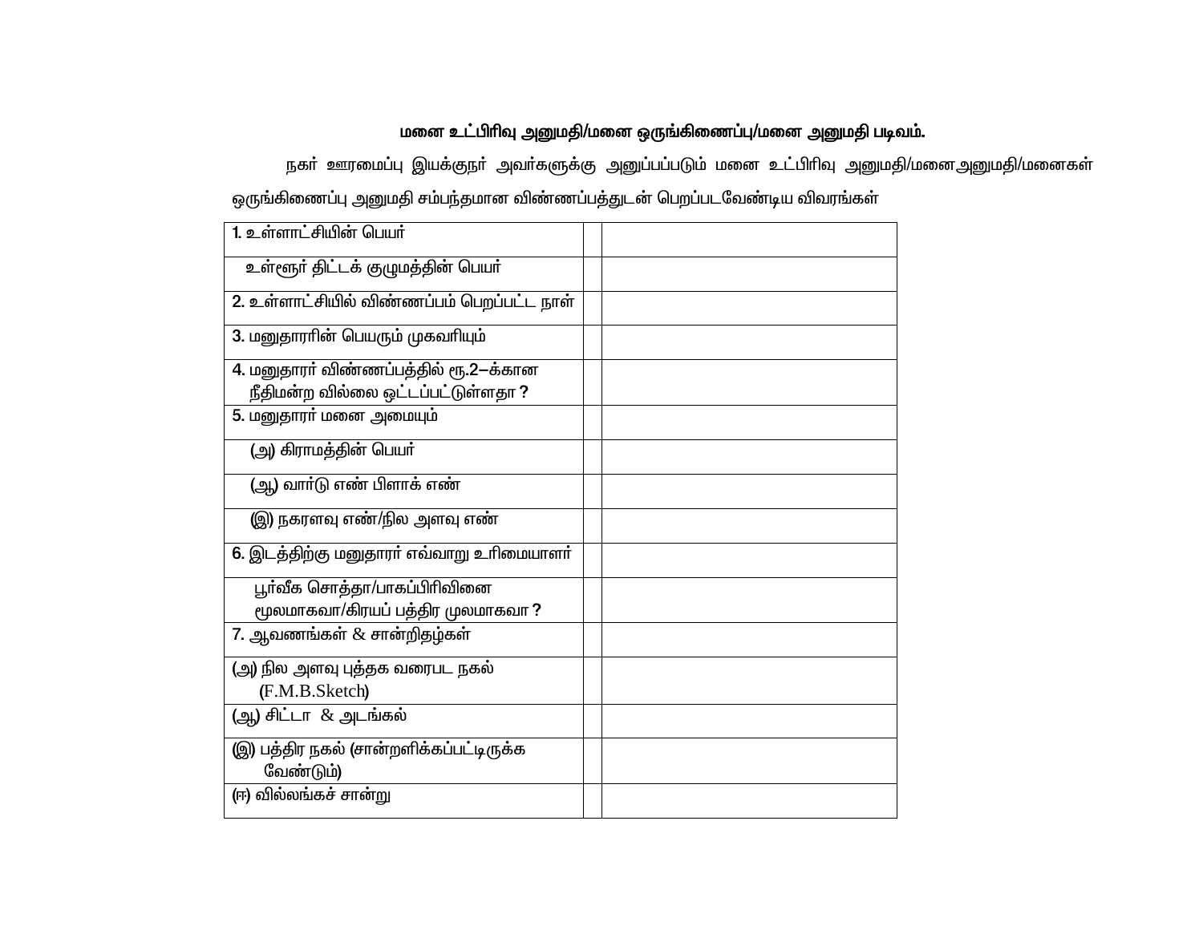**மனை உட்பிரிவு அனுமதி/மனை ஒருங்கிணைப்பு/மனை அனுமதி படிவம்.**

நகர் ஊரமைப்பு இயக்குநர் அவர்களுக்கு அனுப்பப்படும் மனை உட்பிரிவு அனுமதி/மனைஅனுமதி/மனைகள் ஒருங்கிணைப்பு அனுமதி சம்பந்தமான விண்ணப்பத்துடன் பெறப்படவேண்டிய விவரங்கள்

| | | |
|---|---|---|
| 1. உள்ளாட்சியின் பெயர் | | |
| உள்ளூர் திட்டக் குழுமத்தின் பெயர் | | |
| 2. உள்ளாட்சியில் விண்ணப்பம் பெறப்பட்ட நாள் | | |
| 3. மனுதாரரின் பெயரும் முகவரியும் | | |
| 4. மனுதாரர் விண்ணபத்தில் ரூ.2—க்கான நீதிமன்ற வில்லை ஒட்டப்பட்டுள்ளதா ? | | |
| 5. மனுதாரர் மனை அமையும் | | |
| (அ) கிராமத்தின் பெயர் | | |
| (ஆ) வார்டு எண் பிளாக் எண் | | |
| (இ) நகரளவு எண்/நில அளவு எண் | | |
| 6. இடத்திற்கு மனுதாரர் எவ்வாறு உரிமையாளர் | | |
| பூர்வீக சொத்தா/பாகப்பிரிவினை மூலமாகவா/கிரயப் பத்திர முலமாகவா ? | | |
| 7. ஆவணங்கள் & சான்றிதழ்கள் | | |
| (அ) நில அளவு புத்தக வரைபட நகல் (F.M.B.Sketch) | | |
| (ஆ) சிட்டா & அடங்கல் | | |
| (இ) பத்திர நகல் (சான்றளிக்கப்பட்டிருக்க வேண்டும்) | | |
| (ஈ) வில்லங்கச் சான்று | | |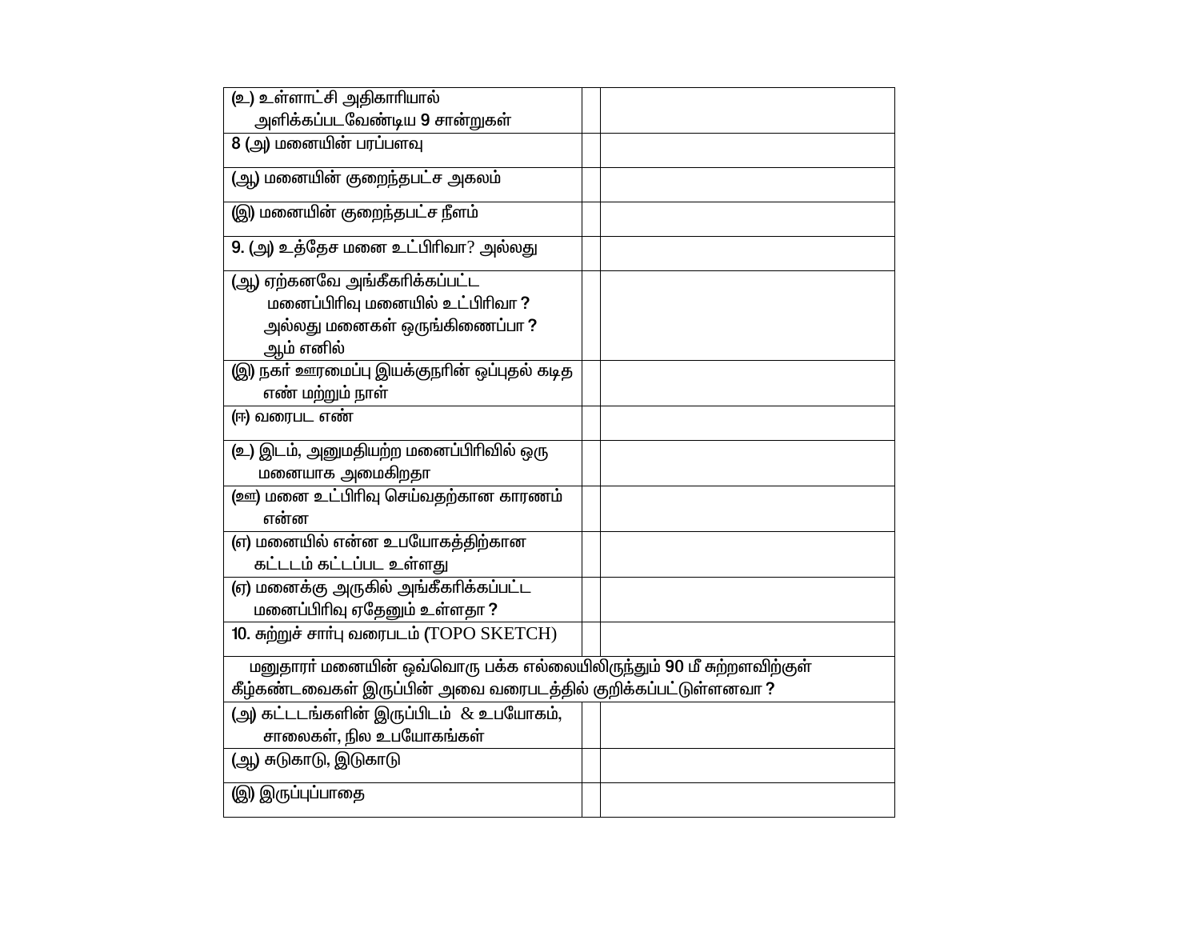| | | |
|---|---|---|
| (உ) உள்ளாட்சி அதிகாரியால் அளிக்கப்படவேண்டிய 9 சான்றுகள் | | |
| 8 (அ) மனையின் பரப்பளவு | | |
| (ஆ) மனையின் குறைந்தபட்ச அகலம் | | |
| (இ) மனையின் குறைந்தபட்ச நீளம் | | |
| 9. (அ) உத்தேச மனை உட்பிரிவா? அல்லது | | |
| (ஆ) ஏற்கனவே அங்கீகரிக்கப்பட்ட மனைப்பிரிவு மனையில் உட்பிரிவா ? அல்லது மனைகள் ஒருங்கிணைப்பா ? ஆம் எனில் | | |
| (இ) நகர் ஊரமைப்பு இயக்குநரின் ஒப்புதல் கடித எண் மற்றும் நாள் | | |
| (ஈ) வரைபட எண் | | |
| (உ) இடம், அனுமதியற்ற மனைப்பிரிவில் ஒரு மனையாக அமைகிறதா | | |
| (ஊ) மனை உட்பிரிவு செய்வதற்கான காரணம் என்ன | | |
| (எ) மனையில் என்ன உபயோகத்திற்கான கட்டடம் கட்டப்பட உள்ளது | | |
| (ஏ) மனைக்கு அருகில் அங்கீகரிக்கப்பட்ட மனைப்பிரிவு ஏதேனும் உள்ளதா ? | | |
| 10. சுற்றுச் சார்பு வரைபடம் (TOPO SKETCH) | | |
| மனுதாரர் மனையின் ஒவ்வொரு பக்க எல்லையிலிருந்தும் 90 மீ சுற்றளவிற்குள் கீழ்கண்டவைகள் இருப்பின் அவை வரைபடத்தில் குறிக்கப்பட்டுள்ளனவா ? | | |
| (அ) கட்டடங்களின் இருப்பிடம் & உபயோகம், சாலைகள், நில உபயோகங்கள் | | |
| (ஆ) சுடுகாடு, இடுகாடு | | |
| (இ) இருப்புப்பாதை | | |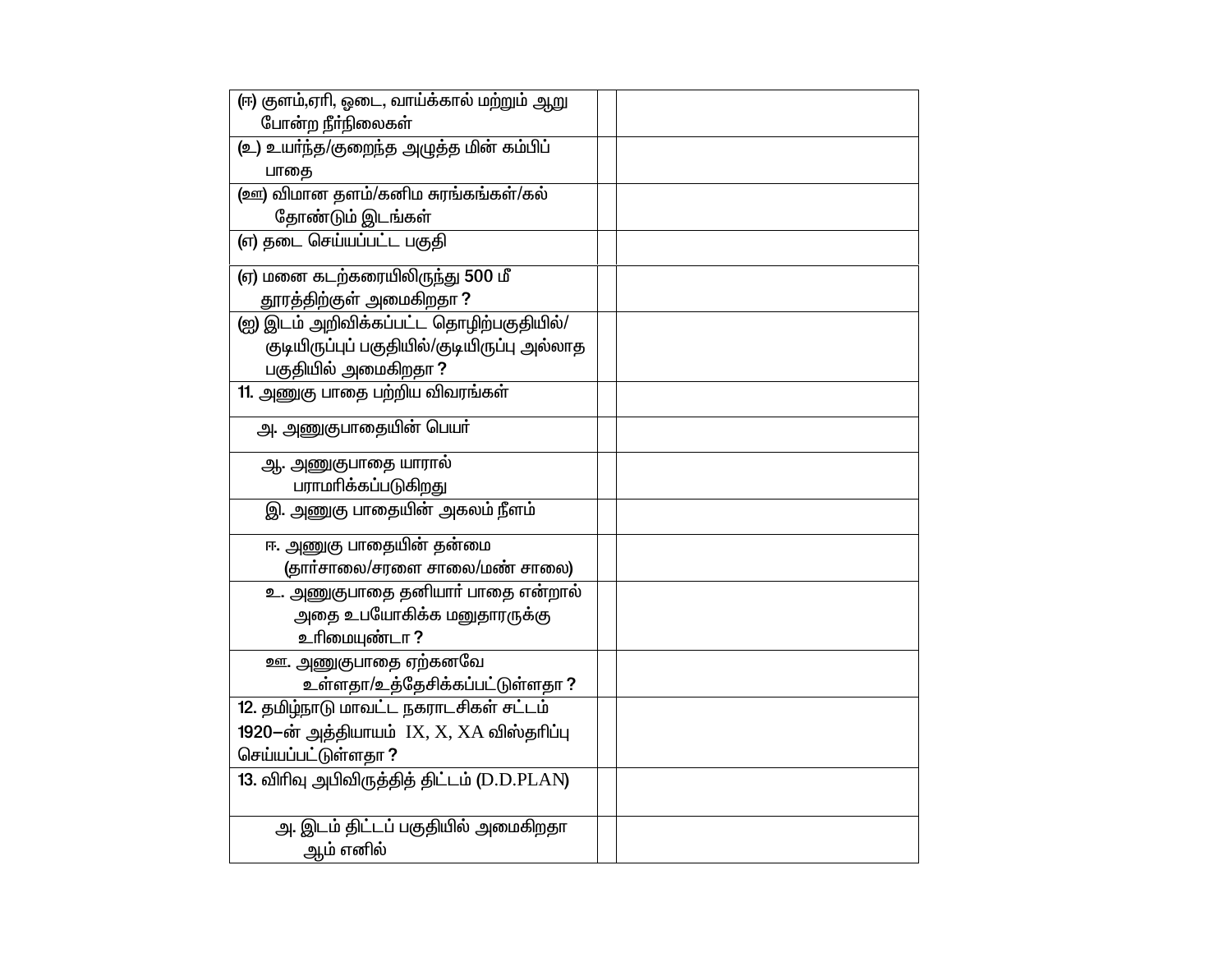| | | |
|---|---|---|
| (ஈ) குளம்,ஏரி, ஓடை, வாய்க்கால் மற்றும் ஆறு போன்ற நீர்நிலைகள் | | |
| (உ) உயர்ந்த/குறைந்த அழுத்த மின் கம்பிப் பாதை | | |
| (ஊ) விமான தளம்/கனிம சுரங்கங்கள்/கல் தோண்டும் இடங்கள் | | |
| (எ) தடை செய்யப்பட்ட பகுதி | | |
| (ஏ) மனை கடற்கரையிலிருந்து 500 மீ தூரத்திற்குள் அமைகிறதா ? | | |
| (ஐ) இடம் அறிவிக்கப்பட்ட தொழிற்பகுதியில்/ குடியிருப்புப் பகுதியில்/குடியிருப்பு அல்லாத பகுதியில் அமைகிறதா ? | | |
| 11. அணுகு பாதை பற்றிய விவரங்கள் | | |
| அ. அணுகுபாதையின் பெயர் | | |
| ஆ. அணுகுபாதை யாரால் பராமரிக்கப்படுகிறது | | |
| இ. அணுகு பாதையின் அகலம் நீளம் | | |
| ஈ. அணுகு பாதையின் தன்மை (தார்சாலை/சரளை சாலை/மண் சாலை) | | |
| உ. அணுகுபாதை தனியார் பாதை என்றால் அதை உபயோகிக்க மனுதாரருக்கு உரிமையுண்டா ? | | |
| ஊ. அணுகுபாதை ஏற்கனவே உள்ளதா/உத்தேசிக்கப்பட்டுள்ளதா ? | | |
| 12. தமிழ்நாடு மாவட்ட நகராட்சிகள் சட்டம் 1920–ன் அத்தியாயம் IX, X, XA விஸ்தரிப்பு செய்யப்பட்டுள்ளதா ? | | |
| 13. விரிவு அபிவிருத்தித் திட்டம் (D.D.PLAN) | | |
| அ. இடம் திட்டப் பகுதியில் அமைகிறதா ஆம் எனில் | | |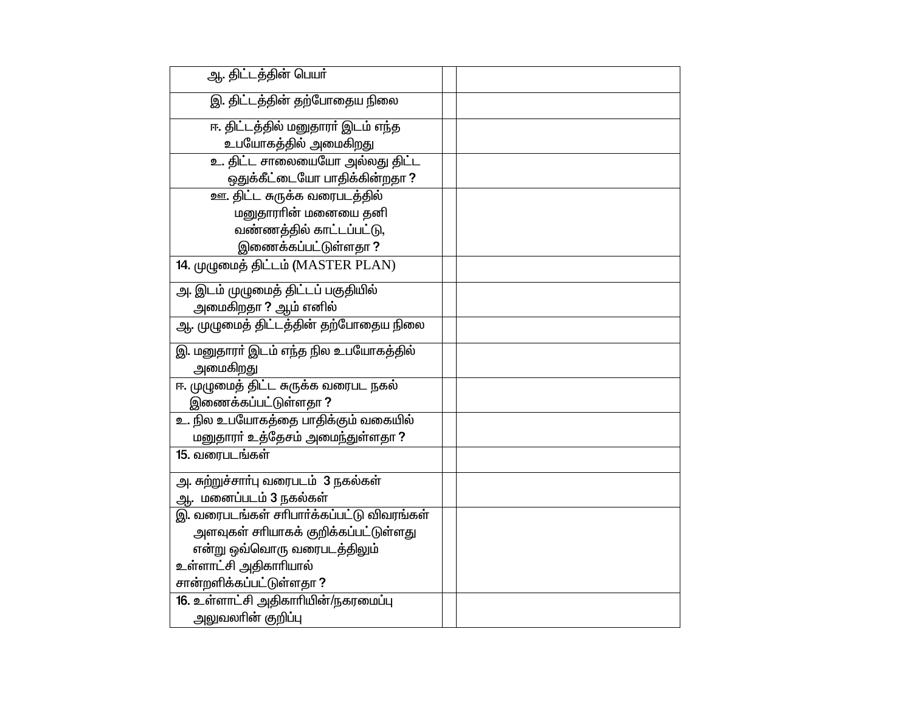| | | |
|---|---|---|
| ஆ. திட்டத்தின் பெயர் | | |
| இ. திட்டத்தின் தற்போதைய நிலை | | |
| ஈ. திட்டத்தில் மனுதாரர் இடம் எந்த உபயோகத்தில் அமைகிறது | | |
| உ. திட்ட சாலையையோ அல்லது திட்ட ஒதுக்கீட்டையோ பாதிக்கின்றதா ? | | |
| ஊ. திட்ட சுருக்க வரைபடத்தில் மனுதாரரின் மனையை தனி வண்ணத்தில் காட்டப்பட்டு, இணைக்கப்பட்டுள்ளதா ? | | |
| 14. முழுமைத் திட்டம் (MASTER PLAN) | | |
| அ. இடம் முழுமைத் திட்டப் பகுதியில் அமைகிறதா ? ஆம் எனில் | | |
| ஆ. முழுமைத் திட்டத்தின் தற்போதைய நிலை | | |
| இ. மனுதாரர் இடம் எந்த நில உபயோகத்தில் அமைகிறது | | |
| ஈ. முழுமைத் திட்ட சுருக்க வரைபட நகல் இணைக்கப்பட்டுள்ளதா ? | | |
| உ. நில உபயோகத்தை பாதிக்கும் வகையில் மனுதாரர் உத்தேசம் அமைந்துள்ளதா ? | | |
| 15. வரைபடங்கள் | | |
| அ. சுற்றுச்சார்பு வரைபடம் 3 நகல்கள்<br>ஆ. மனைப்படம் 3 நகல்கள் | | |
| இ. வரைபடங்கள் சரிபார்க்கப்பட்டு விவரங்கள் அளவுகள் சரியாகக் குறிக்கப்பட்டுள்ளது என்று ஒவ்வொரு வரைபடத்திலும் உள்ளாட்சி அதிகாரியால் சான்றளிக்கப்பட்டுள்ளதா ? | | |
| 16. உள்ளாட்சி அதிகாரியின்/நகரமைப்பு அலுவலரின் குறிப்பு | | |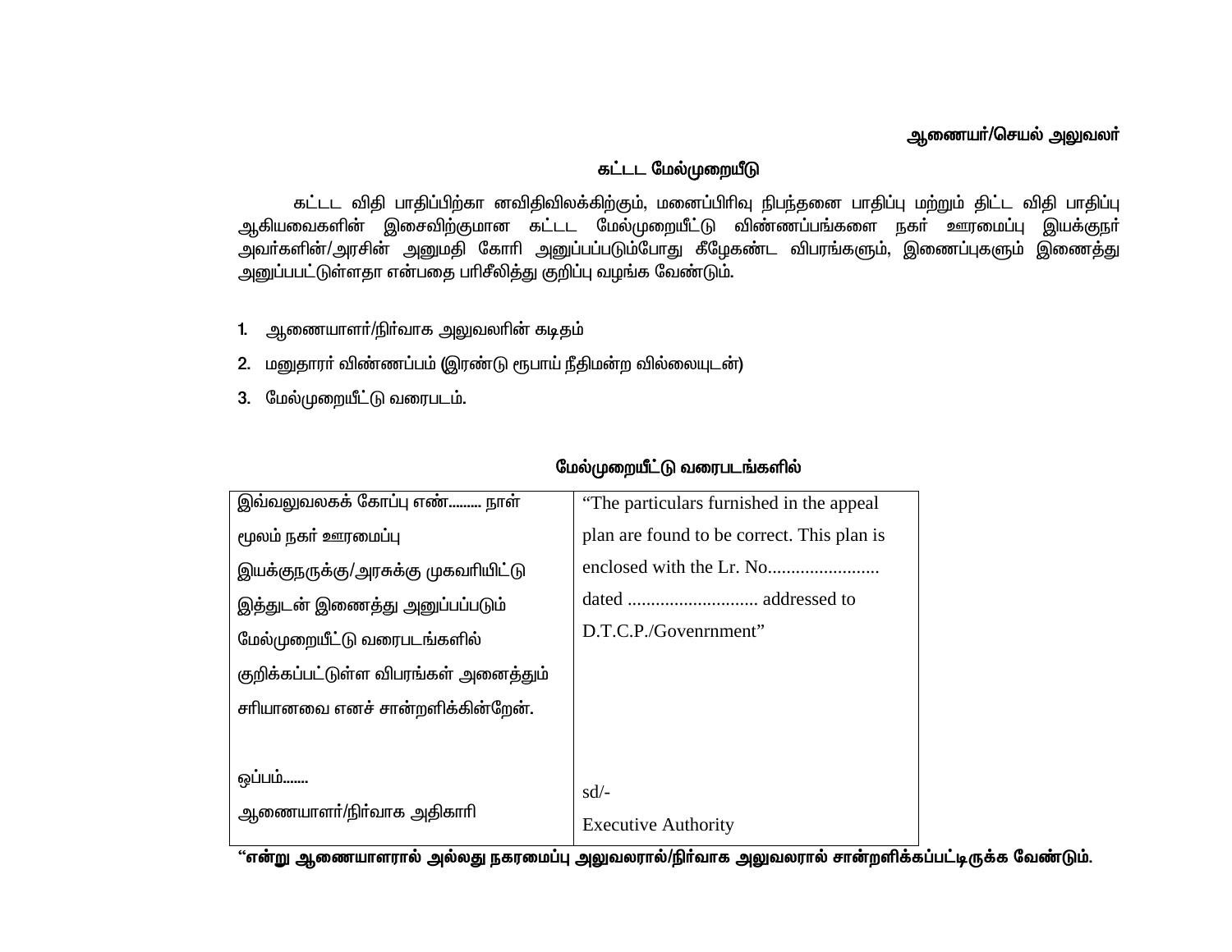**ஆணையர்/செயல் அலுவலர்**

## கட்டட மேல்முறையீடு

கட்டட விதி பாதிப்பிற்கா னவிதிவிலக்கிற்கும், மனைப்பிரிவு நிபந்தனை பாதிப்பு மற்றும் திட்ட விதி பாதிப்பு ஆகியவைகளின் இசைவிற்குமான கட்டட மேல்முறையீட்டு விண்ணப்பங்களை நகர் ஊரமைப்பு இயக்குநர் அவர்களின்/அரசின் அனுமதி கோரி அனுப்பப்படும்போது கீழேகண்ட விபரங்களும், இணைப்புகளும் இணைத்து அனுப்பபட்டுள்ளதா என்பதை பரிசீலித்து குறிப்பு வழங்க வேண்டும்.

1. ஆணையாளர்/நிர்வாக அலுவலரின் கடிதம்
2. மனுதாரர் விண்ணப்பம் (இரண்டு ரூபாய் நீதிமன்ற வில்லையுடன்)
3. மேல்முறையீட்டு வரைபடம்.

**மேல்முறையீட்டு வரைபடங்களில்**

| | |
|---|---|
| இவ்வலுவலகக் கோப்பு எண்......... நாள் மூலம் நகர் ஊரமைப்பு இயக்குநருக்கு/அரசுக்கு முகவரியிட்டு இத்துடன் இணைத்து அனுப்பப்படும் மேல்முறையீட்டு வரைபடங்களில் குறிக்கப்பட்டுள்ள விபரங்கள் அனைத்தும் சரியானவை எனச் சான்றளிக்கின்றேன்.<br><br>ஒப்பம்.......<br>ஆணையாளர்/நிர்வாக அதிகாரி | "The particulars furnished in the appeal plan are found to be correct. This plan is enclosed with the Lr. No........................ dated ............................ addressed to D.T.C.P./Govenrnment"<br><br>sd/-<br>Executive Authority |

**"என்று ஆணையாளரால் அல்லது நகரமைப்பு அலுவலரால்/நிர்வாக அலுவலரால் சான்றளிக்கப்பட்டிருக்க வேண்டும்.**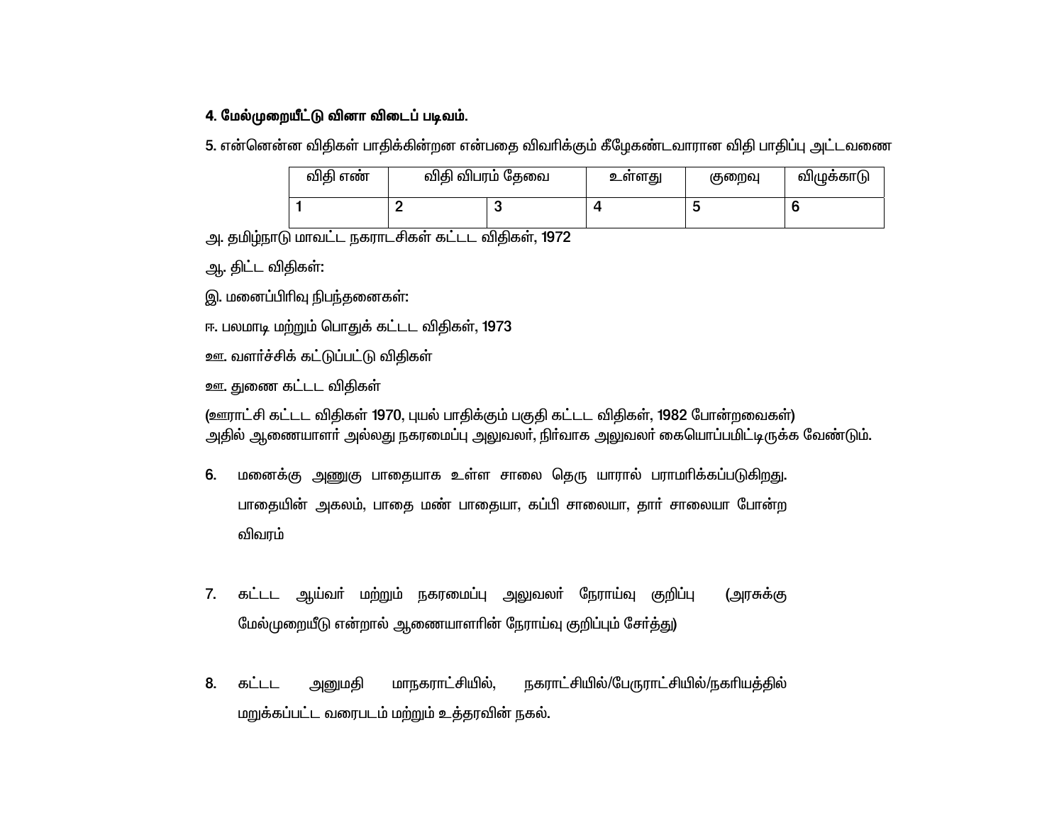**4. மேல்முறையீட்டு வினா விடைப் படிவம்.**

5. என்னென்ன விதிகள் பாதிக்கின்றன என்பதை விவரிக்கும் கீழேகண்டவாரான விதி பாதிப்பு அட்டவணை

| விதி எண் | விதி விபரம் தேவை | | உள்ளது | குறைவு | விழுக்காடு |
|---|---|---|---|---|---|
| 1 | 2 | 3 | 4 | 5 | 6 |

அ. தமிழ்நாடு மாவட்ட நகராடசிகள் கட்டட விதிகள், 1972

ஆ. திட்ட விதிகள்:

இ. மனைப்பிரிவு நிபந்தனைகள்:

ஈ. பலமாடி மற்றும் பொதுக் கட்டட விதிகள், 1973

ஊ. வளர்ச்சிக் கட்டுப்பட்டு விதிகள்

ஊ. துணை கட்டட விதிகள்

(ஊராட்சி கட்டட விதிகள் 1970, புயல் பாதிக்கும் பகுதி கட்டட விதிகள், 1982 போன்றவைகள்)
அதில் ஆணையாளர் அல்லது நகரமைப்பு அலுவலர், நிர்வாக அலுவலர் கையொப்பமிட்டிருக்க வேண்டும்.

6. மனைக்கு அணுகு பாதையாக உள்ள சாலை தெரு யாரால் பராமரிக்கப்படுகிறது. பாதையின் அகலம், பாதை மண் பாதையா, கப்பி சாலையா, தார் சாலையா போன்ற விவரம்

7. கட்டட ஆய்வர் மற்றும் நகரமைப்பு அலுவலர் நேராய்வு குறிப்பு (அரசுக்கு மேல்முறையீடு என்றால் ஆணையாளரின் நேராய்வு குறிப்பும் சேர்த்து)

8. கட்டட அனுமதி மாநகராட்சியில், நகராட்சியில்/பேரூராட்சியில்/நகரியத்தில் மறுக்கப்பட்ட வரைபடம் மற்றும் உத்தரவின் நகல்.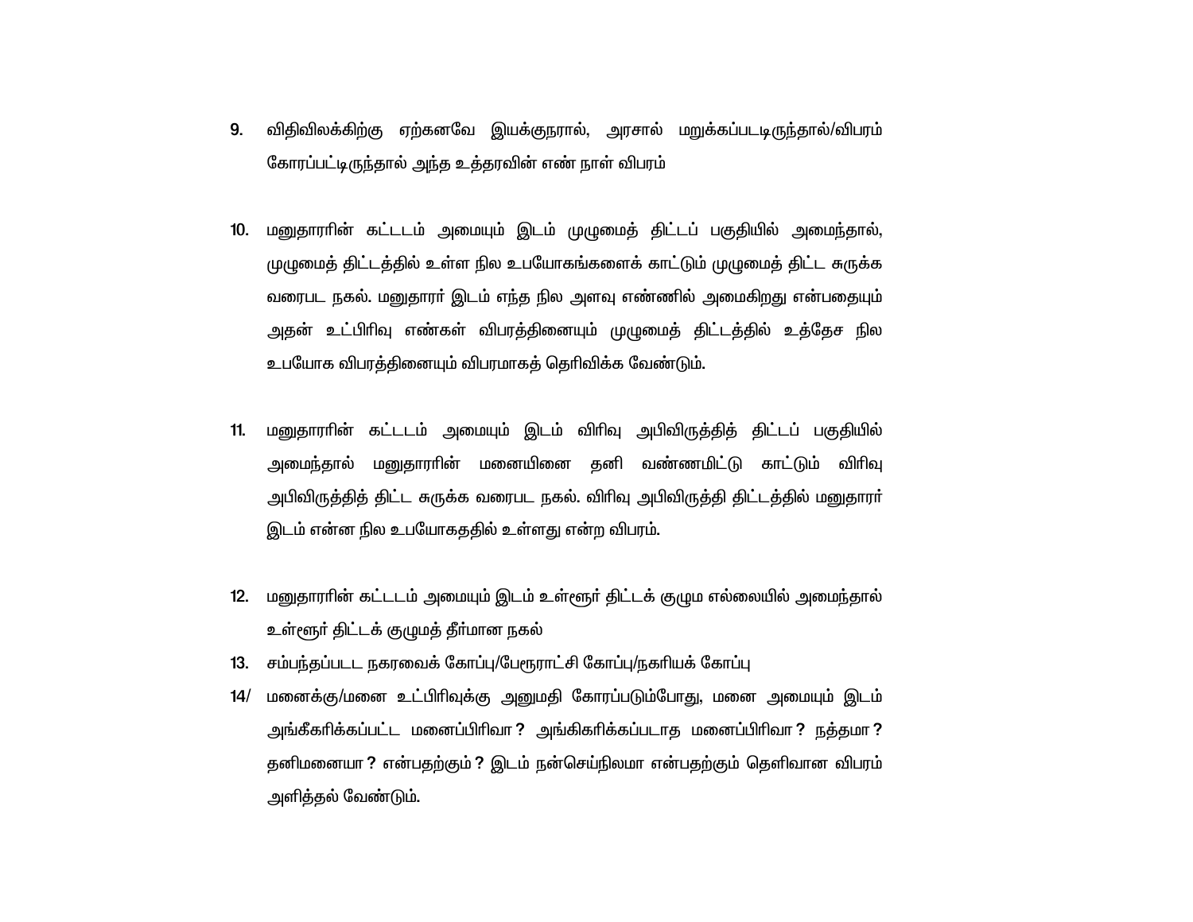9. விதிவிலக்கிற்கு ஏற்கனவே இயக்குநரால், அரசால் மறுக்கப்பபடடிருந்தால்/விபரம் கோரப்பட்டிருந்தால் அந்த உத்தரவின் எண் நாள் விபரம்

10. மனுதாரரின் கட்டடம் அமையும் இடம் முழுமைத் திட்டப் பகுதியில் அமைந்தால், முழுமைத் திட்டத்தில் உள்ள நில உபயோகங்களைக் காட்டும் முழுமைத் திட்ட சுருக்க வரைபட நகல். மனுதாரா் இடம் எந்த நில அளவு எண்ணில் அமைகிறது என்பதையும் அதன் உட்பிரிவு எண்கள் விபரத்தினையும் முழுமைத் திட்டத்தில் உத்தேச நில உபயோக விபரத்தினையும் விபரமாகத் தெரிவிக்க வேண்டும்.

11. மனுதாரரின் கட்டடம் அமையும் இடம் விரிவு அபிவிருத்தித் திட்டப் பகுதியில் அமைந்தால் மனுதாரரின் மனையினை தனி வண்ணமிட்டு காட்டும் விரிவு அபிவிருத்தித் திட்ட சுருக்க வரைபட நகல். விரிவு அபிவிருத்தி திட்டத்தில் மனுதாரா் இடம் என்ன நில உபயோகததில் உள்ளது என்ற விபரம்.

12. மனுதாரரின் கட்டடம் அமையும் இடம் உள்ளூர் திட்டக் குழும எல்லையில் அமைந்தால் உள்ளூர் திட்டக் குழுமத் தீர்மான நகல்

13. சம்பந்தப்படட நகரவைக் கோப்பு/பேரூராட்சி கோப்பு/நகரியக் கோப்பு

14/ மனைக்கு/மனை உட்பிரிவுக்கு அனுமதி கோரப்படும்போது, மனை அமையும் இடம் அங்கீகரிக்கப்பட்ட மனைப்பிரிவா ? அங்கிகரிக்கப்படாத மனைப்பிரிவா ? நத்தமா ? தனிமனையா ? என்பதற்கும் ? இடம் நன்செய்நிலமா என்பதற்கும் தெளிவான விபரம் அளித்தல் வேண்டும்.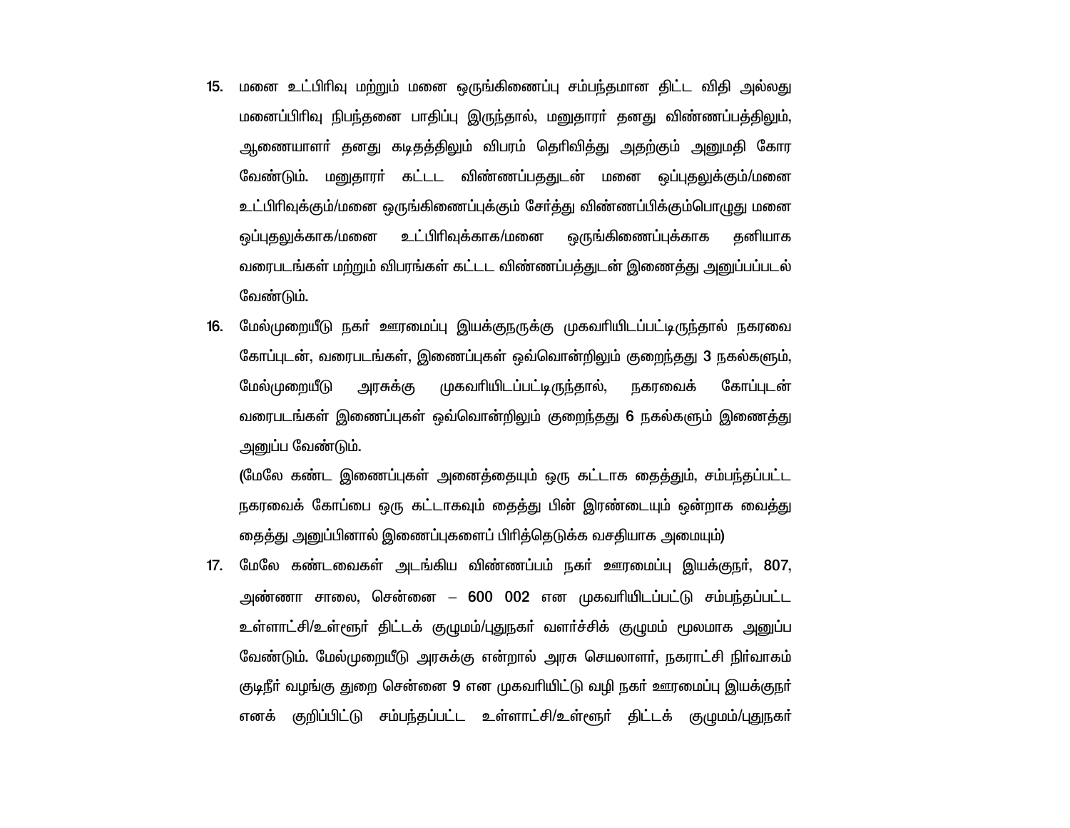15. மனை உட்பிரிவு மற்றும் மனை ஒருங்கிணைப்பு சம்பந்தமான திட்ட விதி அல்லது மனைப்பிரிவு நிபந்தனை பாதிப்பு இருந்தால், மனுதாரர் தனது விண்ணபத்திலும், ஆணையாளர் தனது கடிதத்திலும் விபரம் தெரிவித்து அதற்கும் அனுமதி கோர வேண்டும். மனுதாரர் கட்டட விண்ணபபததுடன் மனை ஒப்புதலுக்கும்/மனை உட்பிரிவுக்கும்/மனை ஒருங்கிணைப்புக்கும் சேர்த்து விண்ணப்பிக்கும்பொழுது மனை ஒப்புதலுக்காக/மனை உட்பிரிவுக்காக/மனை ஒருங்கிணைப்புக்காக தனியாக வரைபடங்கள் மற்றும் விபரங்கள் கட்டட விண்ணபத்துடன் இணைத்து அனுப்பப்படல் வேண்டும்.

16. மேல்முறையீடு நகர் ஊரமைப்பு இயக்குநருக்கு முகவரியிடப்பட்டிருந்தால் நகரவை கோப்புடன், வரைபடங்கள், இணைப்புகள் ஒவ்வொன்றிலும் குறைந்தது 3 நகல்களும், மேல்முறையீடு அரசுக்கு முகவரியிடப்பட்டிருந்தால், நகரவைக் கோப்புடன் வரைபடங்கள் இணைப்புகள் ஒவ்வொன்றிலும் குறைந்தது 6 நகல்களும் இணைத்து அனுப்ப வேண்டும்.

    (மேலே கண்ட இணைப்புகள் அனைத்தையும் ஒரு கட்டாக தைத்தும், சம்பந்தப்பட்ட நகரவைக் கோப்பை ஒரு கட்டாகவும் தைத்து பின் இரண்டையும் ஒன்றாக வைத்து தைத்து அனுப்பினால் இணைப்புகளைப் பிரித்தெடுக்க வசதியாக அமையும்)

17. மேலே கண்டவைகள் அடங்கிய விண்ணப்பம் நகர் ஊரமைப்பு இயக்குநர், 807, அண்ணா சாலை, சென்னை – 600 002 என முகவரியிடப்பட்டு சம்பந்தப்பட்ட உள்ளாட்சி/உள்ளூர் திட்டக் குழுமம்/புதுநகர் வளர்ச்சிக் குழுமம் மூலமாக அனுப்ப வேண்டும். மேல்முறையீடு அரசுக்கு என்றால் அரசு செயலாளர், நகராட்சி நிர்வாகம் குடிநீர் வழங்கு துறை சென்னை 9 என முகவரியிட்டு வழி நகர் ஊரமைப்பு இயக்குநர் எனக் குறிப்பிட்டு சம்பந்தப்பட்ட உள்ளாட்சி/உள்ளூர் திட்டக் குழுமம்/புதுநகர்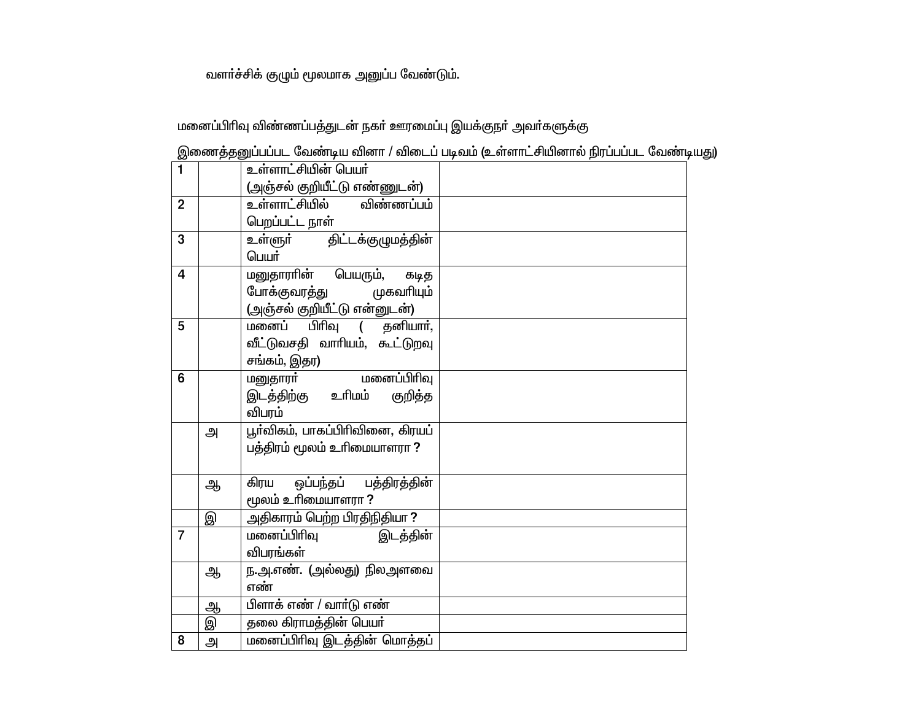வளர்ச்சிக் குழும் மூலமாக அனுப்ப வேண்டும்.

மனைப்பிரிவு விண்ணப்பத்துடன் நகர் ஊரமைப்பு இயக்குநர் அவர்களுக்கு

இணைத்தனுப்பப்பட வேண்டிய வினா / விடைப் படிவம் (உள்ளாட்சியினால் நிரப்பப்பட வேண்டியது)

| | | | |
|---|---|---|---|
| 1 | | உள்ளாட்சியின் பெயர் (அஞ்சல் குறியீட்டு எண்ணுடன்) | |
| 2 | | உள்ளாட்சியில் விண்ணப்பம் பெறப்பட்ட நாள் | |
| 3 | | உள்ளூர் திட்டக்குழுமத்தின் பெயர் | |
| 4 | | மனுதாரரின் பெயரும், கடித போக்குவரத்து முகவரியும் (அஞ்சல் குறியீட்டு என்னுடன்) | |
| 5 | | மனைப் பிரிவு ( தனியார், வீட்டுவசதி வாரியம், கூட்டுறவு சங்கம், இதர) | |
| 6 | | மனுதாரர் மனைப்பிரிவு இடத்திற்கு உரிமம் குறித்த விபரம் | |
| | அ | பூர்விகம், பாகப்பிரிவினை, கிரயப் பத்திரம் மூலம் உரிமையாளரா ? | |
| | ஆ | கிரய ஒப்பந்தப் பத்திரத்தின் மூலம் உரிமையாளரா ? | |
| | இ | அதிகாரம் பெற்ற பிரதிநிதியா ? | |
| 7 | | மனைப்பிரிவு இடத்தின் விபரங்கள் | |
| | ஆ | ந.அ.எண். (அல்லது) நிலஅளவை எண் | |
| | ஆ | பிளாக் எண் / வார்டு எண் | |
| | இ | தலை கிராமத்தின் பெயர் | |
| 8 | அ | மனைப்பிரிவு இடத்தின் மொத்தப் | |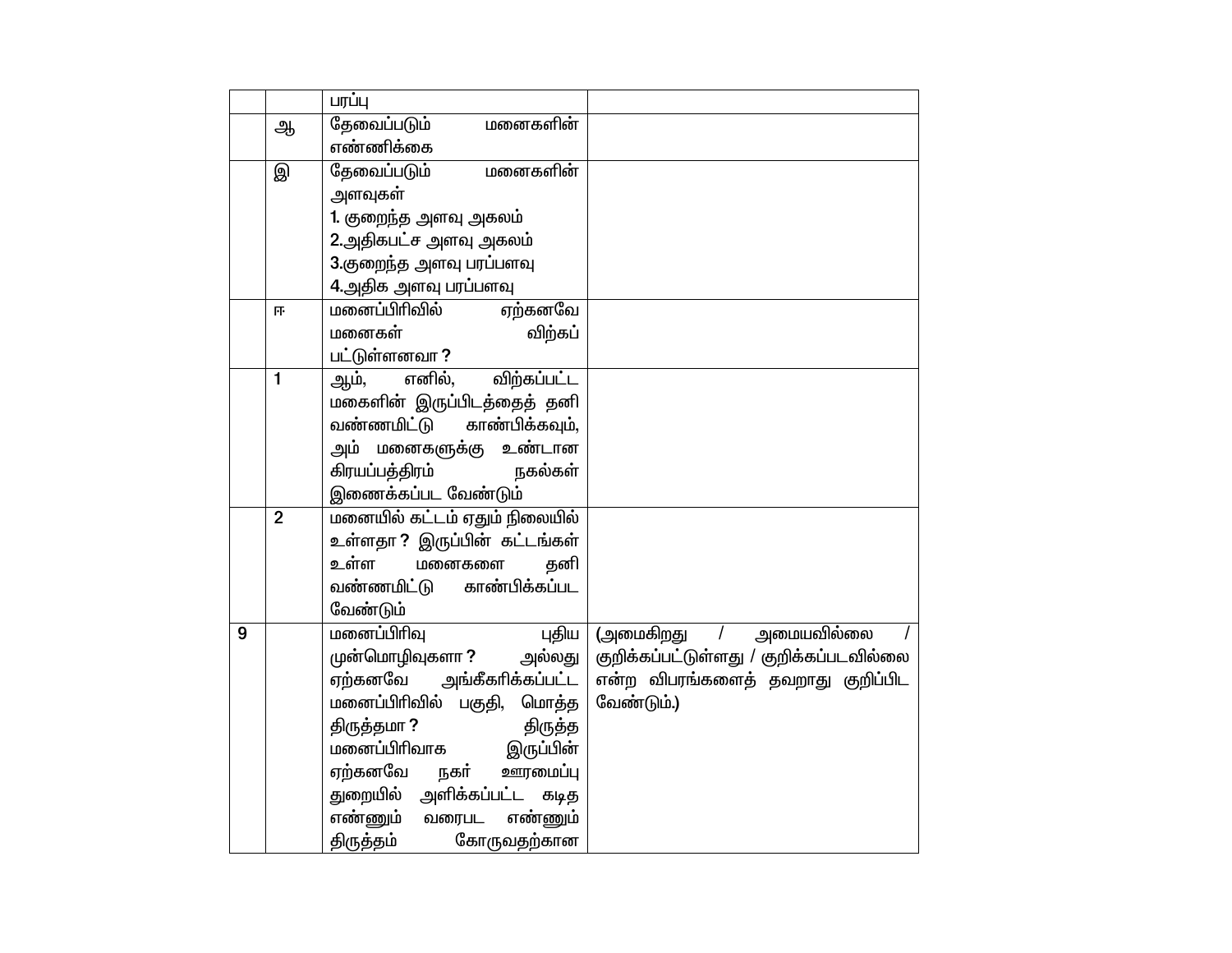| | | | |
|---|---|---|---|
| | | பரப்பு | |
| | ஆ | தேவைப்படும் மனைகளின் எண்ணிக்கை | |
| | இ | தேவைப்படும் மனைகளின் அளவுகள்<br>1. குறைந்த அளவு அகலம்<br>2.அதிகபட்ச அளவு அகலம்<br>3.குறைந்த அளவு பரப்பளவு<br>4.அதிக அளவு பரப்பளவு | |
| | ஈ | மனைப்பிரிவில் ஏற்கனவே மனைகள் விற்கப் பட்டுள்ளனவா ? | |
| | 1 | ஆம், எனில், விற்கப்பட்ட மகைளின் இருப்பிடத்தைத் தனி வண்ணமிட்டு காண்பிக்கவும், அம் மனைகளுக்கு உண்டான கிரயப்பத்திரம் நகல்கள் இணைக்கப்பட வேண்டும் | |
| | 2 | மனையில் கட்டம் ஏதும் நிலையில் உள்ளதா ? இருப்பின் கட்டங்கள் உள்ள மனைகளை தனி வண்ணமிட்டு காண்பிக்கப்பட வேண்டும் | |
| 9 | | மனைப்பிரிவு புதிய முன்மொழிவுகளா ? அல்லது ஏற்கனவே அங்கீகரிக்கப்பட்ட மனைப்பிரிவில் பகுதி, மொத்த திருத்தமா ? திருத்த மனைப்பிரிவாக இருப்பின் ஏற்கனவே நகர் ஊரமைப்பு துறையில் அளிக்கப்பட்ட கடித எண்ணும் வரைபட எண்ணும் திருத்தம் கோருவதற்கான | (அமைகிறது / அமையவில்லை / குறிக்கப்பட்டுள்ளது / குறிக்கப்படவில்லை என்ற விபரங்களைத் தவறாது குறிப்பிட வேண்டும்.) |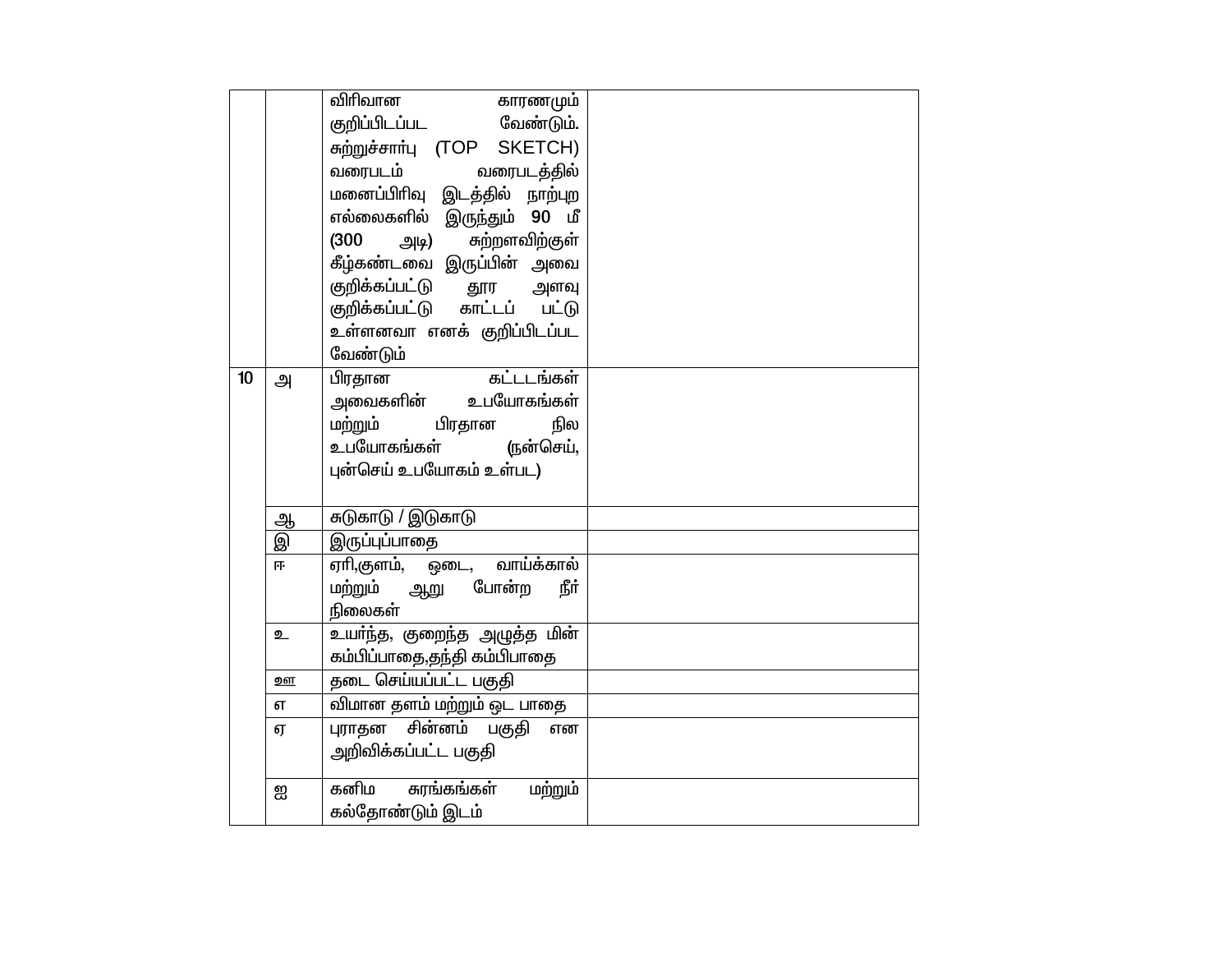| | | | |
|---|---|---|---|
| | | விரிவான காரணமும் குறிப்பிடப்பட வேண்டும். சுற்றுச்சார்பு (TOP SKETCH) வரைபடம் வரைபடத்தில் மனைப்பிரிவு இடத்தில் நாற்புற எல்லைகளில் இருந்தும் 90 மீ (300 அடி) சுற்றளவிற்குள் கீழ்கண்டவை இருப்பின் அவை குறிக்கப்பட்டு தூர அளவு குறிக்கப்பட்டு காட்டப் பட்டு உள்ளனவா எனக் குறிப்பிடப்பட வேண்டும் | |
| 10 | அ | பிரதான கட்டடங்கள் அவைகளின் உபயோகங்கள் மற்றும் பிரதான நில உபயோகங்கள் (நன்செய், புன்செய் உபயோகம் உள்பட) | |
| | ஆ | சுடுகாடு / இடுகாடு | |
| | இ | இருப்புப்பாதை | |
| | ஈ | ஏரி,குளம், ஒடை, வாய்க்கால் மற்றும் ஆறு போன்ற நீர் நிலைகள் | |
| | உ | உயர்ந்த, குறைந்த அழுத்த மின் கம்பிப்பாதை,தந்தி கம்பிபாதை | |
| | ஊ | தடை செய்யப்பட்ட பகுதி | |
| | எ | விமான தளம் மற்றும் ஓட பாதை | |
| | ஏ | புராதன சின்னம் பகுதி என அறிவிக்கப்பட்ட பகுதி | |
| | ஐ | கனிம சுரங்கங்கள் மற்றும் கல்தோண்டும் இடம் | |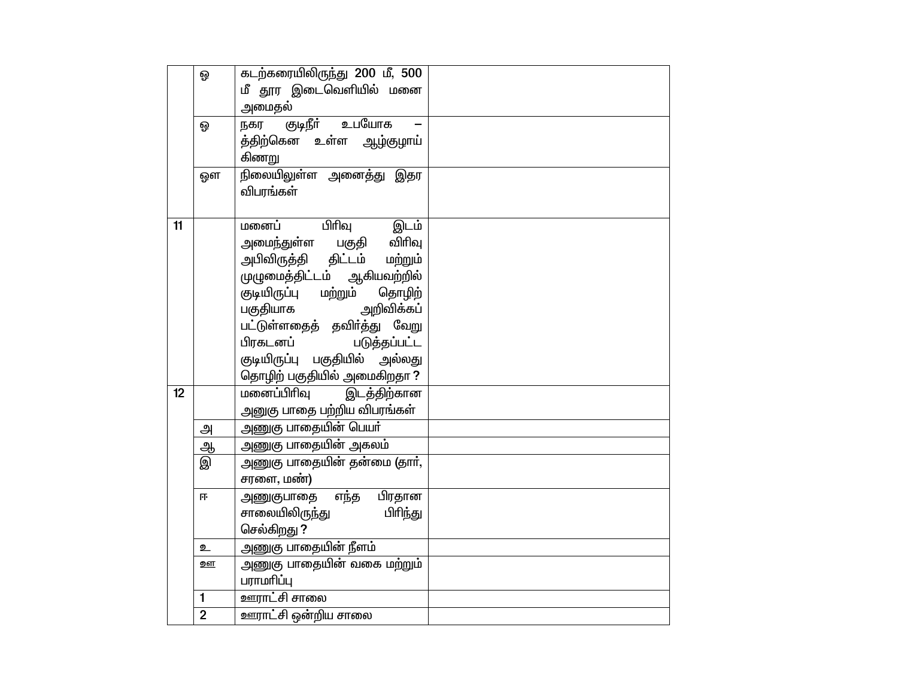| | | | |
|---|---|---|---|
| | ஒ | கடற்கரையிலிருந்து 200 மீ, 500 மீ தூர இடைவெளியில் மனை அமைதல் | |
| | ஓ | நகர குடிநீர் உபயோக – த்திற்கென உள்ள ஆழ்குழாய் கிணறு | |
| | ஔ | நிலையிலுள்ள அனைத்து இதர விபரங்கள் | |
| 11 | | மனைப் பிரிவு இடம் அமைந்துள்ள பகுதி விரிவு அபிவிருத்தி திட்டம் மற்றும் முழுமைத்திட்டம் ஆகியவற்றில் குடியிருப்பு மற்றும் தொழிற் பகுதியாக அறிவிக்கப் பட்டுள்ளதைத் தவிர்த்து வேறு பிரகடனப் படுத்தப்பட்ட குடியிருப்பு பகுதியில் அல்லது தொழிற் பகுதியில் அமைகிறதா ? | |
| 12 | | மனைப்பிரிவு இடத்திற்கான அணுகு பாதை பற்றிய விபரங்கள் | |
| | அ | அணுகு பாதையின் பெயர் | |
| | ஆ | அணுகு பாதையின் அகலம் | |
| | இ | அணுகு பாதையின் தன்மை (தார், சரளை, மண்) | |
| | ஈ | அணுகுபாதை எந்த பிரதான சாலையிலிருந்து பிரிந்து செல்கிறது ? | |
| | உ | அணுகு பாதையின் நீளம் | |
| | ஊ | அணுகு பாதையின் வகை மற்றும் பராமரிப்பு | |
| | 1 | ஊராட்சி சாலை | |
| | 2 | ஊராட்சி ஒன்றிய சாலை | |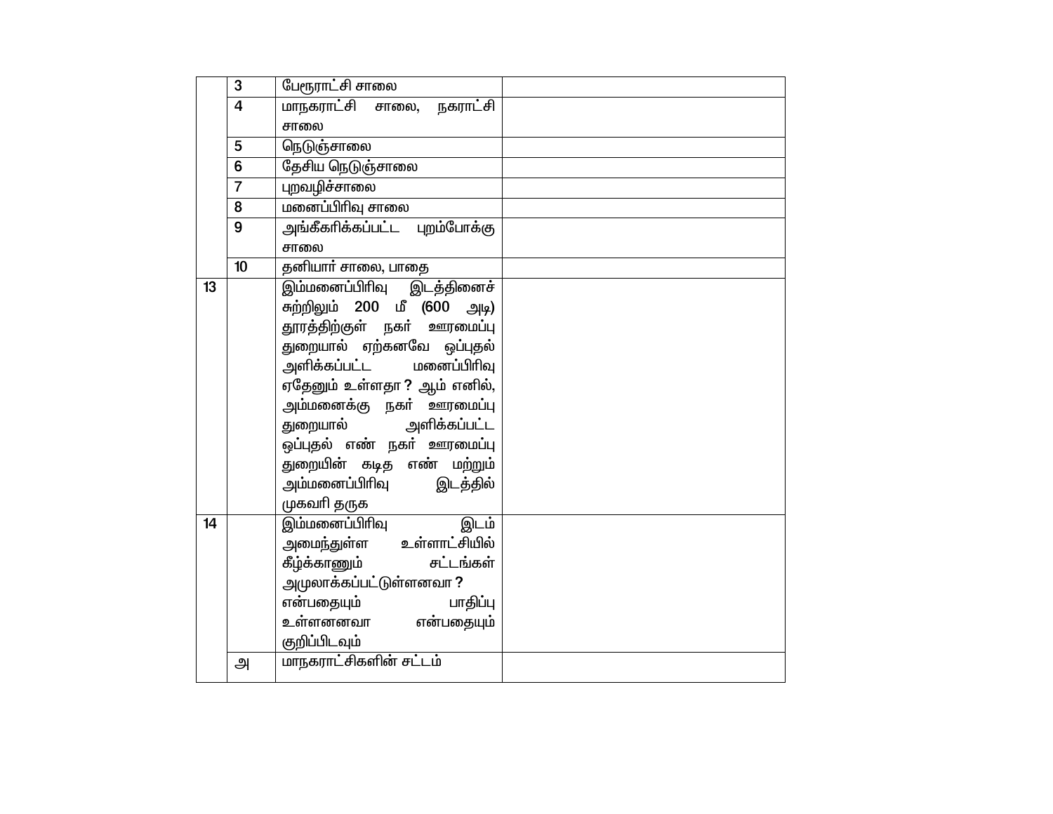| | | | |
|---|---|---|---|
| | 3 | பேரூராட்சி சாலை | |
| | 4 | மாநகராட்சி சாலை, நகராட்சி சாலை | |
| | 5 | நெடுஞ்சாலை | |
| | 6 | தேசிய நெடுஞ்சாலை | |
| | 7 | புறவழிச்சாலை | |
| | 8 | மனைப்பிரிவு சாலை | |
| | 9 | அங்கீகரிக்கப்பட்ட புறம்போக்கு சாலை | |
| | 10 | தனியார் சாலை, பாதை | |
| 13 | | இம்மனைப்பிரிவு இடத்தினைச் சுற்றிலும் 200 மீ (600 அடி) தூரத்திற்குள் நகர் ஊரமைப்பு துறையால் ஏற்கனவே ஒப்புதல் அளிக்கப்பட்ட மனைப்பிரிவு ஏதேனும் உள்ளதா ? ஆம் எனில், அம்மனைக்கு நகர் ஊரமைப்பு துறையால் அளிக்கப்பட்ட ஒப்புதல் எண் நகர் ஊரமைப்பு துறையின் கடித எண் மற்றும் அம்மனைப்பிரிவு இடத்தில் முகவரி தருக | |
| 14 | | இம்மனைப்பிரிவு இடம் அமைந்துள்ள உள்ளாட்சியில் கீழ்க்காணும் சட்டங்கள் அமுலாக்கப்பட்டுள்ளனவா ? என்பதையும் பாதிப்பு உள்ளனனவா என்பதையும் குறிப்பிடவும் | |
| | அ | மாநகராட்சிகளின் சட்டம் | |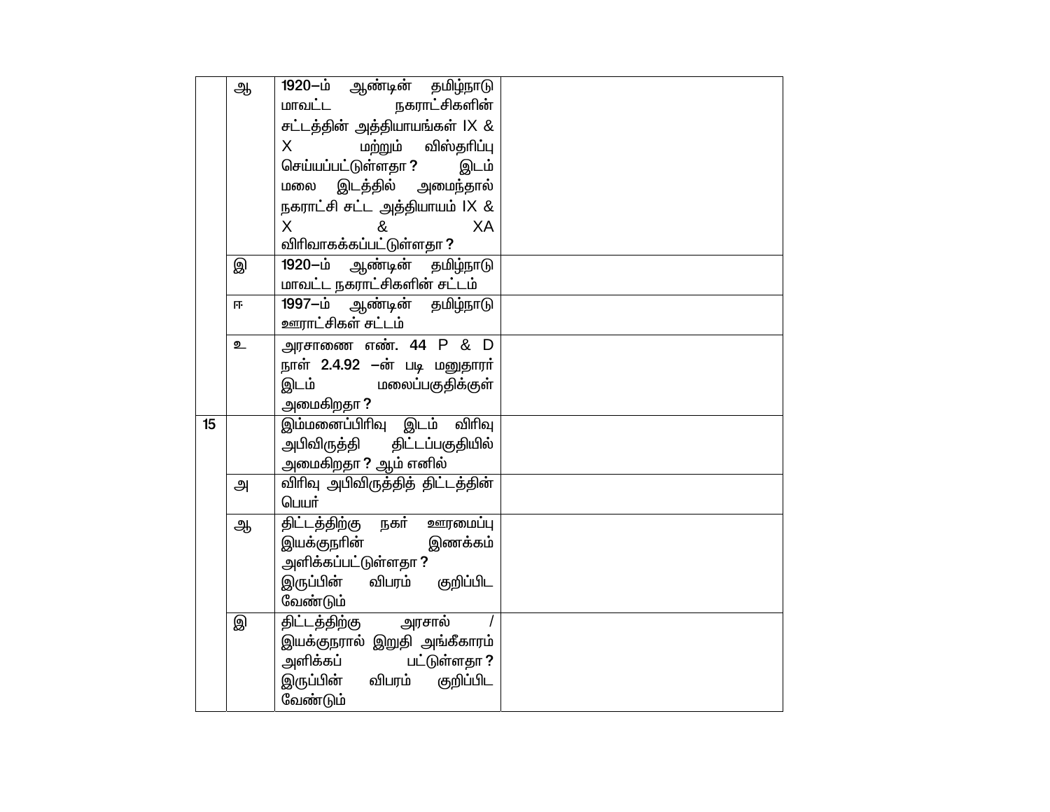| | | | |
|---|---|---|---|
| | ஆ | 1920–ம் ஆண்டின் தமிழ்நாடு மாவட்ட நகராட்சிகளின் சட்டத்தின் அத்தியாயங்கள் IX & X மற்றும் விஸ்தரிப்பு செய்யப்பட்டுள்ளதா ? இடம் மலை இடத்தில் அமைந்தால் நகராட்சி சட்ட அத்தியாயம் IX & X & XA விரிவாகக்கப்பட்டுள்ளதா ? | |
| | இ | 1920–ம் ஆண்டின் தமிழ்நாடு மாவட்ட நகராட்சிகளின் சட்டம் | |
| | ஈ | 1997–ம் ஆண்டின் தமிழ்நாடு ஊராட்சிகள் சட்டம் | |
| | உ | அரசாணை எண். 44 P & D நாள் 2.4.92 –ன் படி மனுதாரர் இடம் மலைப்பகுதிக்குள் அமைகிறதா ? | |
| 15 | | இம்மனைப்பிரிவு இடம் விரிவு அபிவிருத்தி திட்டப்பகுதியில் அமைகிறதா ? ஆம் எனில் | |
| | அ | விரிவு அபிவிருத்தித் திட்டத்தின் பெயர் | |
| | ஆ | திட்டத்திற்கு நகர் ஊரமைப்பு இயக்குநரின் இணக்கம் அளிக்கப்பட்டுள்ளதா ? இருப்பின் விபரம் குறிப்பிட வேண்டும் | |
| | இ | திட்டத்திற்கு அரசால் / இயக்குநரால் இறுதி அங்கீகாரம் அளிக்கப் பட்டுள்ளதா ? இருப்பின் விபரம் குறிப்பிட வேண்டும் | |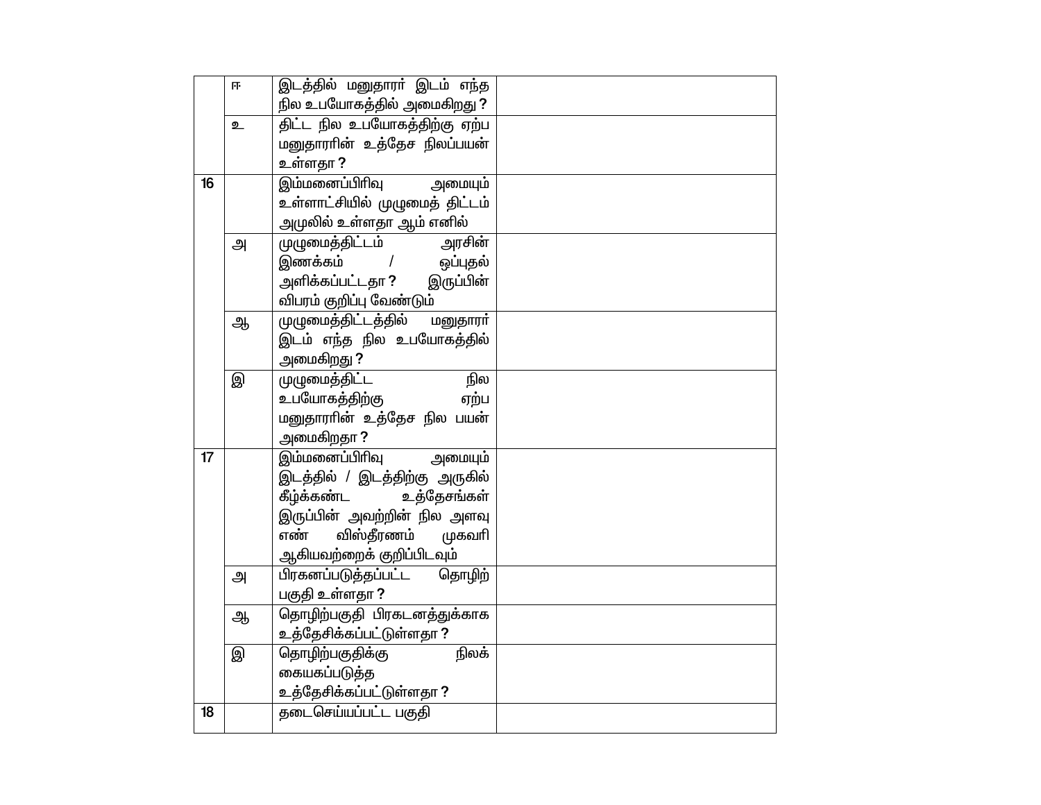| | | | |
|---|---|---|---|
| | ஈ | இடத்தில் மனுதாரர் இடம் எந்த நில உபயோகத்தில் அமைகிறது ? | |
| | உ | திட்ட நில உபயோகத்திற்கு ஏற்ப மனுதாரரின் உத்தேச நிலப்பயன் உள்ளதா ? | |
| 16 | | இம்மனைப்பிரிவு அமையும் உள்ளாட்சியில் முழுமைத் திட்டம் அமுலில் உள்ளதா ஆம் எனில் | |
| | அ | முழுமைத்திட்டம் அரசின் இணக்கம் / ஒப்புதல் அளிக்கப்பட்டதா ? இருப்பின் விபரம் குறிப்பு வேண்டும் | |
| | ஆ | முழுமைத்திட்டத்தில் மனுதாரர் இடம் எந்த நில உபயோகத்தில் அமைகிறது ? | |
| | இ | முழுமைத்திட்ட நில உபயோகத்திற்கு ஏற்ப மனுதாரரின் உத்தேச நில பயன் அமைகிறதா ? | |
| 17 | | இம்மனைப்பிரிவு அமையும் இடத்தில் / இடத்திற்கு அருகில் கீழ்க்கண்ட உத்தேசங்கள் இருப்பின் அவற்றின் நில அளவு எண் விஸ்தீரணம் முகவரி ஆகியவற்றைக் குறிப்பிடவும் | |
| | அ | பிரகனப்படுத்தப்பட்ட தொழிற் பகுதி உள்ளதா ? | |
| | ஆ | தொழிற்பகுதி பிரகடனத்துக்காக உத்தேசிக்கப்பட்டுள்ளதா ? | |
| | இ | தொழிற்பகுதிக்கு நிலக் கையகப்படுத்த உத்தேசிக்கப்பட்டுள்ளதா ? | |
| 18 | | தடைசெய்யப்பட்ட பகுதி | |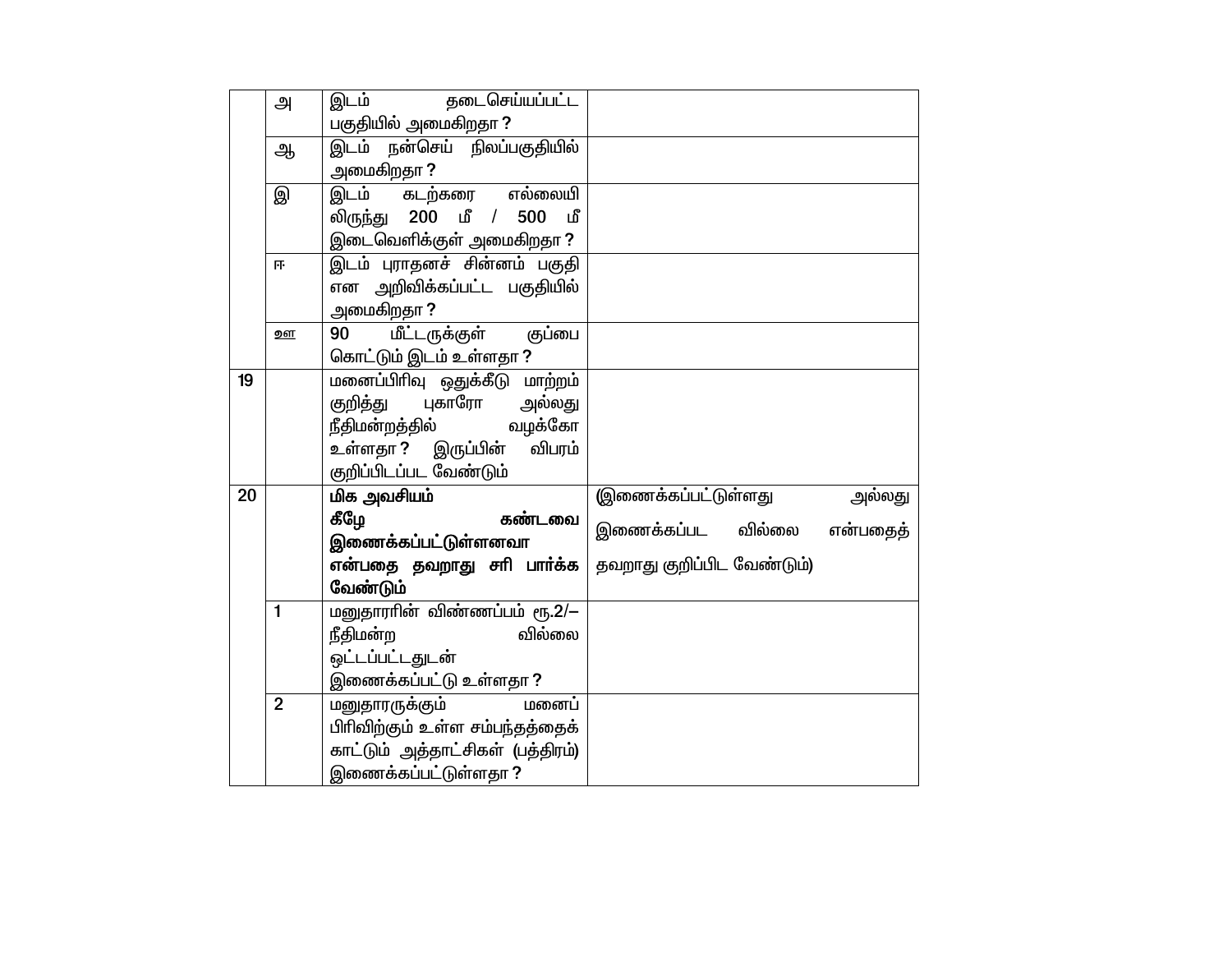| | | | |
|---|---|---|---|
| | அ | இடம் தடைசெய்யப்பட்ட பகுதியில் அமைகிறதா ? | |
| | ஆ | இடம் நன்செய் நிலப்பகுதியில் அமைகிறதா ? | |
| | இ | இடம் கடற்கரை எல்லையி லிருந்து 200 மீ / 500 மீ இடைவெளிக்குள் அமைகிறதா ? | |
| | ஈ | இடம் புராதனச் சின்னம் பகுதி என அறிவிக்கப்பட்ட பகுதியில் அமைகிறதா ? | |
| | உள | 90 மீட்டருக்குள் குப்பை கொட்டும் இடம் உள்ளதா ? | |
| 19 | | மனைப்பிரிவு ஒதுக்கீடு மாற்றம் குறித்து புகாரோ அல்லது நீதிமன்றத்தில் வழக்கோ உள்ளதா ? இருப்பின் விபரம் குறிப்பிடப்பட வேண்டும் | |
| 20 | | **மிக அவசியம் கீழே கண்டவை இணைக்கப்பட்டுள்ளனவா என்பதை தவறாது சரி பார்க்க வேண்டும்** | (இணைக்கப்பட்டுள்ளது அல்லது இணைக்கப்பட வில்லை என்பதைத் தவறாது குறிப்பிட வேண்டும்) |
| | 1 | மனுதாரரின் விண்ணப்பம் ரூ.2/– நீதிமன்ற வில்லை ஒட்டப்பட்டதுடன் இணைக்கப்பட்டு உள்ளதா ? | |
| | 2 | மனுதாரருக்கும் மனைப் பிரிவிற்கும் உள்ள சம்பந்தத்தைக் காட்டும் அத்தாட்சிகள் (பத்திரம்) இணைக்கப்பட்டுள்ளதா ? | |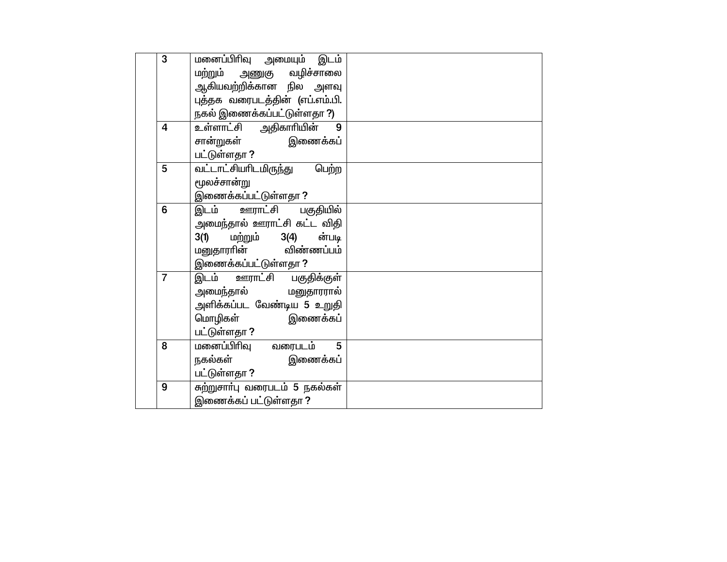| | | | |
|---|---|---|---|
| | 3 | மனைப்பிரிவு அமையும் இடம் மற்றும் அணுகு வழிச்சாலை ஆகியவற்றிக்கான நில அளவு புத்தக வரைபடத்தின் (எப்.எம்.பி. நகல் இணைக்கப்பட்டுள்ளதா ?) | |
| | 4 | உள்ளாட்சி அதிகாரியின் 9 சான்றுகள் இணைக்கப் பட்டுள்ளதா ? | |
| | 5 | வட்டாட்சியரிடமிருந்து பெற்ற மூலச்சான்று இணைக்கப்பட்டுள்ளதா ? | |
| | 6 | இடம் ஊராட்சி பகுதியில் அமைந்தால் ஊராட்சி கட்ட விதி 3(1) மற்றும் 3(4) ன்படி மனுதாரரின் விண்ணப்பம் இணைக்கப்பட்டுள்ளதா ? | |
| | 7 | இடம் ஊராட்சி பகுதிக்குள் அமைந்தால் மனுதாரரால் அளிக்கப்பட வேண்டிய 5 உறுதி மொழிகள் இணைக்கப் பட்டுள்ளதா ? | |
| | 8 | மனைப்பிரிவு வரைபடம் 5 நகல்கள் இணைக்கப் பட்டுள்ளதா ? | |
| | 9 | சுற்றுசார்பு வரைபடம் 5 நகல்கள் இணைக்கப் பட்டுள்ளதா ? | |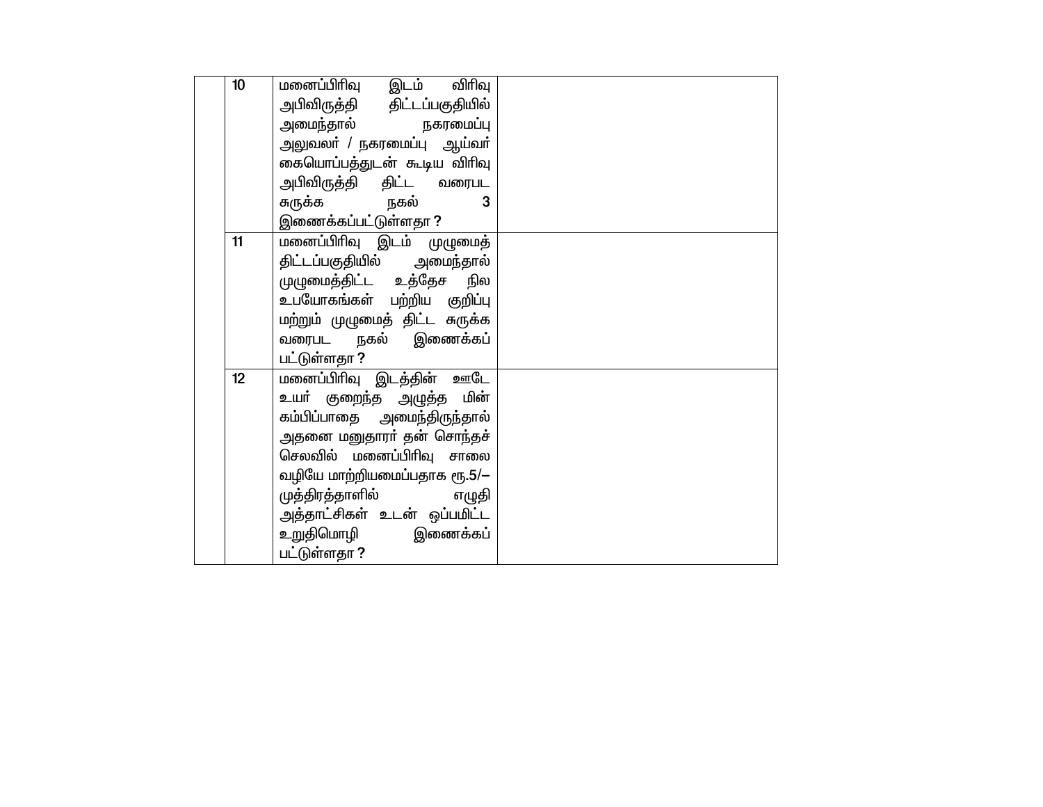| | | | |
|---|---|---|---|
| | 10 | மனைப்பிரிவு இடம் விரிவு அபிவிருத்தி திட்டப்பகுதியில் அமைந்தால் நகரமைப்பு அலுவலர் / நகரமைப்பு ஆய்வர் கையொப்பத்துடன் கூடிய விரிவு அபிவிருத்தி திட்ட வரைபட சுருக்க நகல் 3 இணைக்கப்பட்டுள்ளதா ? | |
| | 11 | மனைப்பிரிவு இடம் முழுமைத் திட்டப்பகுதியில் அமைந்தால் முழுமைத்திட்ட உத்தேச நில உபயோகங்கள் பற்றிய குறிப்பு மற்றும் முழுமைத் திட்ட சுருக்க வரைபட நகல் இணைக்கப் பட்டுள்ளதா ? | |
| | 12 | மனைப்பிரிவு இடத்தின் ஊடே உயர் குறைந்த அழுத்த மின் கம்பிப்பாதை அமைந்திருந்தால் அதனை மனுதாரர் தன் சொந்தச் செலவில் மனைப்பிரிவு சாலை வழியே மாற்றியமைப்பதாக ரூ.5/– முத்திரத்தாளில் எழுதி அத்தாட்சிகள் உடன் ஒப்பமிட்ட உறுதிமொழி இணைக்கப் பட்டுள்ளதா ? | |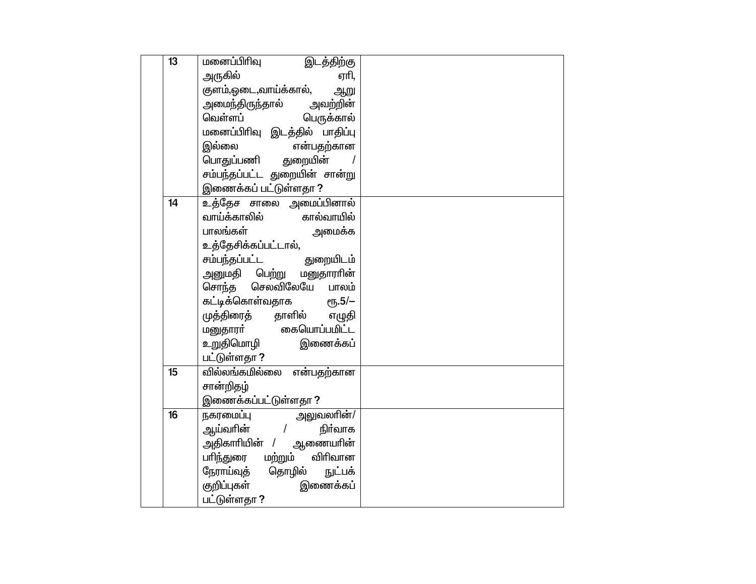|  |  |  |  |
|---|---|---|---|
|  | 13 | மனைப்பிரிவு இடத்திற்கு அருகில் ஏரி, குளம்,ஓடை,வாய்க்கால், ஆறு அமைந்திருந்தால் அவற்றின் வெள்ளப் பெருக்கால் மனைப்பிரிவு இடத்தில் பாதிப்பு இல்லை என்பதற்கான பொதுப்பணி துறையின் / சம்பந்தப்பட்ட துறையின் சான்று இணைக்கப் பட்டுள்ளதா ? |  |
|  | 14 | உத்தேச சாலை அமைப்பினால் வாய்க்காலில் கால்வாயில் பாலங்கள் அமைக்க உத்தேசிக்கப்பட்டால், சம்பந்தப்பட்ட துறையிடம் அனுமதி பெற்று மனுதாரரின் சொந்த செலவிலேயே பாலம் கட்டிக்கொள்வதாக ரூ.5/– முத்திரைத் தாளில் எழுதி மனுதாரர் கையொப்பமிட்ட உறுதிமொழி இணைக்கப் பட்டுள்ளதா ? |  |
|  | 15 | வில்லங்கமில்லை என்பதற்கான சான்றிதழ் இணைக்கப்பட்டுள்ளதா ? |  |
|  | 16 | நகரமைப்பு அலுவலரின்/ ஆய்வரின் / நிர்வாக அதிகாரியின் / ஆணையரின் பரிந்துரை மற்றும் விரிவான நேராய்வுத் தொழில் நுட்பக் குறிப்புகள் இணைக்கப் பட்டுள்ளதா ? |  |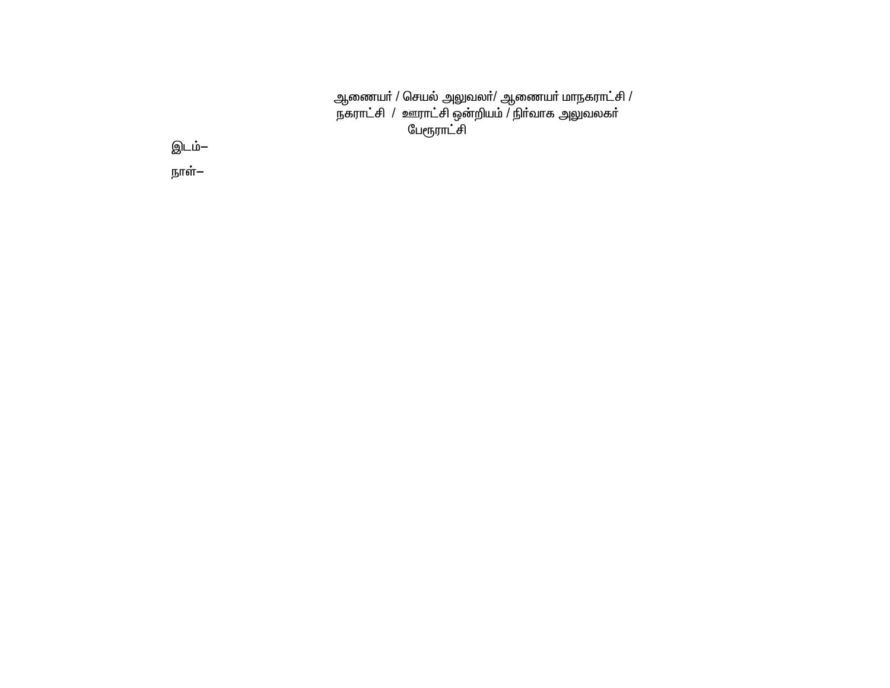ஆணையர் / செயல் அலுவலர்/ ஆணையர் மாநகராட்சி /
நகராட்சி / ஊராட்சி ஒன்றியம் / நிர்வாக அலுவலகர்
பேரூராட்சி

இடம்—

நாள்—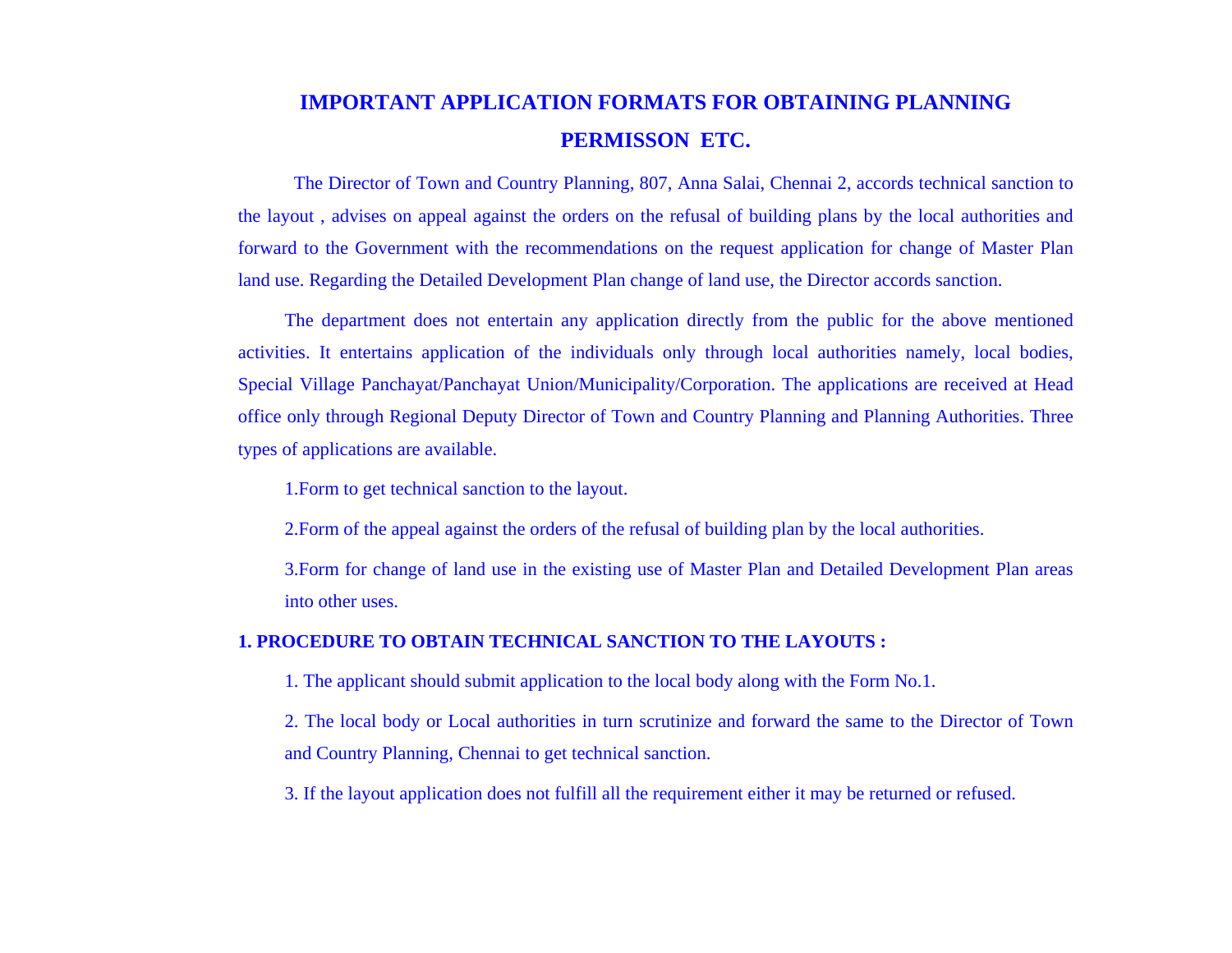# IMPORTANT APPLICATION FORMATS FOR OBTAINING PLANNING PERMISSON ETC.

The Director of Town and Country Planning, 807, Anna Salai, Chennai 2, accords technical sanction to the layout , advises on appeal against the orders on the refusal of building plans by the local authorities and forward to the Government with the recommendations on the request application for change of Master Plan land use. Regarding the Detailed Development Plan change of land use, the Director accords sanction.

The department does not entertain any application directly from the public for the above mentioned activities. It entertains application of the individuals only through local authorities namely, local bodies, Special Village Panchayat/Panchayat Union/Municipality/Corporation. The applications are received at Head office only through Regional Deputy Director of Town and Country Planning and Planning Authorities. Three types of applications are available.

1.Form to get technical sanction to the layout.

2.Form of the appeal against the orders of the refusal of building plan by the local authorities.

3.Form for change of land use in the existing use of Master Plan and Detailed Development Plan areas into other uses.

**1. PROCEDURE TO OBTAIN TECHNICAL SANCTION TO THE LAYOUTS :**

1. The applicant should submit application to the local body along with the Form No.1.
2. The local body or Local authorities in turn scrutinize and forward the same to the Director of Town and Country Planning, Chennai to get technical sanction.
3. If the layout application does not fulfill all the requirement either it may be returned or refused.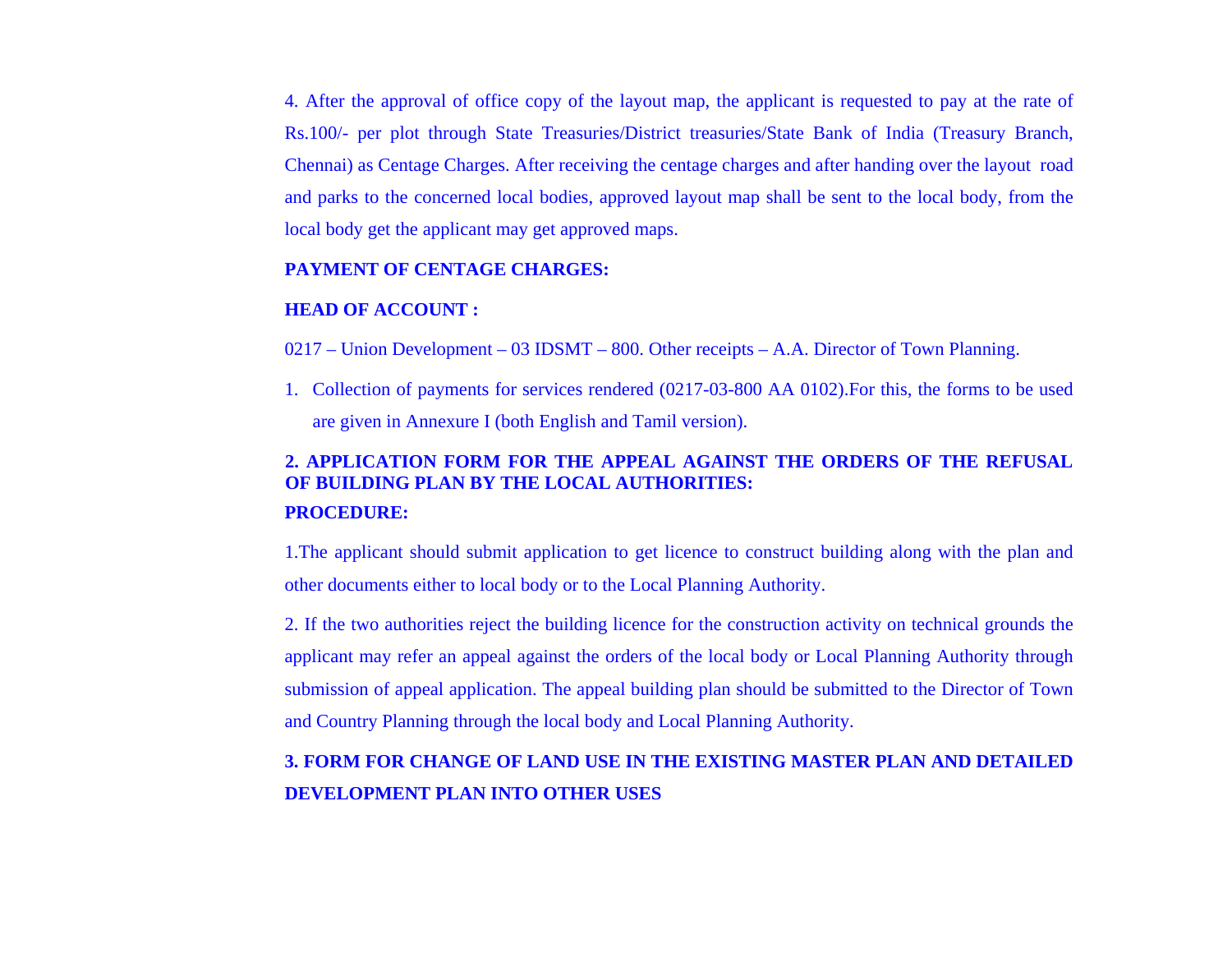4. After the approval of office copy of the layout map, the applicant is requested to pay at the rate of Rs.100/- per plot through State Treasuries/District treasuries/State Bank of India (Treasury Branch, Chennai) as Centage Charges. After receiving the centage charges and after handing over the layout road and parks to the concerned local bodies, approved layout map shall be sent to the local body, from the local body get the applicant may get approved maps.

**PAYMENT OF CENTAGE CHARGES:**

**HEAD OF ACCOUNT :**

0217 – Union Development – 03 IDSMT – 800. Other receipts – A.A. Director of Town Planning.

1. Collection of payments for services rendered (0217-03-800 AA 0102).For this, the forms to be used are given in Annexure I (both English and Tamil version).

## 2. APPLICATION FORM FOR THE APPEAL AGAINST THE ORDERS OF THE REFUSAL OF BUILDING PLAN BY THE LOCAL AUTHORITIES:

**PROCEDURE:**

1.The applicant should submit application to get licence to construct building along with the plan and other documents either to local body or to the Local Planning Authority.

2. If the two authorities reject the building licence for the construction activity on technical grounds the applicant may refer an appeal against the orders of the local body or Local Planning Authority through submission of appeal application. The appeal building plan should be submitted to the Director of Town and Country Planning through the local body and Local Planning Authority.

## 3. FORM FOR CHANGE OF LAND USE IN THE EXISTING MASTER PLAN AND DETAILED DEVELOPMENT PLAN INTO OTHER USES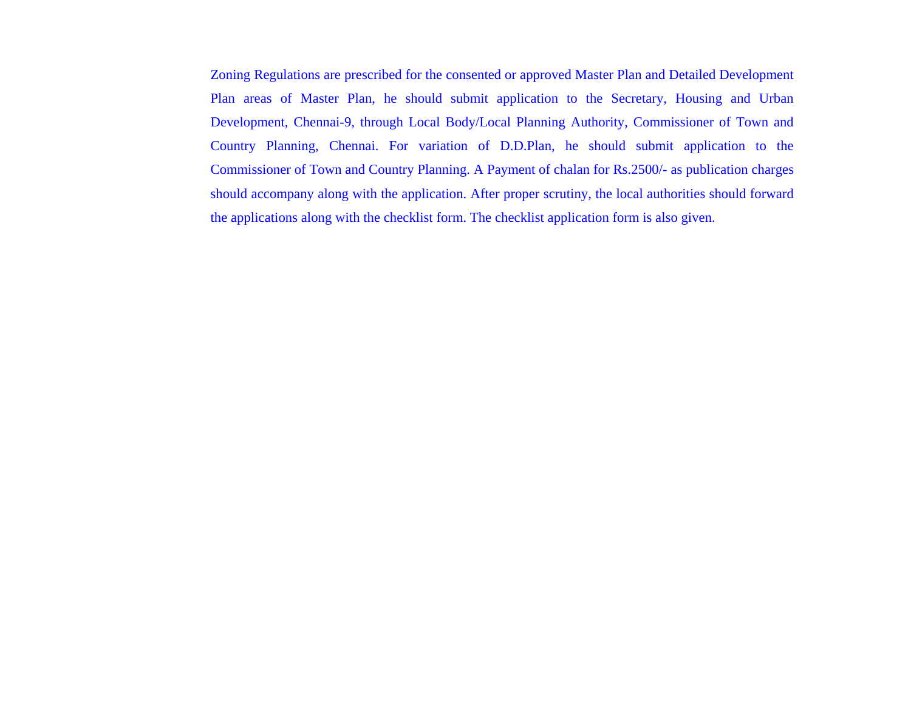Zoning Regulations are prescribed for the consented or approved Master Plan and Detailed Development Plan areas of Master Plan, he should submit application to the Secretary, Housing and Urban Development, Chennai-9, through Local Body/Local Planning Authority, Commissioner of Town and Country Planning, Chennai. For variation of D.D.Plan, he should submit application to the Commissioner of Town and Country Planning. A Payment of chalan for Rs.2500/- as publication charges should accompany along with the application. After proper scrutiny, the local authorities should forward the applications along with the checklist form. The checklist application form is also given.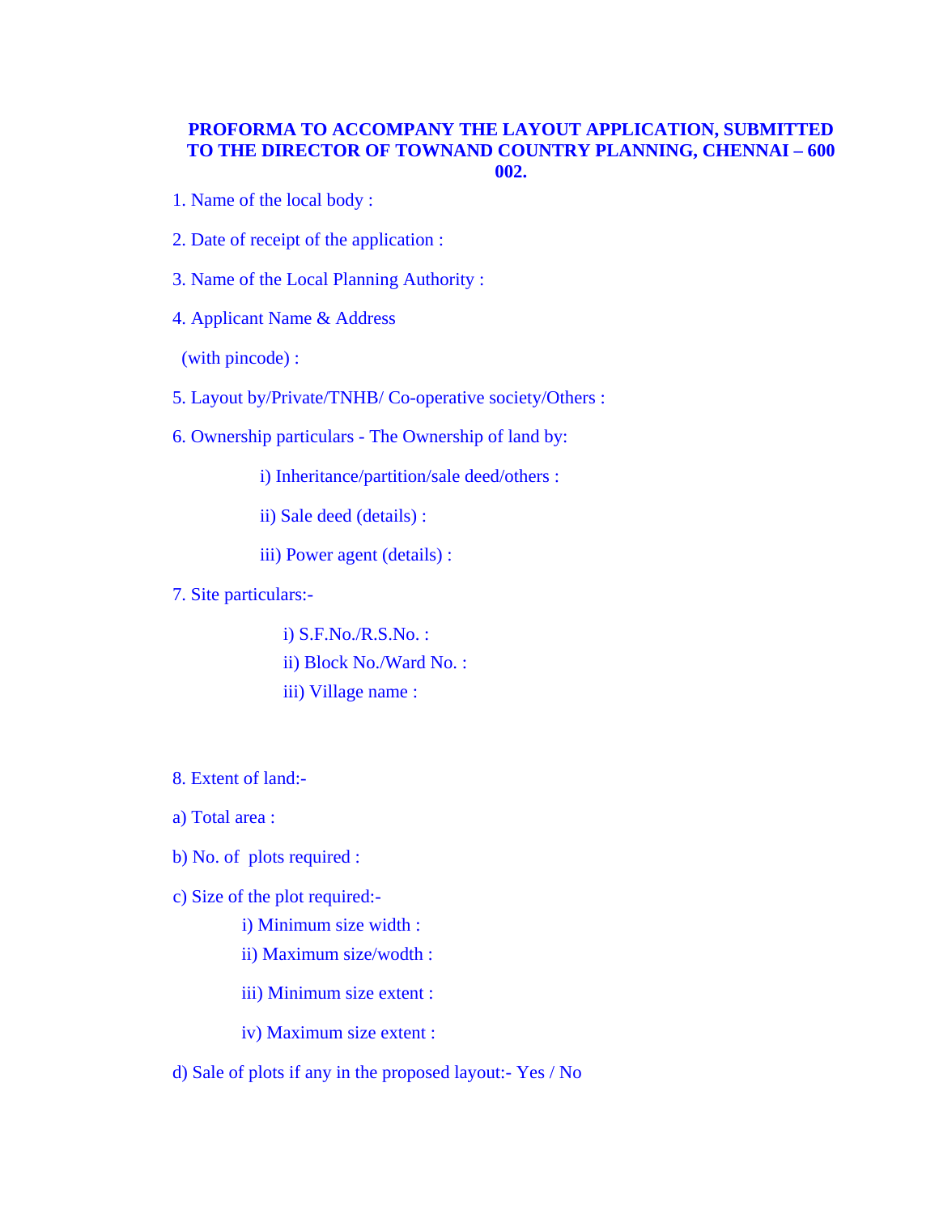**PROFORMA TO ACCOMPANY THE LAYOUT APPLICATION, SUBMITTED TO THE DIRECTOR OF TOWNAND COUNTRY PLANNING, CHENNAI – 600 002.**

1. Name of the local body :

2. Date of receipt of the application :

3. Name of the Local Planning Authority :

4. Applicant Name & Address

   (with pincode) :

5. Layout by/Private/TNHB/ Co-operative society/Others :

6. Ownership particulars - The Ownership of land by:

   i) Inheritance/partition/sale deed/others :

   ii) Sale deed (details) :

   iii) Power agent (details) :

7. Site particulars:-

   i) S.F.No./R.S.No. :
   ii) Block No./Ward No. :
   iii) Village name :

8. Extent of land:-

a) Total area :

b) No. of plots required :

c) Size of the plot required:-

   i) Minimum size width :
   ii) Maximum size/wodth :

   iii) Minimum size extent :

   iv) Maximum size extent :

d) Sale of plots if any in the proposed layout:- Yes / No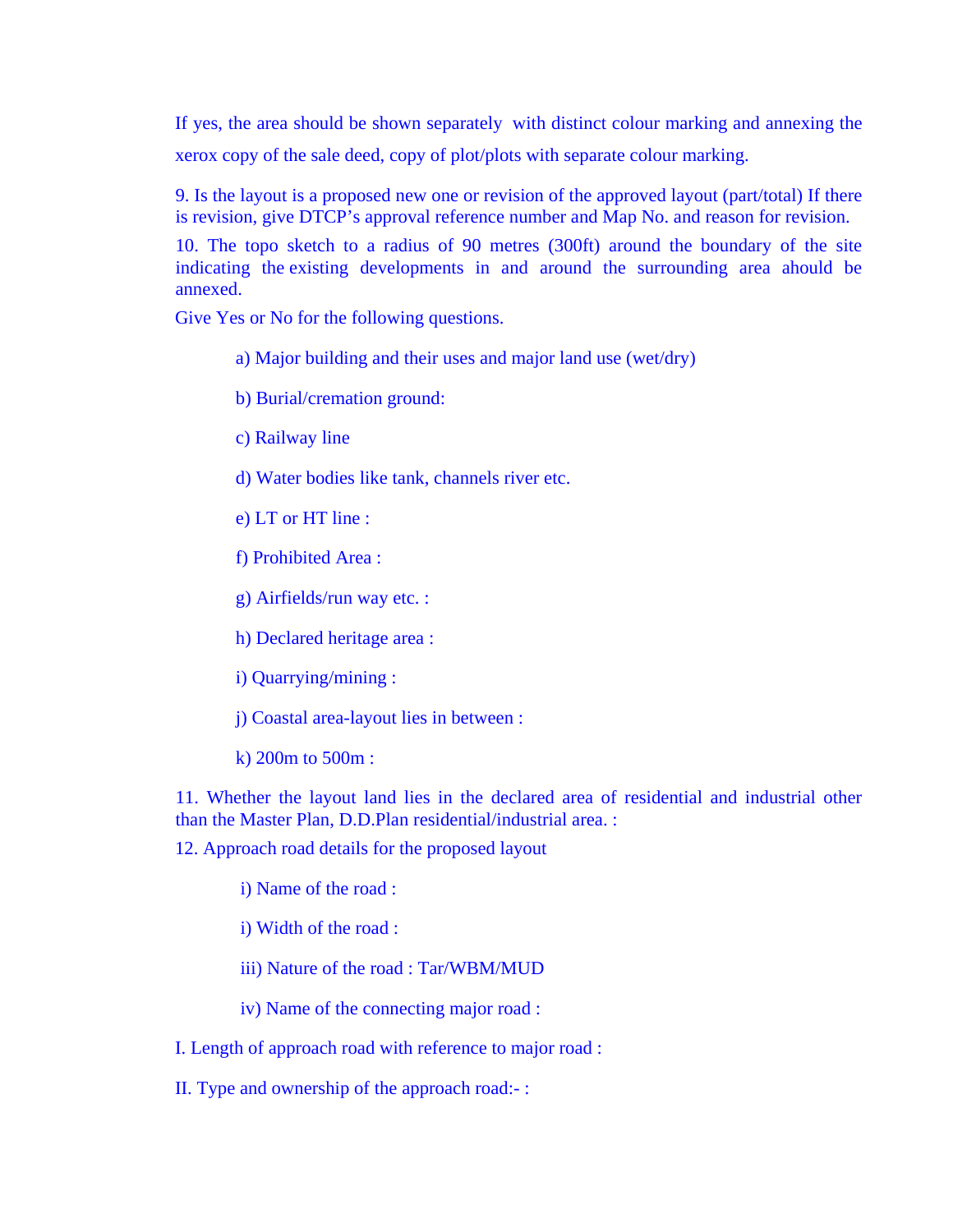If yes, the area should be shown separately with distinct colour marking and annexing the xerox copy of the sale deed, copy of plot/plots with separate colour marking.

9. Is the layout is a proposed new one or revision of the approved layout (part/total) If there is revision, give DTCP's approval reference number and Map No. and reason for revision.

10. The topo sketch to a radius of 90 metres (300ft) around the boundary of the site indicating the existing developments in and around the surrounding area ahould be annexed.

Give Yes or No for the following questions.

a) Major building and their uses and major land use (wet/dry)

b) Burial/cremation ground:

c) Railway line

d) Water bodies like tank, channels river etc.

e) LT or HT line :

f) Prohibited Area :

g) Airfields/run way etc. :

h) Declared heritage area :

i) Quarrying/mining :

j) Coastal area-layout lies in between :

k) 200m to 500m :

11. Whether the layout land lies in the declared area of residential and industrial other than the Master Plan, D.D.Plan residential/industrial area. :

12. Approach road details for the proposed layout

i) Name of the road :

i) Width of the road :

iii) Nature of the road : Tar/WBM/MUD

iv) Name of the connecting major road :

I. Length of approach road with reference to major road :

II. Type and ownership of the approach road:- :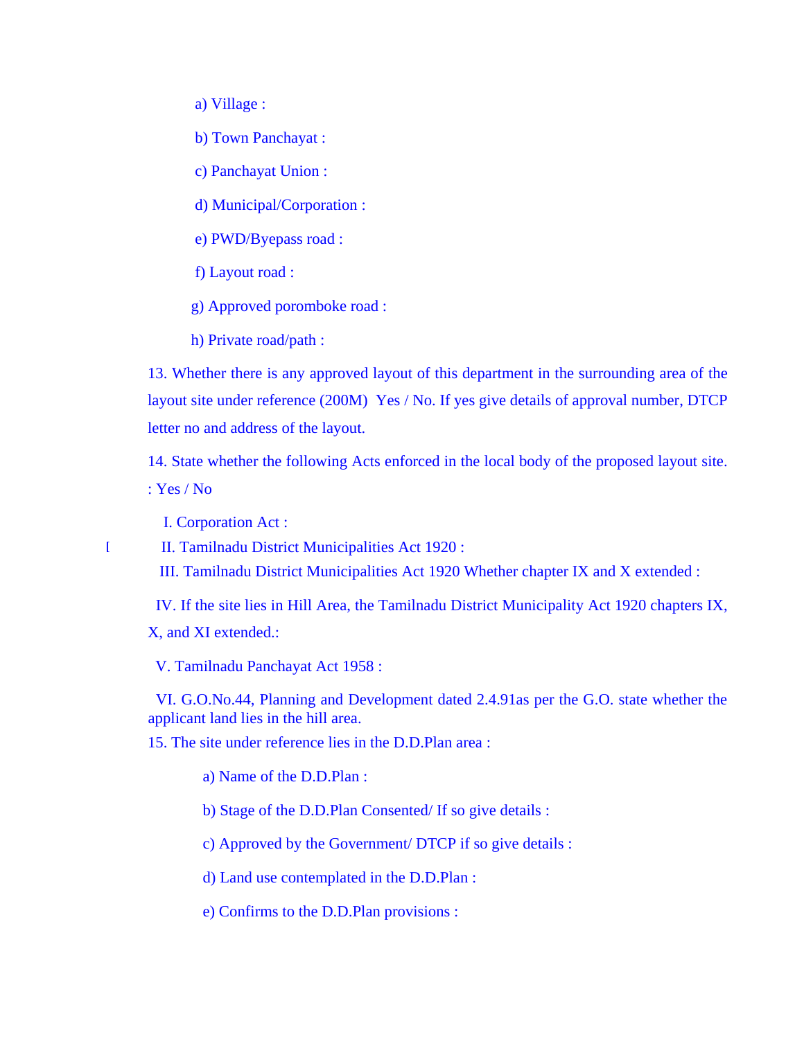a) Village :

b) Town Panchayat :

c) Panchayat Union :

d) Municipal/Corporation :

e) PWD/Byepass road :

f) Layout road :

g) Approved poromboke road :

h) Private road/path :

13. Whether there is any approved layout of this department in the surrounding area of the layout site under reference (200M) Yes / No. If yes give details of approval number, DTCP letter no and address of the layout.

14. State whether the following Acts enforced in the local body of the proposed layout site. : Yes / No

I. Corporation Act :

[ II. Tamilnadu District Municipalities Act 1920 :

III. Tamilnadu District Municipalities Act 1920 Whether chapter IX and X extended :

IV. If the site lies in Hill Area, the Tamilnadu District Municipality Act 1920 chapters IX, X, and XI extended.:

V. Tamilnadu Panchayat Act 1958 :

VI. G.O.No.44, Planning and Development dated 2.4.91as per the G.O. state whether the applicant land lies in the hill area.

15. The site under reference lies in the D.D.Plan area :

a) Name of the D.D.Plan :

b) Stage of the D.D.Plan Consented/ If so give details :

c) Approved by the Government/ DTCP if so give details :

d) Land use contemplated in the D.D.Plan :

e) Confirms to the D.D.Plan provisions :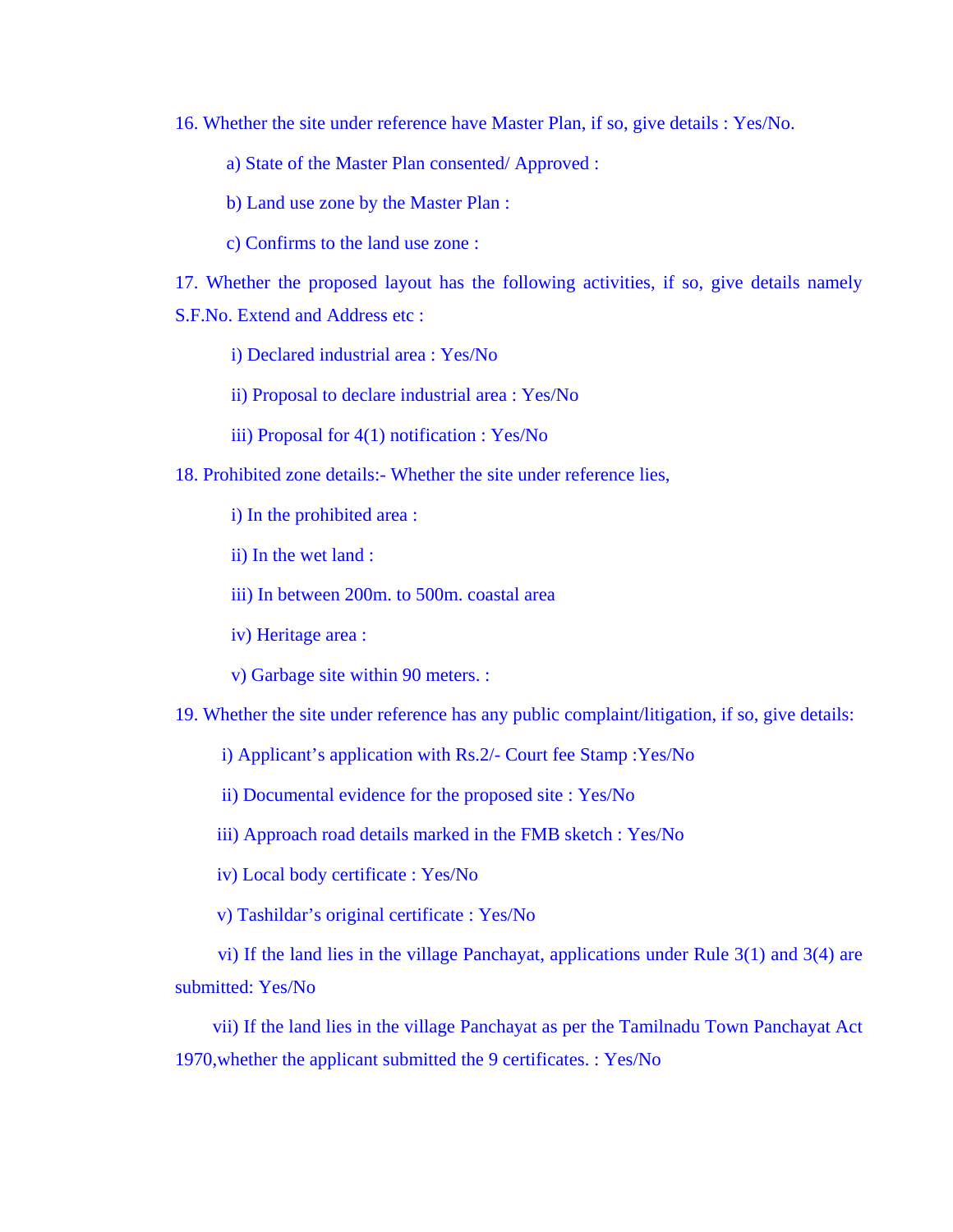16. Whether the site under reference have Master Plan, if so, give details : Yes/No.

  a) State of the Master Plan consented/ Approved :

  b) Land use zone by the Master Plan :

  c) Confirms to the land use zone :

17. Whether the proposed layout has the following activities, if so, give details namely S.F.No. Extend and Address etc :

  i) Declared industrial area : Yes/No

  ii) Proposal to declare industrial area : Yes/No

  iii) Proposal for 4(1) notification : Yes/No

18. Prohibited zone details:- Whether the site under reference lies,

  i) In the prohibited area :

  ii) In the wet land :

  iii) In between 200m. to 500m. coastal area

  iv) Heritage area :

  v) Garbage site within 90 meters. :

19. Whether the site under reference has any public complaint/litigation, if so, give details:

  i) Applicant's application with Rs.2/- Court fee Stamp :Yes/No

  ii) Documental evidence for the proposed site : Yes/No

  iii) Approach road details marked in the FMB sketch : Yes/No

  iv) Local body certificate : Yes/No

  v) Tashildar's original certificate : Yes/No

  vi) If the land lies in the village Panchayat, applications under Rule 3(1) and 3(4) are submitted: Yes/No

  vii) If the land lies in the village Panchayat as per the Tamilnadu Town Panchayat Act 1970,whether the applicant submitted the 9 certificates. : Yes/No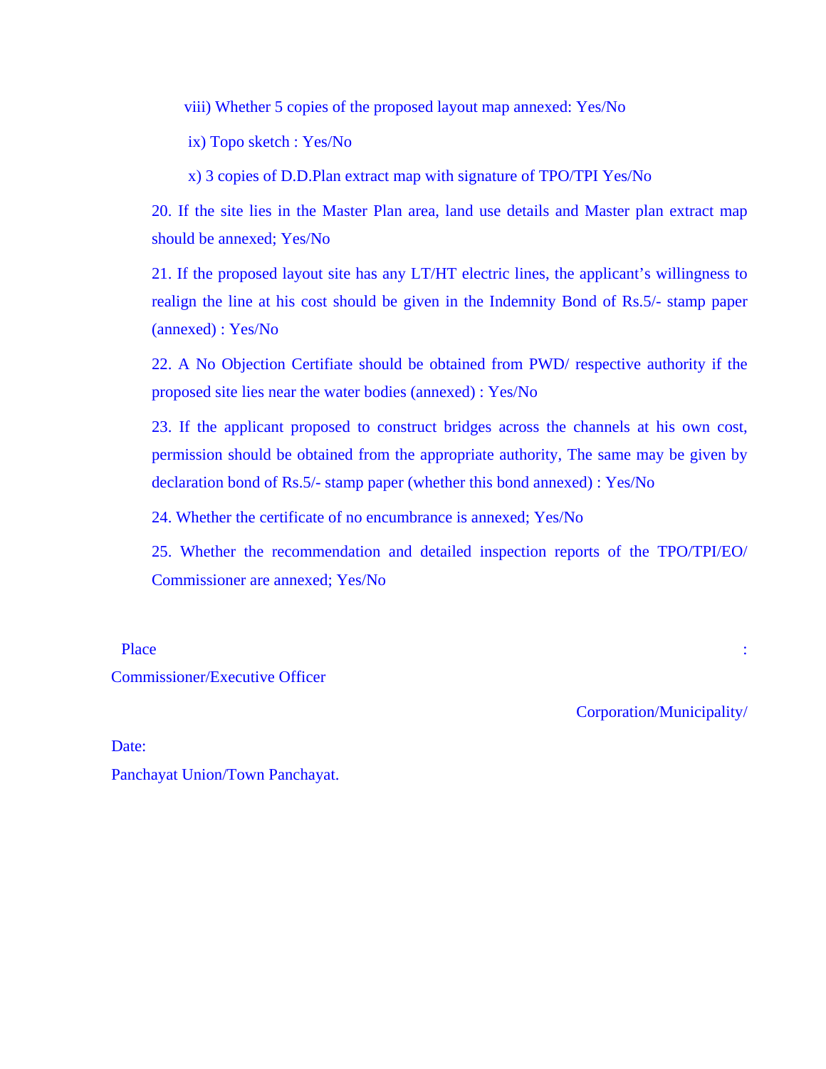viii) Whether 5 copies of the proposed layout map annexed: Yes/No

ix) Topo sketch : Yes/No

x) 3 copies of D.D.Plan extract map with signature of TPO/TPI Yes/No

20. If the site lies in the Master Plan area, land use details and Master plan extract map should be annexed; Yes/No

21. If the proposed layout site has any LT/HT electric lines, the applicant's willingness to realign the line at his cost should be given in the Indemnity Bond of Rs.5/- stamp paper (annexed) : Yes/No

22. A No Objection Certifiate should be obtained from PWD/ respective authority if the proposed site lies near the water bodies (annexed) : Yes/No

23. If the applicant proposed to construct bridges across the channels at his own cost, permission should be obtained from the appropriate authority, The same may be given by declaration bond of Rs.5/- stamp paper (whether this bond annexed) : Yes/No

24. Whether the certificate of no encumbrance is annexed; Yes/No

25. Whether the recommendation and detailed inspection reports of the TPO/TPI/EO/ Commissioner are annexed; Yes/No

Place :

Commissioner/Executive Officer

Corporation/Municipality/

Date:

Panchayat Union/Town Panchayat.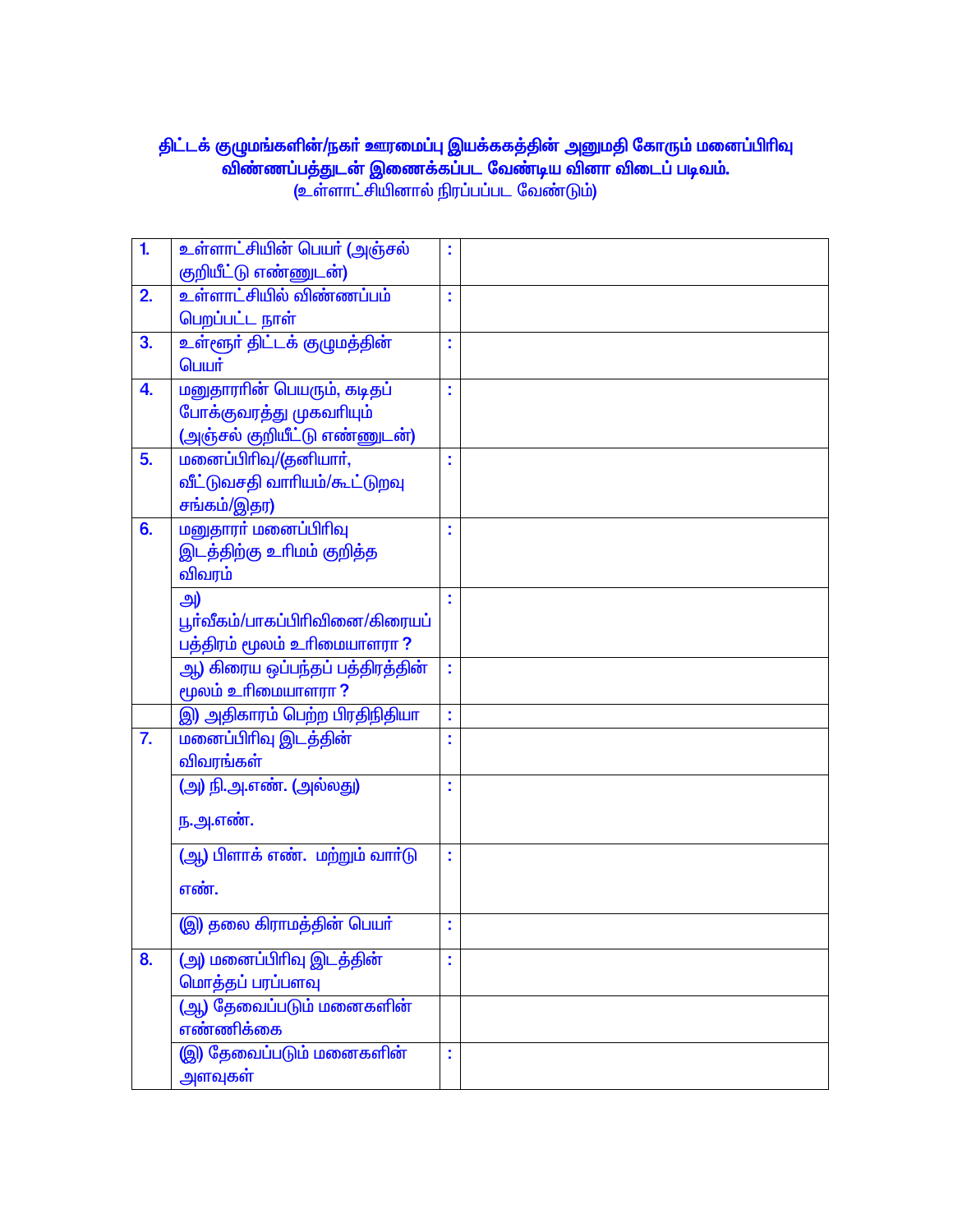**திட்டக் குழுமங்களின்/நகர் ஊரமைப்பு இயக்ககத்தின் அனுமதி கோரும் மனைப்பிரிவு விண்ணப்பத்துடன் இணைக்கப்பட வேண்டிய வினா விடைப் படிவம்.**

(உள்ளாட்சியினால் நிரப்பப்பட வேண்டும்)

| | | | |
|---|---|---|---|
| 1. | உள்ளாட்சியின் பெயர் (அஞ்சல் குறியீட்டு எண்ணுடன்) | : | |
| 2. | உள்ளாட்சியில் விண்ணப்பம் பெறப்பட்ட நாள் | : | |
| 3. | உள்ளூர் திட்டக் குழுமத்தின் பெயர் | : | |
| 4. | மனுதாரரின் பெயரும், கடிதப் போக்குவரத்து முகவரியும் (அஞ்சல் குறியீட்டு எண்ணுடன்) | : | |
| 5. | மனைப்பிரிவு/(தனியார், வீட்டுவசதி வாரியம்/கூட்டுறவு சங்கம்/இதர) | : | |
| 6. | மனுதாரர் மனைப்பிரிவு இடத்திற்கு உரிமம் குறித்த விவரம் | : | |
| | அ) பூர்வீகம்/பாகப்பிரிவினை/கிரையப் பத்திரம் மூலம் உரிமையாளரா ? | : | |
| | ஆ) கிரைய ஒப்பந்தப் பத்திரத்தின் மூலம் உரிமையாளரா ? | : | |
| | இ) அதிகாரம் பெற்ற பிரதிநிதியா | : | |
| 7. | மனைப்பிரிவு இடத்தின் விவரங்கள் | : | |
| | (அ) நி.அ.எண். (அல்லது) ந.அ.எண். | : | |
| | (ஆ) பிளாக் எண். மற்றும் வார்டு எண். | : | |
| | (இ) தலை கிராமத்தின் பெயர் | : | |
| 8. | (அ) மனைப்பிரிவு இடத்தின் மொத்தப் பரப்பளவு | : | |
| | (ஆ) தேவைப்படும் மனைகளின் எண்ணிக்கை | | |
| | (இ) தேவைப்படும் மனைகளின் அளவுகள் | : | |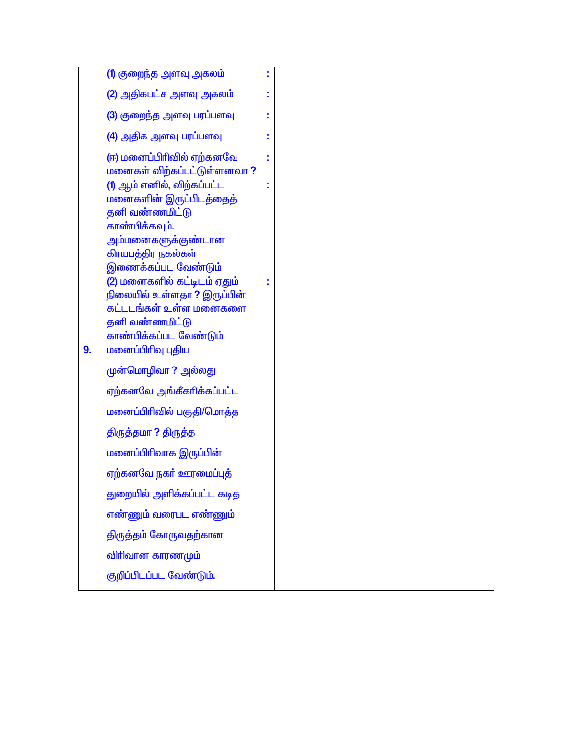| | | | |
|---|---|---|---|
| | (1) குறைந்த அளவு அகலம் | : | |
| | (2) அதிகபட்ச அளவு அகலம் | : | |
| | (3) குறைந்த அளவு பரப்பளவு | : | |
| | (4) அதிக அளவு பரப்பளவு | : | |
| | (ஈ) மனைப்பிரிவில் ஏற்கனவே மனைகள் விற்கப்பட்டுள்ளனவா ? | : | |
| | (1) ஆம் எனில், விற்கப்பட்ட மனைகளின் இருப்பிடத்தைத் தனி வண்ணமிட்டு காண்பிக்கவும். அம்மனைகளுக்குண்டான கிரயபத்திர நகல்கள் இணைக்கப்பட வேண்டும் | : | |
| | (2) மனைகளில் கட்டிடம் ஏதும் நிலையில் உள்ளதா ? இருப்பின் கட்டடங்கள் உள்ள மனைகளை தனி வண்ணமிட்டு காண்பிக்கப்பட வேண்டும் | : | |
| 9. | மனைப்பிரிவு புதிய முன்மொழிவா ? அல்லது ஏற்கனவே அங்கீகரிக்கப்பட்ட மனைப்பிரிவில் பகுதி/மொத்த திருத்தமா ? திருத்த மனைப்பிரிவாக இருப்பின் ஏற்கனவே நகர் ஊரமைப்புத் துறையில் அளிக்கப்பட்ட கடித எண்ணும் வரைபட எண்ணும் திருத்தம் கோருவதற்கான விரிவான காரணமும் குறிப்பிடப்பட வேண்டும். | | |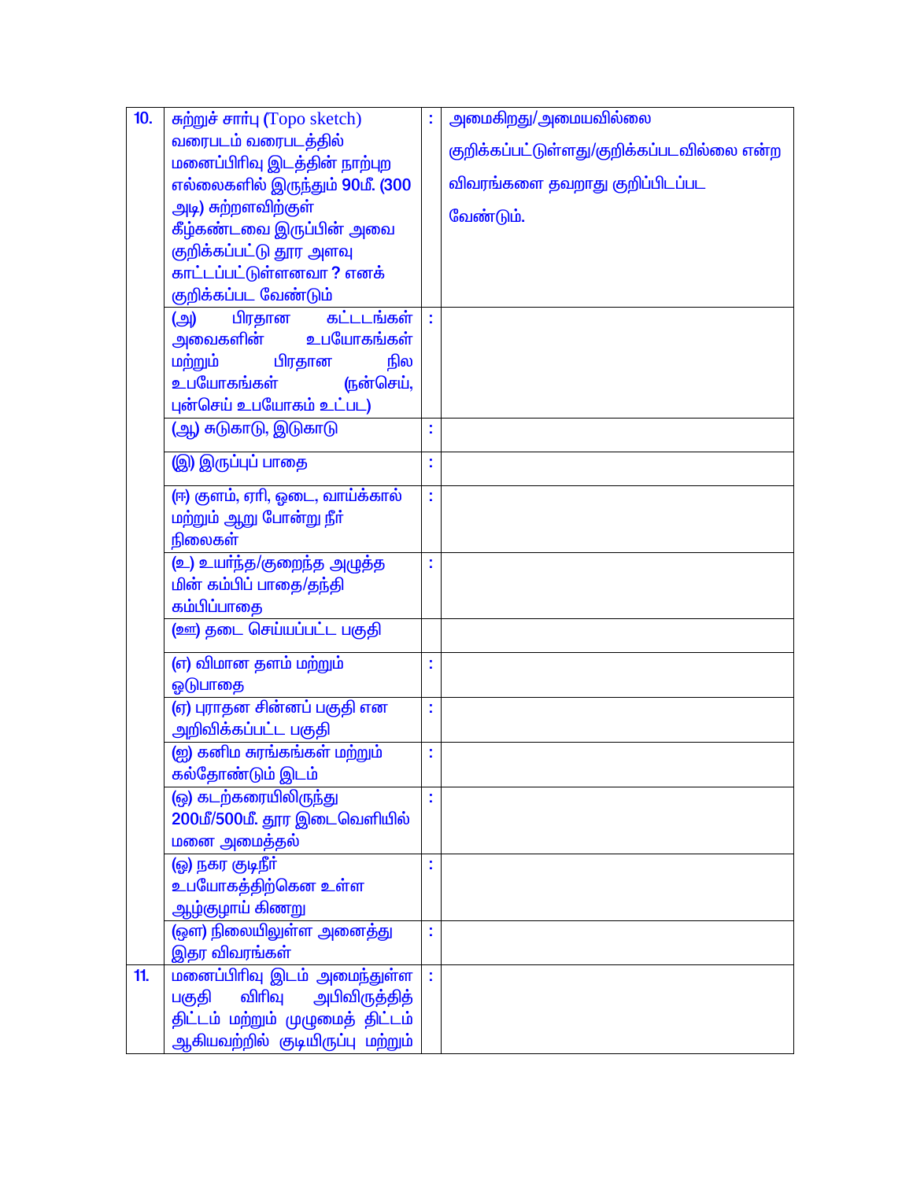| 10. | சுற்றுச் சார்பு (Topo sketch) வரைபடம் வரைபடத்தில் மனைப்பிரிவு இடத்தின் நாற்புற எல்லைகளில் இருந்தும் 90மீ. (300 அடி) சுற்றளவிற்குள் கீழ்கண்டவை இருப்பின் அவை குறிக்கப்பட்டு தூர அளவு காட்டப்பட்டுள்ளனவா ? எனக் குறிக்கப்பட வேண்டும் | : | அமைகிறது/அமையவில்லை குறிக்கப்பட்டுள்ளது/குறிக்கப்படவில்லை என்ற விவரங்களை தவறாது குறிப்பிடப்பட வேண்டும். |
|---|---|---|---|
| | (அ) பிரதான கட்டடங்கள் அவைகளின் உபயோகங்கள் மற்றும் பிரதான நில உபயோகங்கள் (நன்செய், புன்செய் உபயோகம் உட்பட) | : | |
| | (ஆ) சுடுகாடு, இடுகாடு | : | |
| | (இ) இருப்புப் பாதை | : | |
| | (ஈ) குளம், ஏரி, ஓடை, வாய்க்கால் மற்றும் ஆறு போன்று நீர் நிலைகள் | : | |
| | (உ) உயர்ந்த/குறைந்த அழுத்த மின் கம்பிப் பாதை/தந்தி கம்பிப்பாதை | : | |
| | (ஊ) தடை செய்யப்பட்ட பகுதி | | |
| | (எ) விமான தளம் மற்றும் ஓடுபாதை | : | |
| | (ஏ) புராதன சின்னப் பகுதி என அறிவிக்கப்பட்ட பகுதி | : | |
| | (ஐ) கனிம சுரங்கங்கள் மற்றும் கல்தோண்டும் இடம் | : | |
| | (ஒ) கடற்கரையிலிருந்து 200மீ/500மீ. தூர இடைவெளியில் மனை அமைத்தல் | : | |
| | (ஓ) நகர குடிநீர் உபயோகத்திற்கென உள்ள ஆழ்குழாய் கிணறு | : | |
| | (ஔ) நிலையிலுள்ள அனைத்து இதர விவரங்கள் | : | |
| 11. | மனைப்பிரிவு இடம் அமைந்துள்ள பகுதி விரிவு அபிவிருத்தித் திட்டம் மற்றும் முழுமைத் திட்டம் ஆகியவற்றில் குடியிருப்பு மற்றும் | : | |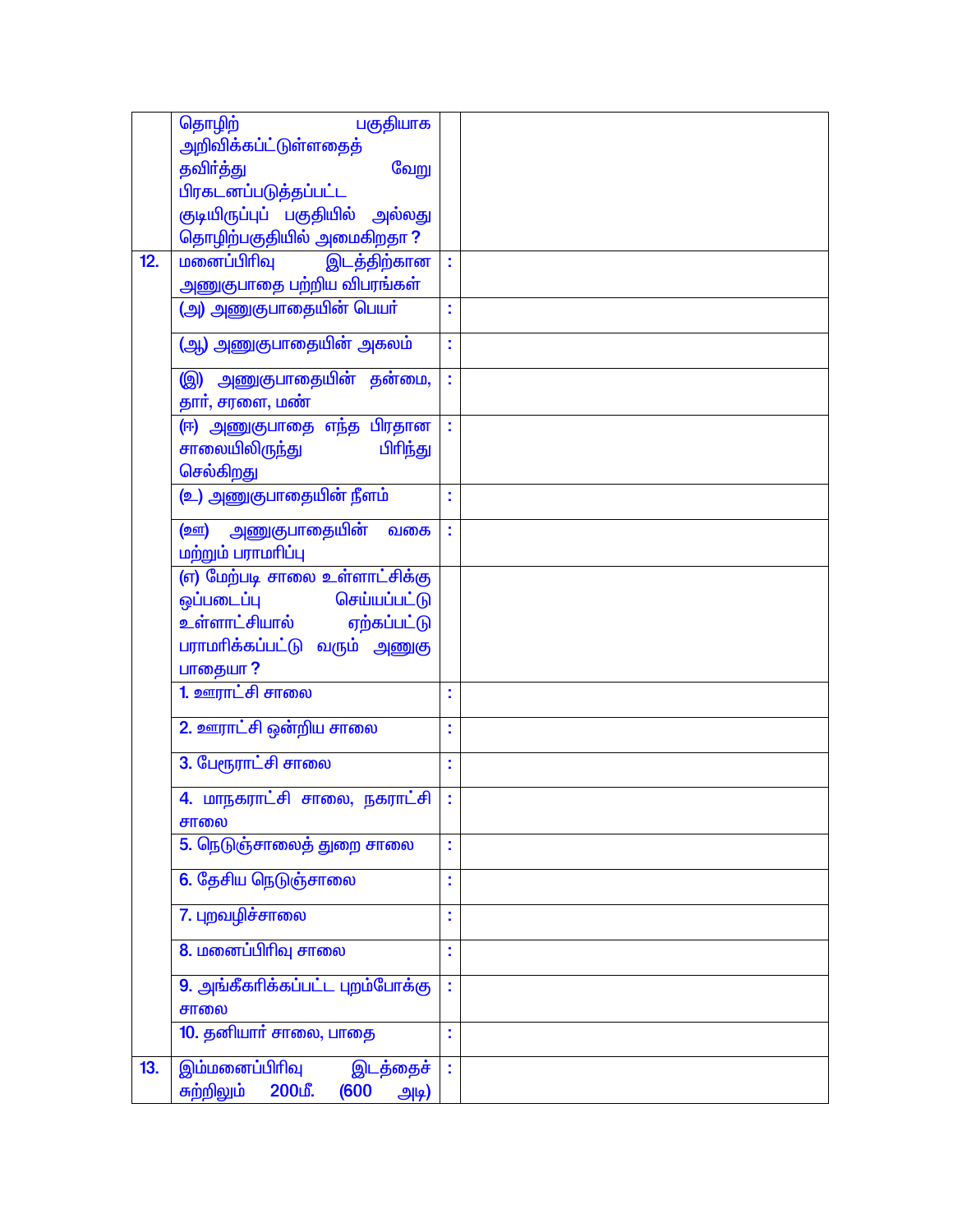| | | | |
|---|---|---|---|
| | தொழிற் பகுதியாக அறிவிக்கப்பட்டுள்ளதைத் தவிர்த்து வேறு பிரகடனப்படுத்தப்பட்ட குடியிருப்புப் பகுதியில் அல்லது தொழிற்பகுதியில் அமைகிறதா ? | | |
| 12. | மனைப்பிரிவு இடத்திற்கான அணுகுபாதை பற்றிய விபரங்கள் | : | |
| | (அ) அணுகுபாதையின் பெயர் | : | |
| | (ஆ) அணுகுபாதையின் அகலம் | : | |
| | (இ) அணுகுபாதையின் தன்மை, தார், சரளை, மண் | : | |
| | (ஈ) அணுகுபாதை எந்த பிரதான சாலையிலிருந்து பிரிந்து செல்கிறது | : | |
| | (உ) அணுகுபாதையின் நீளம் | : | |
| | (ஊ) அணுகுபாதையின் வகை மற்றும் பராமரிப்பு | : | |
| | (எ) மேற்படி சாலை உள்ளாட்சிக்கு ஒப்படைப்பு செய்யப்பட்டு உள்ளாட்சியால் ஏற்கப்பட்டு பராமரிக்கப்பட்டு வரும் அணுகு பாதையா ? | | |
| | 1. ஊராட்சி சாலை | : | |
| | 2. ஊராட்சி ஒன்றிய சாலை | : | |
| | 3. பேரூராட்சி சாலை | : | |
| | 4. மாநகராட்சி சாலை, நகராட்சி சாலை | : | |
| | 5. நெடுஞ்சாலைத் துறை சாலை | : | |
| | 6. தேசிய நெடுஞ்சாலை | : | |
| | 7. புறவழிச்சாலை | : | |
| | 8. மனைப்பிரிவு சாலை | : | |
| | 9. அங்கீகரிக்கப்பட்ட புறம்போக்கு சாலை | : | |
| | 10. தனியார் சாலை, பாதை | : | |
| 13. | இம்மனைப்பிரிவு இடத்தைச் சுற்றிலும் 200மீ. (600 அடி) | : | |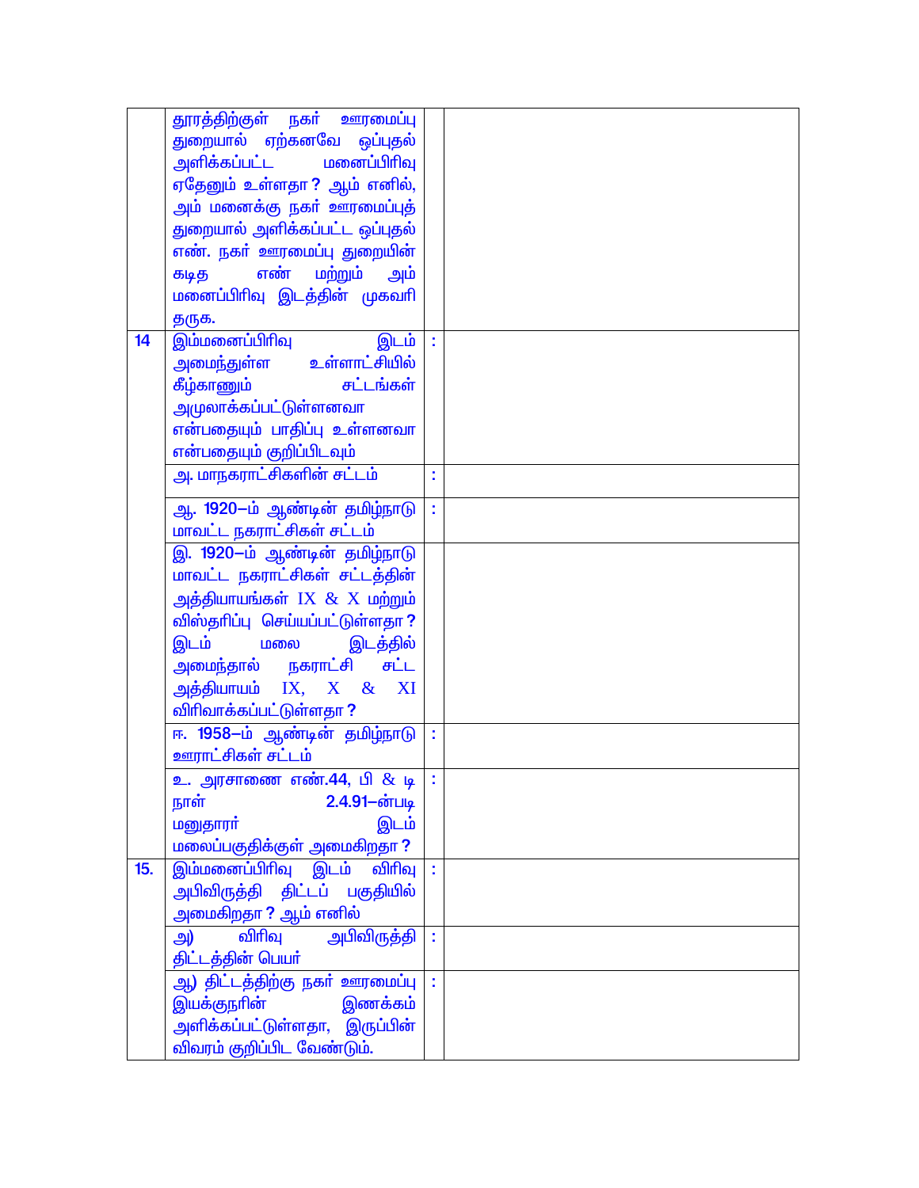| | | | |
|---|---|---|---|
| | தூரத்திற்குள் நகர் ஊரமைப்பு துறையால் ஏற்கனவே ஒப்புதல் அளிக்கப்பட்ட மனைப்பிரிவு ஏதேனும் உள்ளதா ? ஆம் எனில், அம் மனைக்கு நகர் ஊரமைப்புத் துறையால் அளிக்கப்பட்ட ஒப்புதல் எண். நகர் ஊரமைப்பு துறையின் கடித எண் மற்றும் அம் மனைப்பிரிவு இடத்தின் முகவரி தருக. | | |
| 14 | இம்மனைப்பிரிவு இடம் அமைந்துள்ள உள்ளாட்சியில் கீழ்காணும் சட்டங்கள் அமுலாக்கப்பட்டுள்ளனவா என்பதையும் பாதிப்பு உள்ளனவா என்பதையும் குறிப்பிடவும் | : | |
| | அ. மாநகராட்சிகளின் சட்டம் | : | |
| | ஆ. 1920–ம் ஆண்டின் தமிழ்நாடு மாவட்ட நகராட்சிகள் சட்டம் | : | |
| | இ. 1920–ம் ஆண்டின் தமிழ்நாடு மாவட்ட நகராட்சிகள் சட்டத்தின் அத்தியாயங்கள் IX & X மற்றும் விஸ்தரிப்பு செய்யப்பட்டுள்ளதா ? இடம் மலை இடத்தில் அமைந்தால் நகராட்சி சட்ட அத்தியாயம் IX, X & XI விரிவாக்கப்பட்டுள்ளதா ? | | |
| | ஈ. 1958–ம் ஆண்டின் தமிழ்நாடு ஊராட்சிகள் சட்டம் | : | |
| | உ. அரசாணை எண்.44, பி & டி நாள் 2.4.91–ன்படி மனுதாரர் இடம் மலைப்பகுதிக்குள் அமைகிறதா ? | : | |
| 15. | இம்மனைப்பிரிவு இடம் விரிவு அபிவிருத்தி திட்டப் பகுதியில் அமைகிறதா ? ஆம் எனில் | : | |
| | அ) விரிவு அபிவிருத்தி திட்டத்தின் பெயர் | : | |
| | ஆ) திட்டத்திற்கு நகர் ஊரமைப்பு இயக்குநரின் இணக்கம் அளிக்கப்பட்டுள்ளதா, இருப்பின் விவரம் குறிப்பிட வேண்டும். | : | |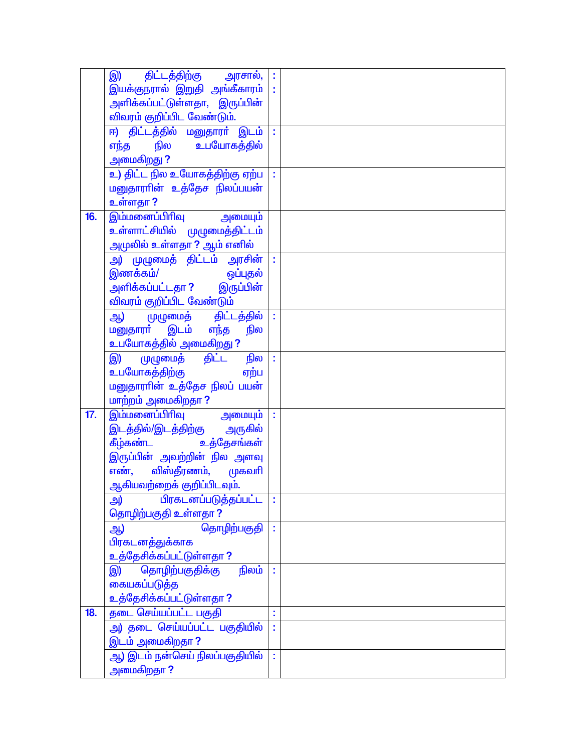| | | | |
|---|---|---|---|
| | இ) திட்டத்திற்கு அரசால், இயக்குநரால் இறுதி அங்கீகாரம் அளிக்கப்பட்டுள்ளதா, இருப்பின் விவரம் குறிப்பிட வேண்டும். | :<br>: | |
| | ஈ) திட்டத்தில் மனுதாரர் இடம் எந்த நில உபயோகத்தில் அமைகிறது ? | : | |
| | உ) திட்ட நில உயோகத்திற்கு ஏற்ப மனுதாரரின் உத்தேச நிலப்பயன் உள்ளதா ? | : | |
| 16. | இம்மனைப்பிரிவு அமையும் உள்ளாட்சியில் முழுமைத்திட்டம் அமுலில் உள்ளதா ? ஆம் எனில் | | |
| | அ) முழுமைத் திட்டம் அரசின் இணக்கம்/ ஒப்புதல் அளிக்கப்பட்டதா ? இருப்பின் விவரம் குறிப்பிட வேண்டும் | : | |
| | ஆ) முழுமைத் திட்டத்தில் மனுதாரர் இடம் எந்த நில உபயோகத்தில் அமைகிறது ? | : | |
| | இ) முழுமைத் திட்ட நில உபயோகத்திற்கு ஏற்ப மனுதாரரின் உத்தேச நிலப் பயன் மாற்றம் அமைகிறதா ? | : | |
| 17. | இம்மனைப்பிரிவு அமையும் இடத்தில்/இடத்திற்கு அருகில் கீழ்கண்ட உத்தேசங்கள் இருப்பின் அவற்றின் நில அளவு எண், விஸ்தீரணம், முகவரி ஆகியவற்றைக் குறிப்பிடவும். | : | |
| | அ) பிரகடனப்படுத்தப்பட்ட தொழிற்பகுதி உள்ளதா ? | : | |
| | ஆ) தொழிற்பகுதி பிரகடனத்துக்காக உத்தேசிக்கப்பட்டுள்ளதா ? | : | |
| | இ) தொழிற்பகுதிக்கு நிலம் கையகப்படுத்த உத்தேசிக்கப்பட்டுள்ளதா ? | : | |
| 18. | தடை செய்யப்பட்ட பகுதி | : | |
| | அ) தடை செய்யப்பட்ட பகுதியில் இடம் அமைகிறதா ? | : | |
| | ஆ) இடம் நன்செய் நிலப்பகுதியில் அமைகிறதா ? | : | |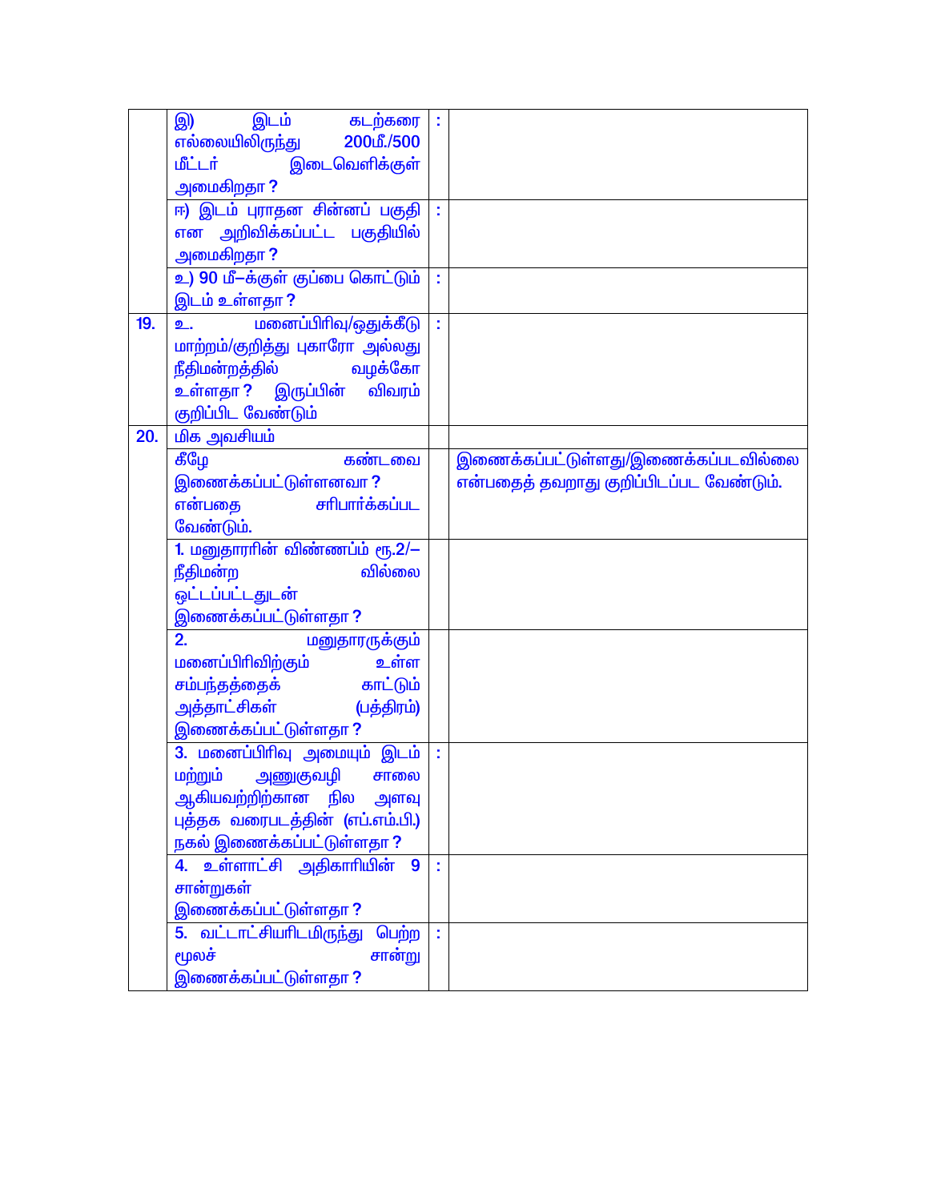| | | | |
|---|---|---|---|
| | இ) இடம் கடற்கரை எல்லையிலிருந்து 200மீ./500 மீட்டர் இடைவெளிக்குள் அமைகிறதா ? | : | |
| | ஈ) இடம் புராதன சின்னப் பகுதி என அறிவிக்கப்பட்ட பகுதியில் அமைகிறதா ? | : | |
| | உ) 90 மீ–க்குள் குப்பை கொட்டும் இடம் உள்ளதா ? | : | |
| 19. | உ. மனைப்பிரிவு/ஒதுக்கீடு மாற்றம்/குறித்து புகாரோ அல்லது நீதிமன்றத்தில் வழக்கோ உள்ளதா ? இருப்பின் விவரம் குறிப்பிட வேண்டும் | : | |
| 20. | மிக அவசியம் | | |
| | கீழே கண்டவை இணைக்கப்பட்டுள்ளனவா ? என்பதை சரிபார்க்கப்பட வேண்டும். | | இணைக்கப்பட்டுள்ளது/இணைக்கப்படவில்லை என்பதைத் தவறாது குறிப்பிடப்பட வேண்டும். |
| | 1. மனுதாரரின் விண்ணப்பம் ரூ.2/– நீதிமன்ற வில்லை ஒட்டப்பட்டதுடன் இணைக்கப்பட்டுள்ளதா ? | | |
| | 2. மனுதாரருக்கும் மனைப்பிரிவிற்கும் உள்ள சம்பந்தத்தைக் காட்டும் அத்தாட்சிகள் (பத்திரம்) இணைக்கப்பட்டுள்ளதா ? | | |
| | 3. மனைப்பிரிவு அமையும் இடம் மற்றும் அணுகுவழி சாலை ஆகியவற்றிற்கான நில அளவு புத்தக வரைபடத்தின் (எப்.எம்.பி.) நகல் இணைக்கப்பட்டுள்ளதா ? | : | |
| | 4. உள்ளாட்சி அதிகாரியின் 9 சான்றுகள் இணைக்கப்பட்டுள்ளதா ? | : | |
| | 5. வட்டாட்சியரிடமிருந்து பெற்ற மூலச் சான்று இணைக்கப்பட்டுள்ளதா ? | : | |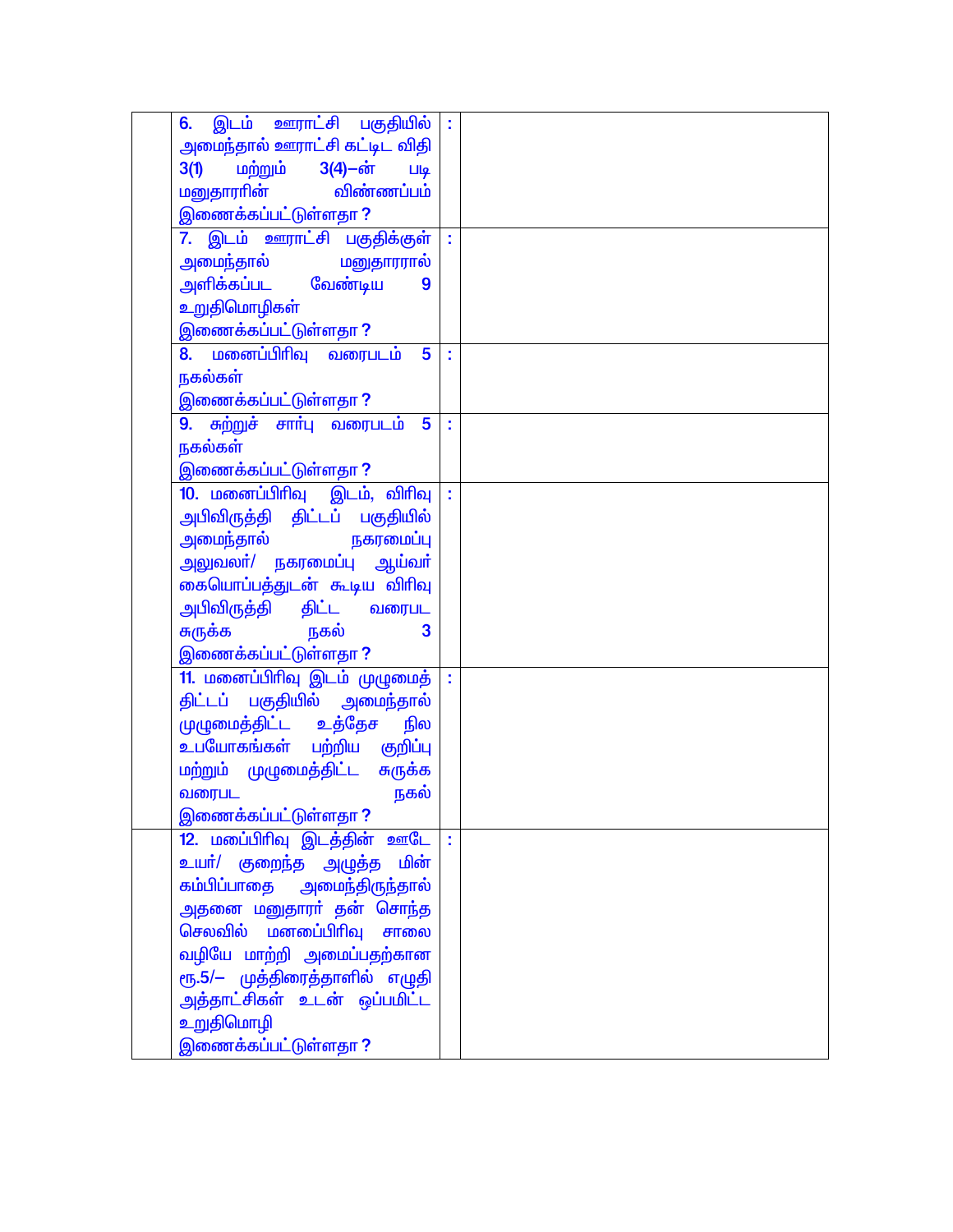|  |  |  |  |
|---|---|---|---|
|  | 6. இடம் ஊராட்சி பகுதியில் அமைந்தால் ஊராட்சி கட்டிட விதி 3(1) மற்றும் 3(4)–ன் படி மனுதாரரின் விண்ணப்பம் இணைக்கப்பட்டுள்ளதா ? | : |  |
|  | 7. இடம் ஊராட்சி பகுதிக்குள் அமைந்தால் மனுதாரரால் அளிக்கப்பட வேண்டிய 9 உறுதிமொழிகள் இணைக்கப்பட்டுள்ளதா ? | : |  |
|  | 8. மனைப்பிரிவு வரைபடம் 5 நகல்கள் இணைக்கப்பட்டுள்ளதா ? | : |  |
|  | 9. சுற்றுச் சார்பு வரைபடம் 5 நகல்கள் இணைக்கப்பட்டுள்ளதா ? | : |  |
|  | 10. மனைப்பிரிவு இடம், விரிவு அபிவிருத்தி திட்டப் பகுதியில் அமைந்தால் நகரமைப்பு அலுவலர்/ நகரமைப்பு ஆய்வர் கையொப்பத்துடன் கூடிய விரிவு அபிவிருத்தி திட்ட வரைபட சுருக்க நகல் 3 இணைக்கப்பட்டுள்ளதா ? | : |  |
|  | 11. மனைப்பிரிவு இடம் முழுமைத் திட்டப் பகுதியில் அமைந்தால் முழுமைத்திட்ட உத்தேச நில உபயோகங்கள் பற்றிய குறிப்பு மற்றும் முழுமைத்திட்ட சுருக்க வரைபட நகல் இணைக்கப்பட்டுள்ளதா ? | : |  |
|  | 12. மபைப்பிரிவு இடத்தின் ஊடே உயர்/ குறைந்த அழுத்த மின் கம்பிப்பாதை அமைந்திருந்தால் அதனை மனுதாரர் தன் சொந்த செலவில் மனைப்பிரிவு சாலை வழியே மாற்றி அமைப்பதற்கான ரூ.5/– முத்திரைத்தாளில் எழுதி அத்தாட்சிகள் உடன் ஒப்பமிட்ட உறுதிமொழி இணைக்கப்பட்டுள்ளதா ? | : |  |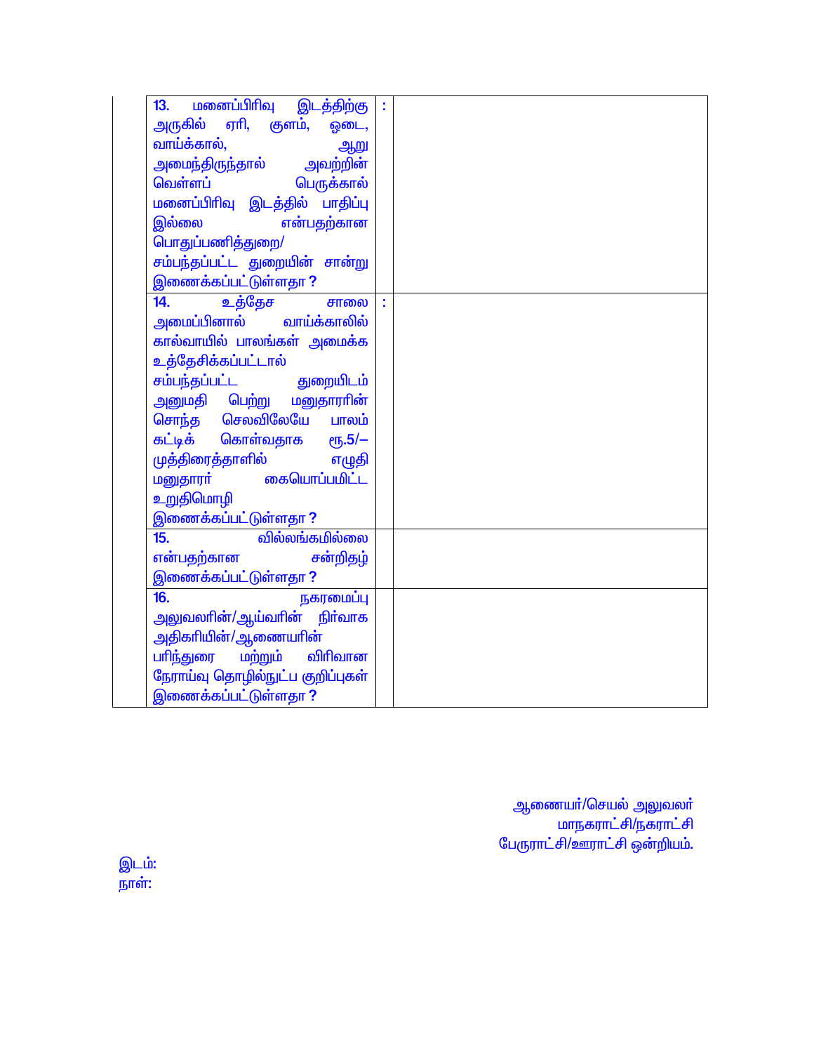| | | | |
|---|---|---|---|
| | 13. மனைப்பிரிவு இடத்திற்கு அருகில் ஏரி, குளம், ஓடை, வாய்க்கால், ஆறு அமைந்திருந்தால் அவற்றின் வெள்ளப் பெருக்கால் மனைப்பிரிவு இடத்தில் பாதிப்பு இல்லை என்பதற்கான பொதுப்பணித்துறை/ சம்பந்தப்பட்ட துறையின் சான்று இணைக்கப்பட்டுள்ளதா ? | : | |
| | 14. உத்தேச சாலை அமைப்பினால் வாய்க்காலில் கால்வாயில் பாலங்கள் அமைக்க உத்தேசிக்கப்பட்டால் சம்பந்தப்பட்ட துறையிடம் அனுமதி பெற்று மனுதாரரின் சொந்த செலவிலேயே பாலம் கட்டிக் கொள்வதாக ரூ.5/– முத்திரைத்தாளில் எழுதி மனுதாரர் கையொப்பமிட்ட உறுதிமொழி இணைக்கப்பட்டுள்ளதா ? | : | |
| | 15. வில்லங்கமில்லை என்பதற்கான சன்றிதழ் இணைக்கப்பட்டுள்ளதா ? | | |
| | 16. நகரமைப்பு அலுவலரின்/ஆய்வரின் நிர்வாக அதிகாரியின்/ஆணையரின் பரிந்துரை மற்றும் விரிவான நேராய்வு தொழில்நுட்ப குறிப்புகள் இணைக்கப்பட்டுள்ளதா ? | | |

ஆணையர்/செயல் அலுவலர்
மாநகராட்சி/நகராட்சி
பேரூராட்சி/ஊராட்சி ஒன்றியம்.

இடம்:
நாள்: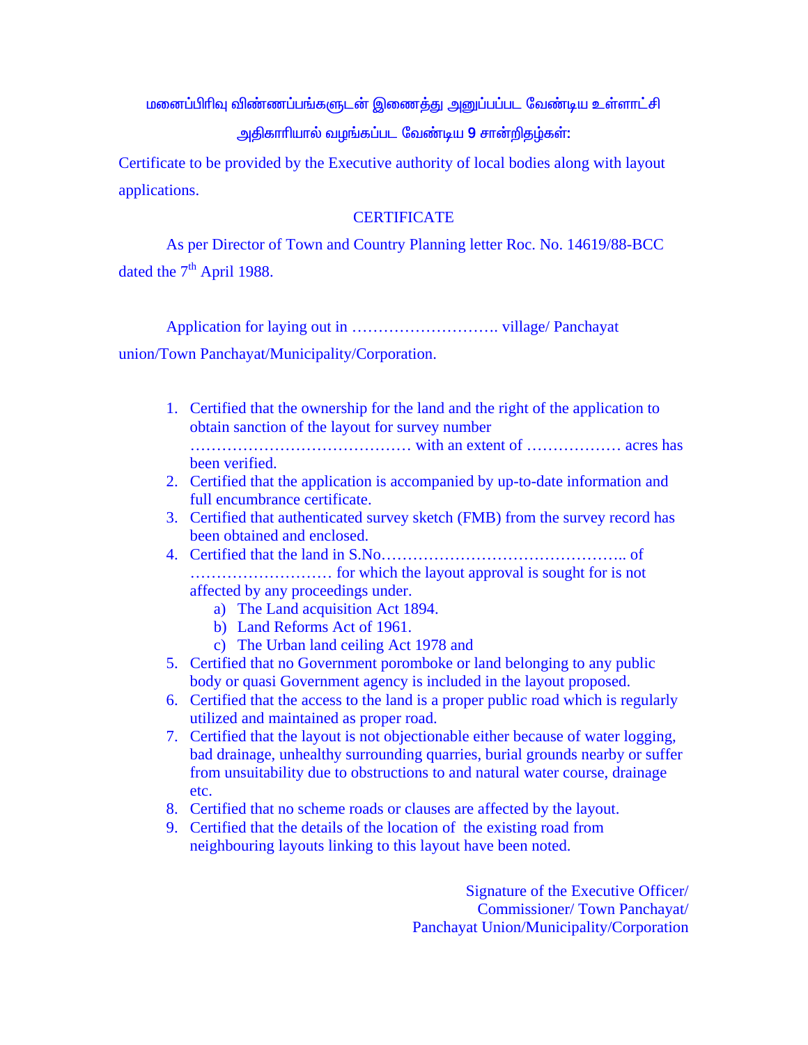மனைப்பிரிவு விண்ணப்பங்களுடன் இணைத்து அனுப்பப்பட வேண்டிய உள்ளாட்சி அதிகாரியால் வழங்கப்பட வேண்டிய 9 சான்றிதழ்கள்:

Certificate to be provided by the Executive authority of local bodies along with layout applications.

## CERTIFICATE

As per Director of Town and Country Planning letter Roc. No. 14619/88-BCC dated the 7th April 1988.

Application for laying out in ………………………. village/ Panchayat union/Town Panchayat/Municipality/Corporation.

1. Certified that the ownership for the land and the right of the application to obtain sanction of the layout for survey number …………………………………… with an extent of ……………… acres has been verified.
2. Certified that the application is accompanied by up-to-date information and full encumbrance certificate.
3. Certified that authenticated survey sketch (FMB) from the survey record has been obtained and enclosed.
4. Certified that the land in S.No……………………………………….. of ……………………… for which the layout approval is sought for is not affected by any proceedings under.
   a) The Land acquisition Act 1894.
   b) Land Reforms Act of 1961.
   c) The Urban land ceiling Act 1978 and
5. Certified that no Government poromboke or land belonging to any public body or quasi Government agency is included in the layout proposed.
6. Certified that the access to the land is a proper public road which is regularly utilized and maintained as proper road.
7. Certified that the layout is not objectionable either because of water logging, bad drainage, unhealthy surrounding quarries, burial grounds nearby or suffer from unsuitability due to obstructions to and natural water course, drainage etc.
8. Certified that no scheme roads or clauses are affected by the layout.
9. Certified that the details of the location of the existing road from neighbouring layouts linking to this layout have been noted.

Signature of the Executive Officer/
Commissioner/ Town Panchayat/
Panchayat Union/Municipality/Corporation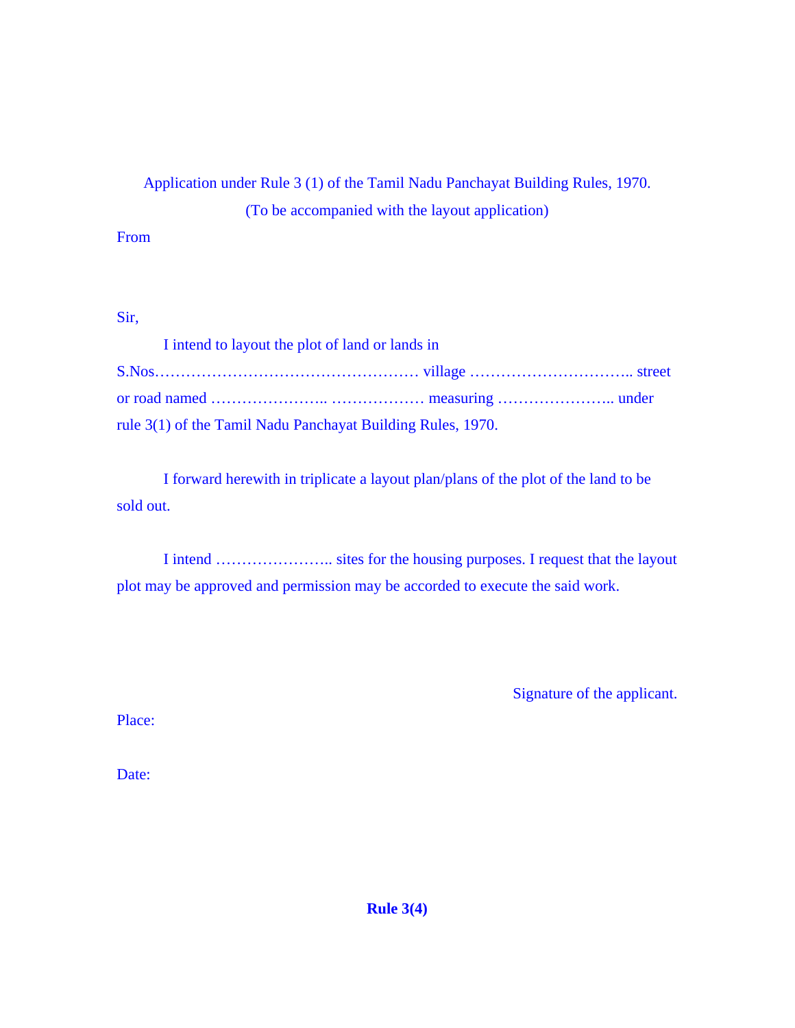Application under Rule 3 (1) of the Tamil Nadu Panchayat Building Rules, 1970.

(To be accompanied with the layout application)

From

Sir,

I intend to layout the plot of land or lands in S.Nos…………………………………………… village ………………………….. street or road named ………………….. ……………… measuring ………………….. under rule 3(1) of the Tamil Nadu Panchayat Building Rules, 1970.

I forward herewith in triplicate a layout plan/plans of the plot of the land to be sold out.

I intend ………………….. sites for the housing purposes. I request that the layout plot may be approved and permission may be accorded to execute the said work.

Signature of the applicant.

Place:

Date:

**Rule 3(4)**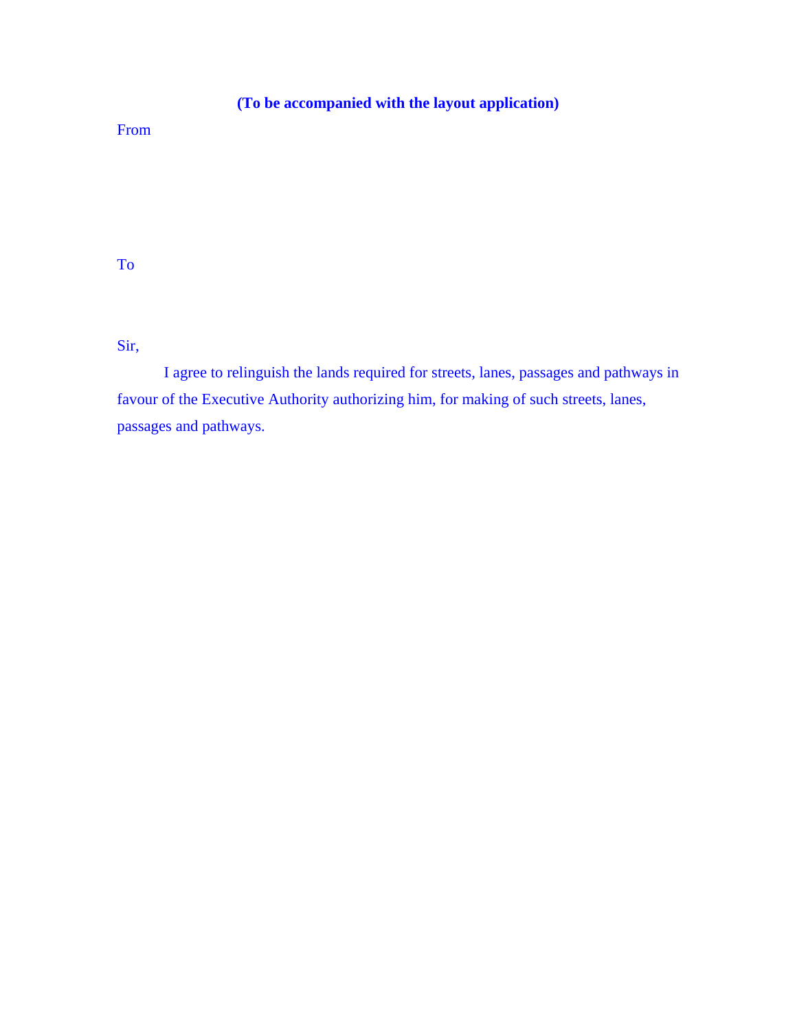**(To be accompanied with the layout application)**

From

To

Sir,

I agree to relinguish the lands required for streets, lanes, passages and pathways in favour of the Executive Authority authorizing him, for making of such streets, lanes, passages and pathways.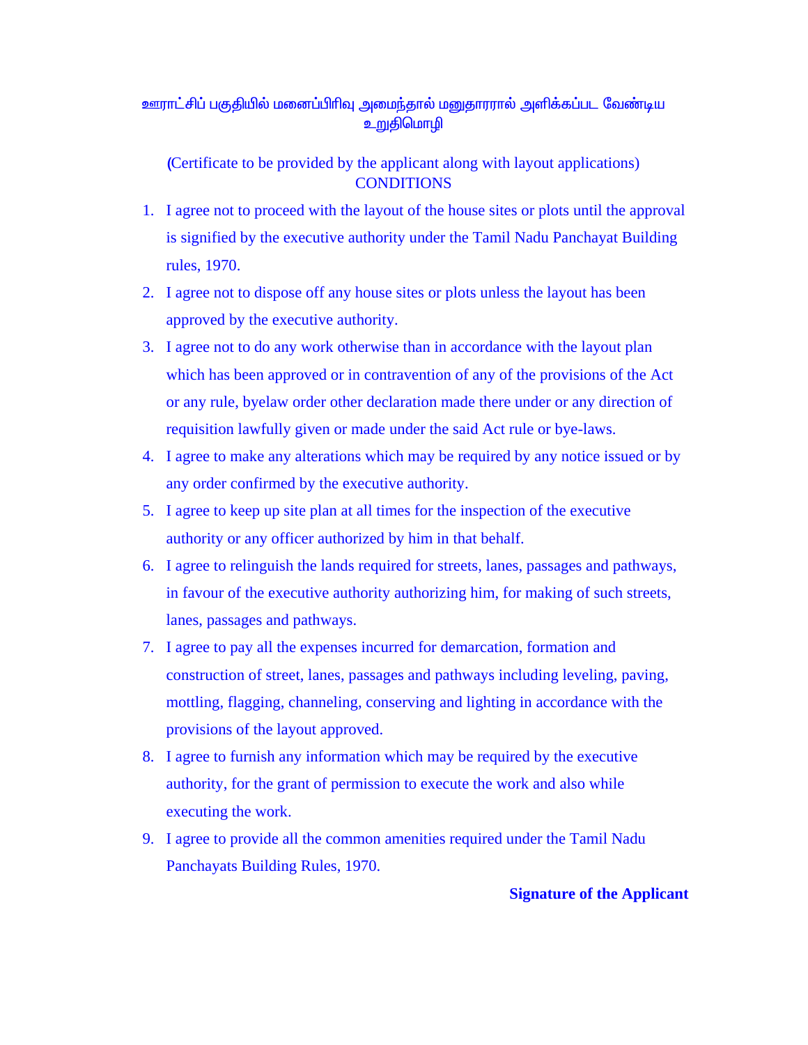ஊராட்சிப் பகுதியில் மனைப்பிரிவு அமைந்தால் மனுதாரரால் அளிக்கப்பட வேண்டிய உறுதிமொழி

(Certificate to be provided by the applicant along with layout applications)

CONDITIONS

1. I agree not to proceed with the layout of the house sites or plots until the approval is signified by the executive authority under the Tamil Nadu Panchayat Building rules, 1970.
2. I agree not to dispose off any house sites or plots unless the layout has been approved by the executive authority.
3. I agree not to do any work otherwise than in accordance with the layout plan which has been approved or in contravention of any of the provisions of the Act or any rule, byelaw order other declaration made there under or any direction of requisition lawfully given or made under the said Act rule or bye-laws.
4. I agree to make any alterations which may be required by any notice issued or by any order confirmed by the executive authority.
5. I agree to keep up site plan at all times for the inspection of the executive authority or any officer authorized by him in that behalf.
6. I agree to relinguish the lands required for streets, lanes, passages and pathways, in favour of the executive authority authorizing him, for making of such streets, lanes, passages and pathways.
7. I agree to pay all the expenses incurred for demarcation, formation and construction of street, lanes, passages and pathways including leveling, paving, mottling, flagging, channeling, conserving and lighting in accordance with the provisions of the layout approved.
8. I agree to furnish any information which may be required by the executive authority, for the grant of permission to execute the work and also while executing the work.
9. I agree to provide all the common amenities required under the Tamil Nadu Panchayats Building Rules, 1970.

**Signature of the Applicant**